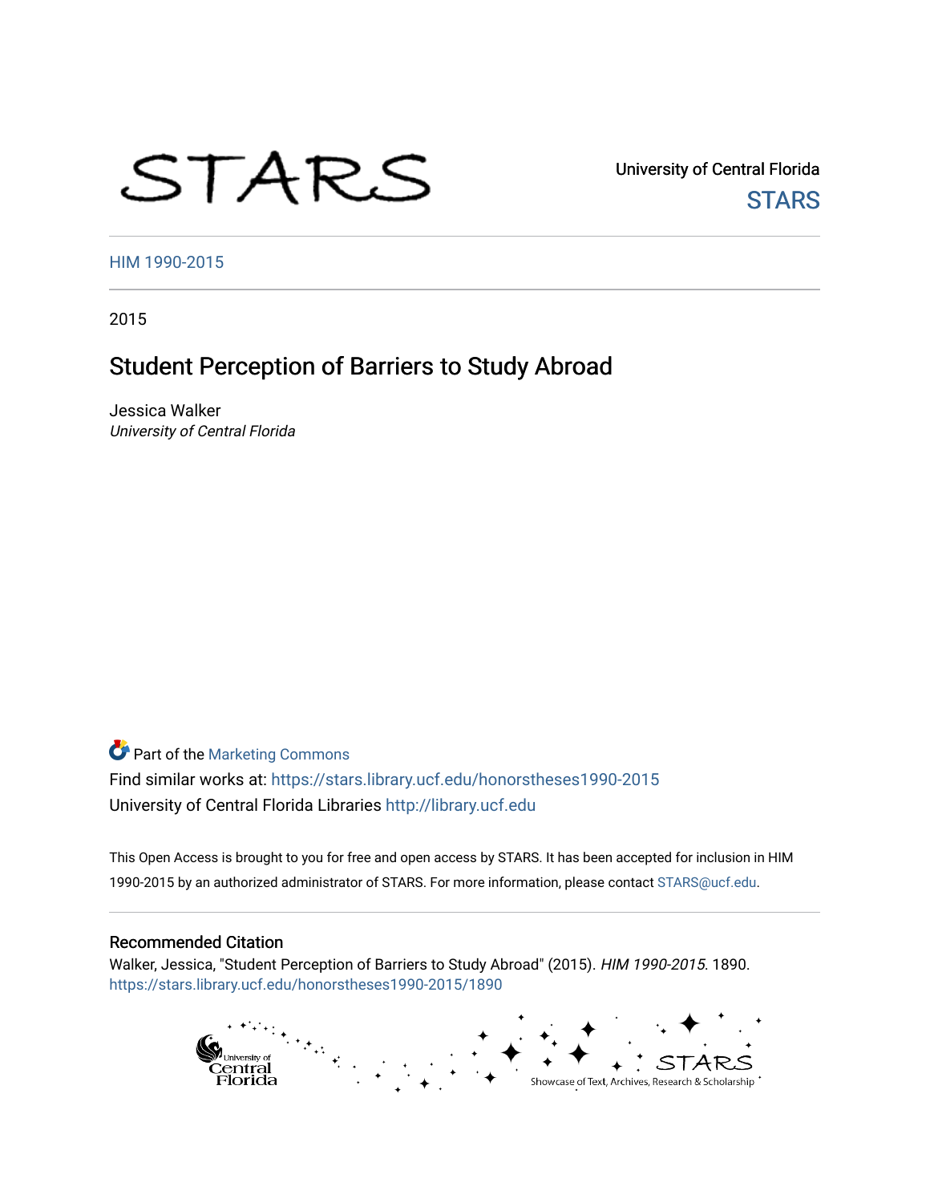STARS

University of Central Florida

STARS

HIM 1990-2015

2015

# Student Perception of Barriers to Study Abroad

Jessica Walker

*University of Central Florida*

Part of the Marketing Commons

Find similar works at: https://stars.library.ucf.edu/honorstheses1990-2015

University of Central Florida Libraries http://library.ucf.edu

This Open Access is brought to you for free and open access by STARS. It has been accepted for inclusion in HIM 1990-2015 by an authorized administrator of STARS. For more information, please contact STARS@ucf.edu.

## Recommended Citation

Walker, Jessica, "Student Perception of Barriers to Study Abroad" (2015). *HIM 1990-2015*. 1890.
https://stars.library.ucf.edu/honorstheses1990-2015/1890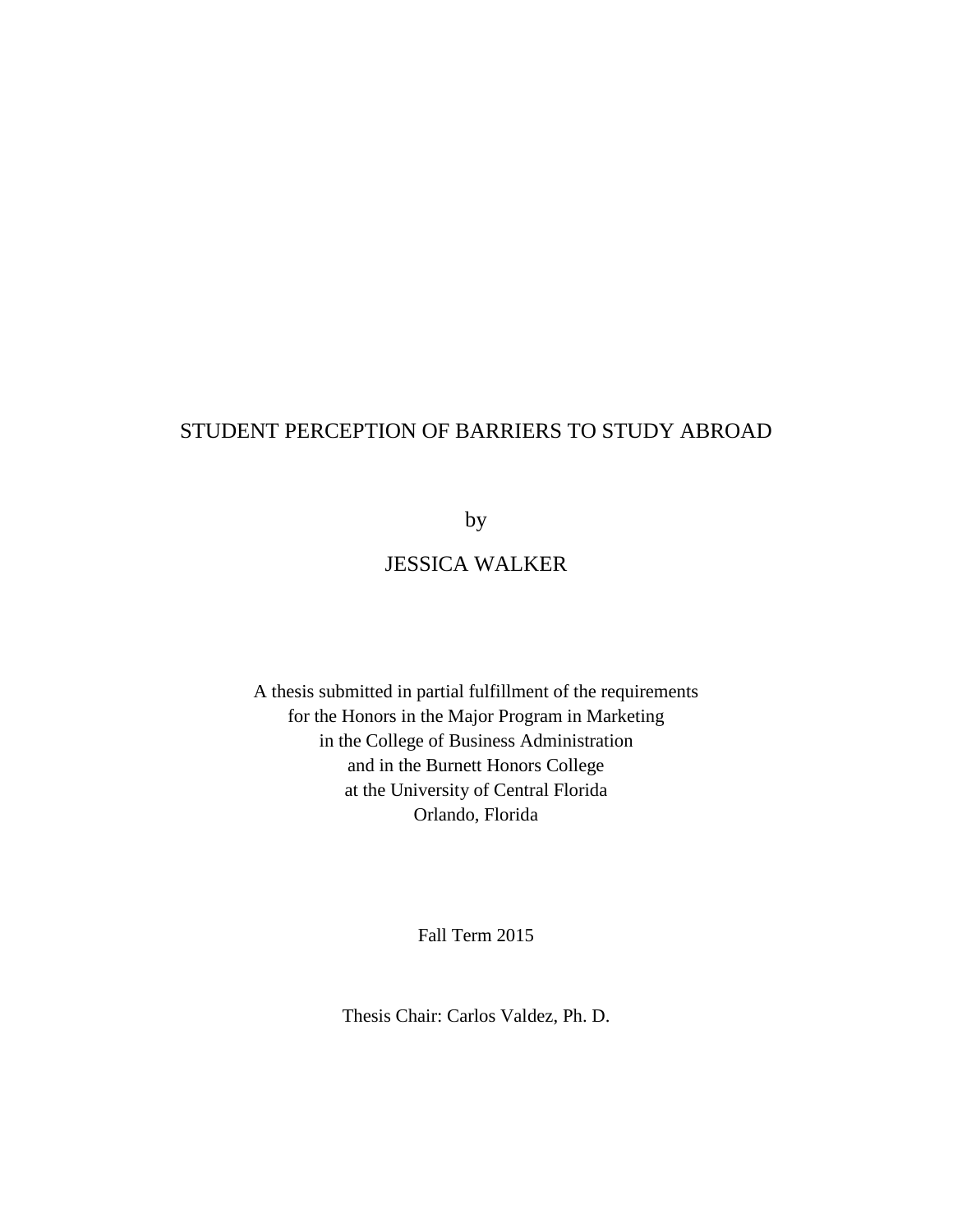# STUDENT PERCEPTION OF BARRIERS TO STUDY ABROAD

by

JESSICA WALKER

A thesis submitted in partial fulfillment of the requirements
for the Honors in the Major Program in Marketing
in the College of Business Administration
and in the Burnett Honors College
at the University of Central Florida
Orlando, Florida

Fall Term 2015

Thesis Chair: Carlos Valdez, Ph. D.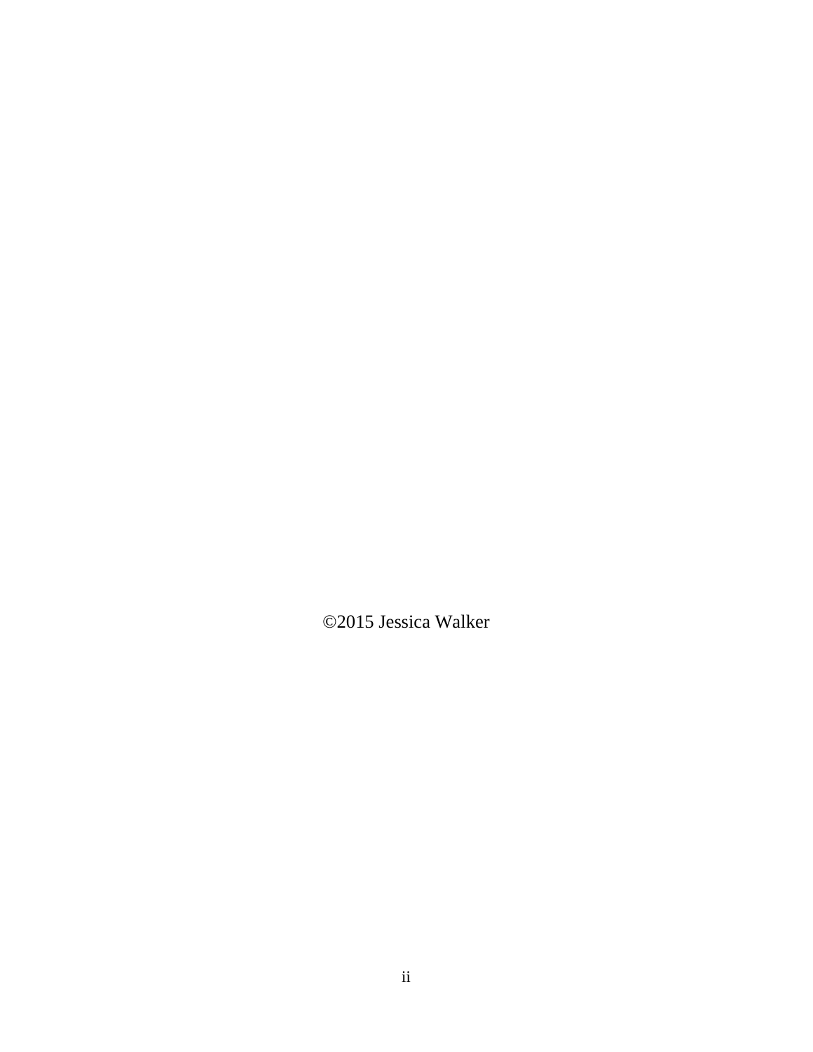©2015 Jessica Walker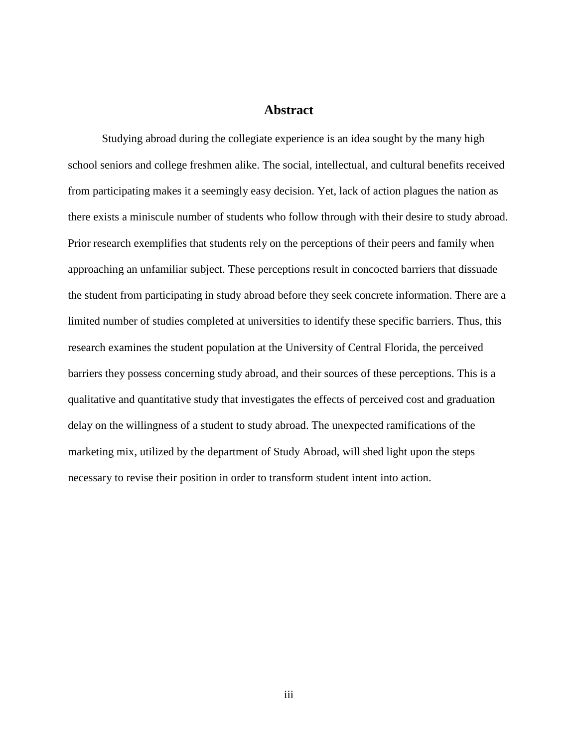# Abstract

Studying abroad during the collegiate experience is an idea sought by the many high school seniors and college freshmen alike. The social, intellectual, and cultural benefits received from participating makes it a seemingly easy decision. Yet, lack of action plagues the nation as there exists a miniscule number of students who follow through with their desire to study abroad. Prior research exemplifies that students rely on the perceptions of their peers and family when approaching an unfamiliar subject. These perceptions result in concocted barriers that dissuade the student from participating in study abroad before they seek concrete information. There are a limited number of studies completed at universities to identify these specific barriers. Thus, this research examines the student population at the University of Central Florida, the perceived barriers they possess concerning study abroad, and their sources of these perceptions. This is a qualitative and quantitative study that investigates the effects of perceived cost and graduation delay on the willingness of a student to study abroad. The unexpected ramifications of the marketing mix, utilized by the department of Study Abroad, will shed light upon the steps necessary to revise their position in order to transform student intent into action.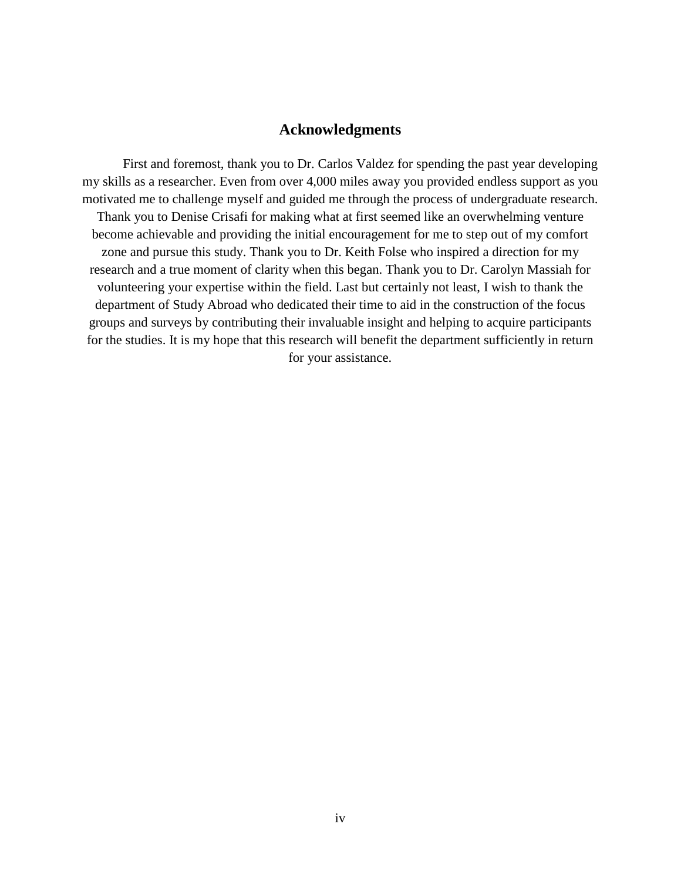## Acknowledgments

First and foremost, thank you to Dr. Carlos Valdez for spending the past year developing my skills as a researcher. Even from over 4,000 miles away you provided endless support as you motivated me to challenge myself and guided me through the process of undergraduate research. Thank you to Denise Crisafi for making what at first seemed like an overwhelming venture become achievable and providing the initial encouragement for me to step out of my comfort zone and pursue this study. Thank you to Dr. Keith Folse who inspired a direction for my research and a true moment of clarity when this began. Thank you to Dr. Carolyn Massiah for volunteering your expertise within the field. Last but certainly not least, I wish to thank the department of Study Abroad who dedicated their time to aid in the construction of the focus groups and surveys by contributing their invaluable insight and helping to acquire participants for the studies. It is my hope that this research will benefit the department sufficiently in return for your assistance.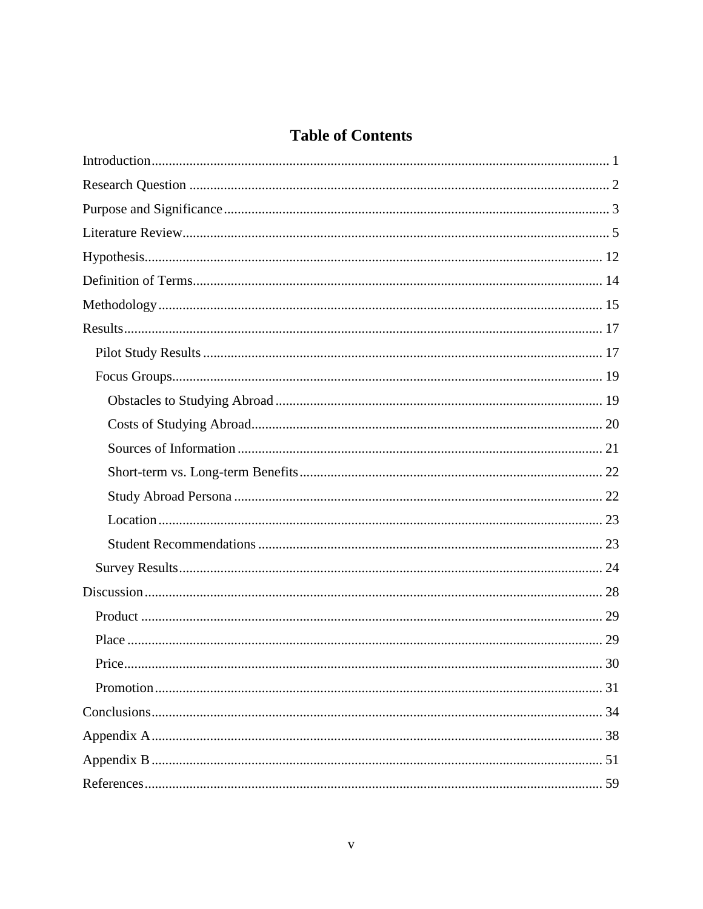# Table of Contents

Introduction ... 1

Research Question ... 2

Purpose and Significance ... 3

Literature Review ... 5

Hypothesis ... 12

Definition of Terms ... 14

Methodology ... 15

Results ... 17

- Pilot Study Results ... 17
- Focus Groups ... 19
  - Obstacles to Studying Abroad ... 19
  - Costs of Studying Abroad ... 20
  - Sources of Information ... 21
  - Short-term vs. Long-term Benefits ... 22
  - Study Abroad Persona ... 22
  - Location ... 23
  - Student Recommendations ... 23
- Survey Results ... 24

Discussion ... 28

- Product ... 29
- Place ... 29
- Price ... 30
- Promotion ... 31

Conclusions ... 34

Appendix A ... 38

Appendix B ... 51

References ... 59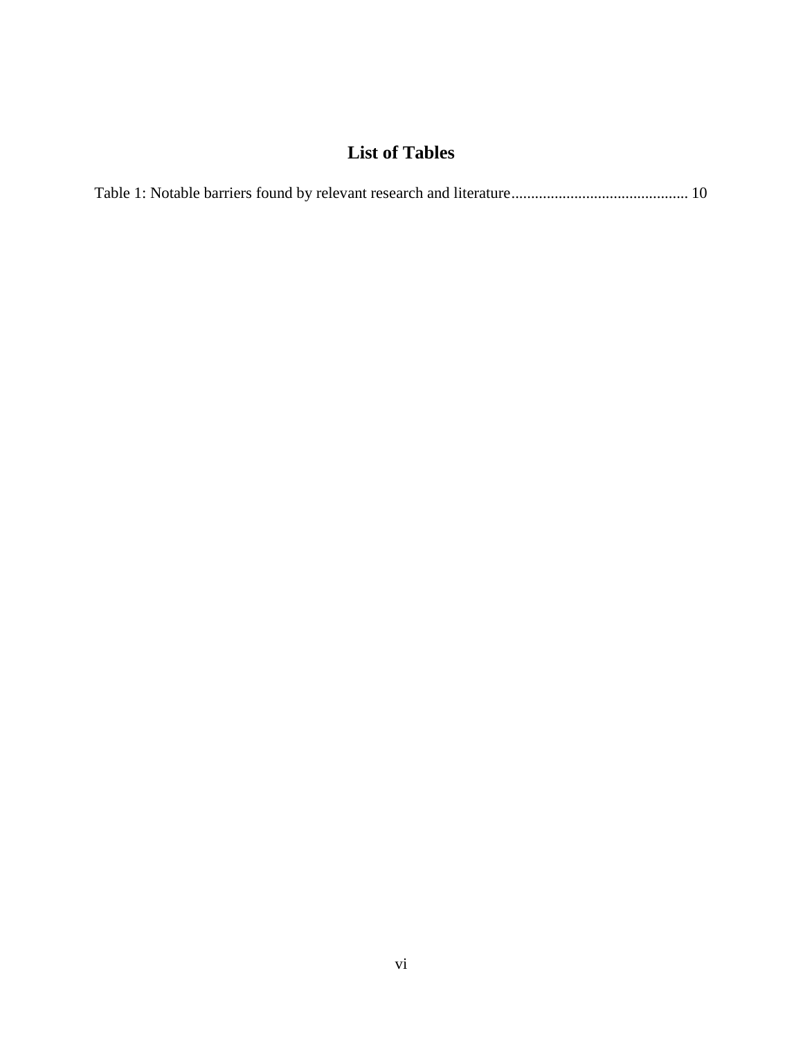# List of Tables

Table 1: Notable barriers found by relevant research and literature............................................ 10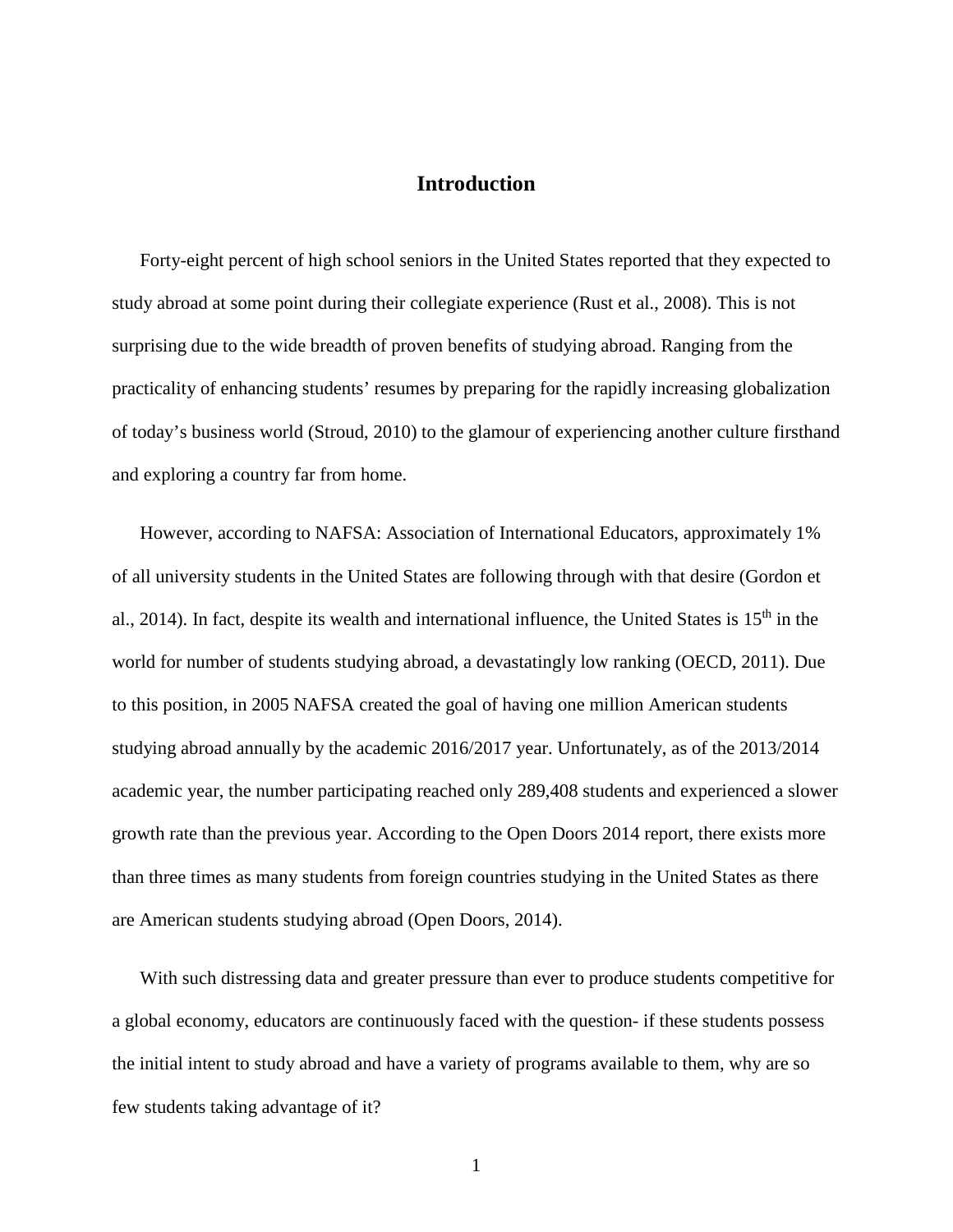# Introduction

Forty-eight percent of high school seniors in the United States reported that they expected to study abroad at some point during their collegiate experience (Rust et al., 2008). This is not surprising due to the wide breadth of proven benefits of studying abroad. Ranging from the practicality of enhancing students' resumes by preparing for the rapidly increasing globalization of today's business world (Stroud, 2010) to the glamour of experiencing another culture firsthand and exploring a country far from home.

However, according to NAFSA: Association of International Educators, approximately 1% of all university students in the United States are following through with that desire (Gordon et al., 2014). In fact, despite its wealth and international influence, the United States is 15th in the world for number of students studying abroad, a devastatingly low ranking (OECD, 2011). Due to this position, in 2005 NAFSA created the goal of having one million American students studying abroad annually by the academic 2016/2017 year. Unfortunately, as of the 2013/2014 academic year, the number participating reached only 289,408 students and experienced a slower growth rate than the previous year. According to the Open Doors 2014 report, there exists more than three times as many students from foreign countries studying in the United States as there are American students studying abroad (Open Doors, 2014).

With such distressing data and greater pressure than ever to produce students competitive for a global economy, educators are continuously faced with the question- if these students possess the initial intent to study abroad and have a variety of programs available to them, why are so few students taking advantage of it?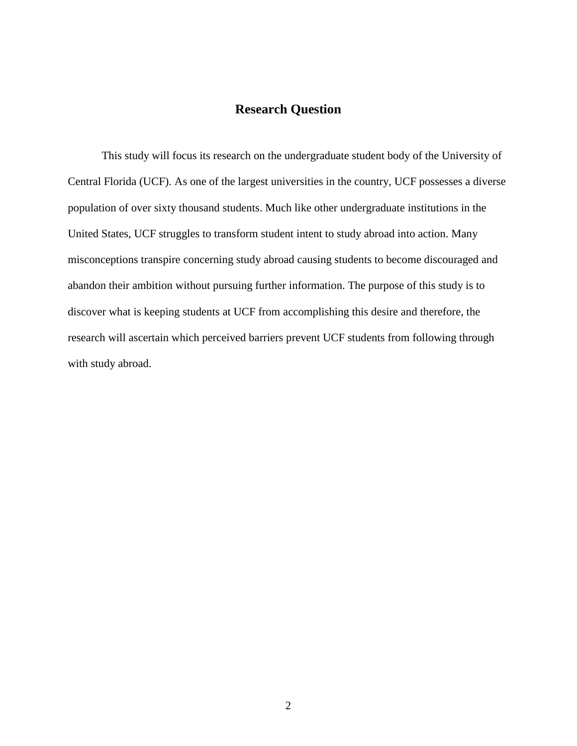# Research Question

This study will focus its research on the undergraduate student body of the University of Central Florida (UCF). As one of the largest universities in the country, UCF possesses a diverse population of over sixty thousand students. Much like other undergraduate institutions in the United States, UCF struggles to transform student intent to study abroad into action. Many misconceptions transpire concerning study abroad causing students to become discouraged and abandon their ambition without pursuing further information. The purpose of this study is to discover what is keeping students at UCF from accomplishing this desire and therefore, the research will ascertain which perceived barriers prevent UCF students from following through with study abroad.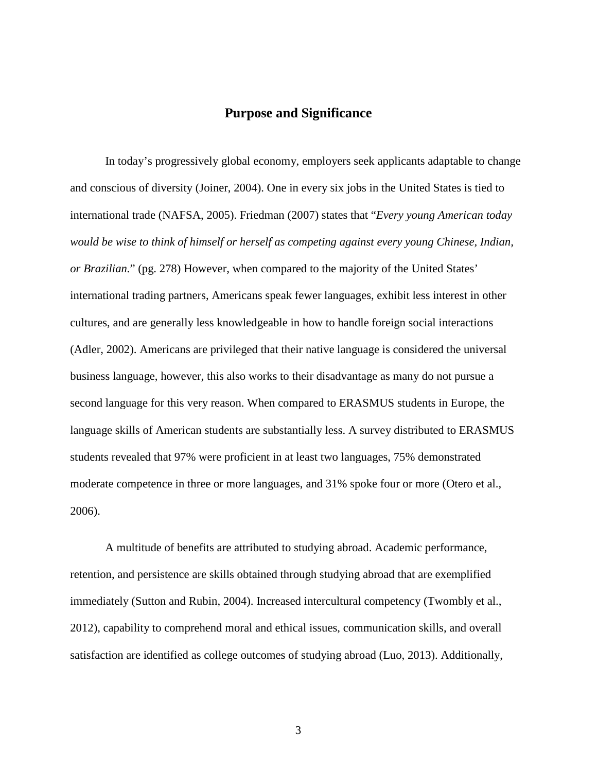## Purpose and Significance

In today's progressively global economy, employers seek applicants adaptable to change and conscious of diversity (Joiner, 2004). One in every six jobs in the United States is tied to international trade (NAFSA, 2005). Friedman (2007) states that "*Every young American today would be wise to think of himself or herself as competing against every young Chinese, Indian, or Brazilian.*" (pg. 278) However, when compared to the majority of the United States' international trading partners, Americans speak fewer languages, exhibit less interest in other cultures, and are generally less knowledgeable in how to handle foreign social interactions (Adler, 2002). Americans are privileged that their native language is considered the universal business language, however, this also works to their disadvantage as many do not pursue a second language for this very reason. When compared to ERASMUS students in Europe, the language skills of American students are substantially less. A survey distributed to ERASMUS students revealed that 97% were proficient in at least two languages, 75% demonstrated moderate competence in three or more languages, and 31% spoke four or more (Otero et al., 2006).

A multitude of benefits are attributed to studying abroad. Academic performance, retention, and persistence are skills obtained through studying abroad that are exemplified immediately (Sutton and Rubin, 2004). Increased intercultural competency (Twombly et al., 2012), capability to comprehend moral and ethical issues, communication skills, and overall satisfaction are identified as college outcomes of studying abroad (Luo, 2013). Additionally,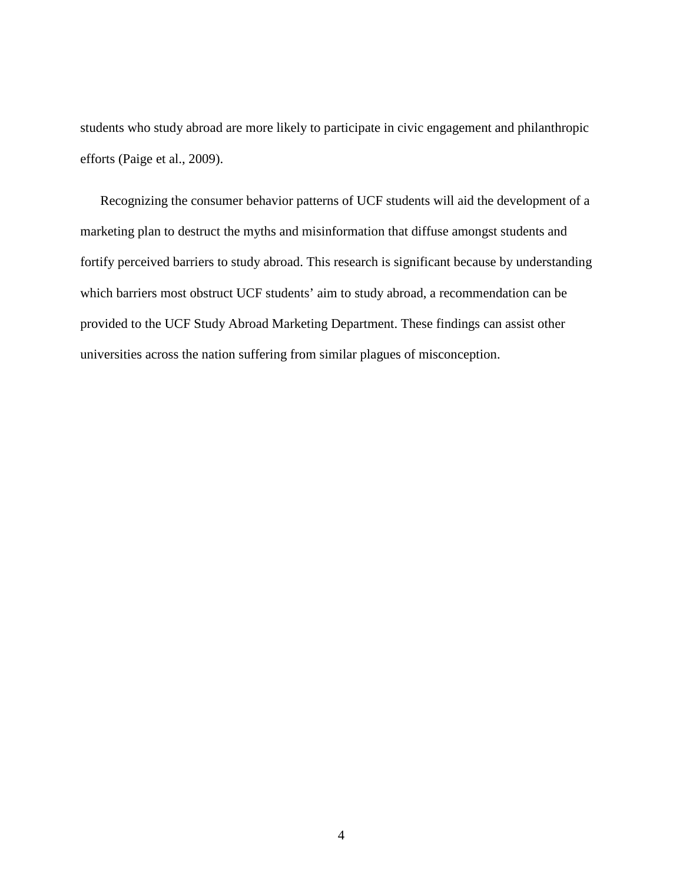students who study abroad are more likely to participate in civic engagement and philanthropic efforts (Paige et al., 2009).

Recognizing the consumer behavior patterns of UCF students will aid the development of a marketing plan to destruct the myths and misinformation that diffuse amongst students and fortify perceived barriers to study abroad. This research is significant because by understanding which barriers most obstruct UCF students' aim to study abroad, a recommendation can be provided to the UCF Study Abroad Marketing Department. These findings can assist other universities across the nation suffering from similar plagues of misconception.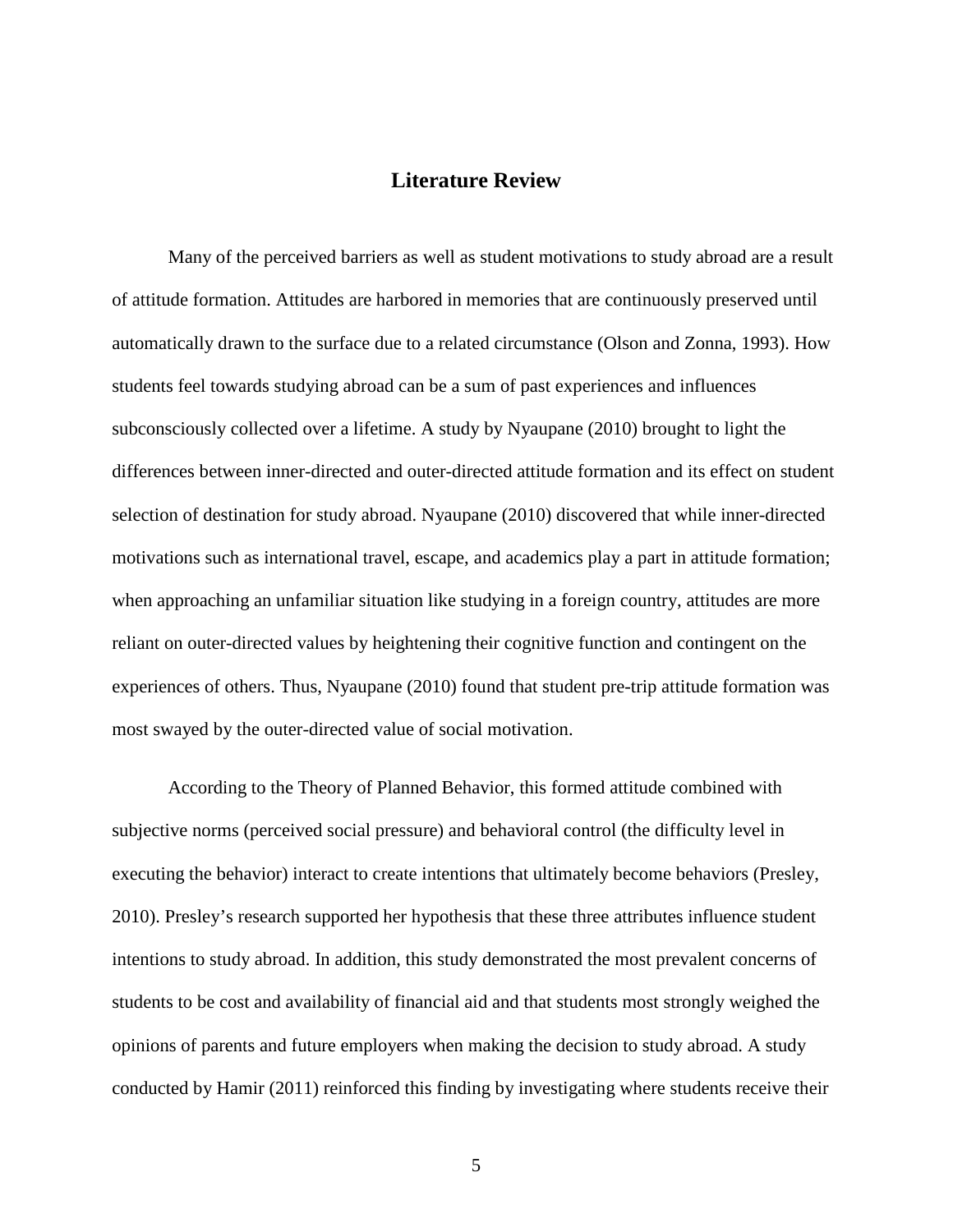# Literature Review

Many of the perceived barriers as well as student motivations to study abroad are a result of attitude formation. Attitudes are harbored in memories that are continuously preserved until automatically drawn to the surface due to a related circumstance (Olson and Zonna, 1993). How students feel towards studying abroad can be a sum of past experiences and influences subconsciously collected over a lifetime. A study by Nyaupane (2010) brought to light the differences between inner-directed and outer-directed attitude formation and its effect on student selection of destination for study abroad. Nyaupane (2010) discovered that while inner-directed motivations such as international travel, escape, and academics play a part in attitude formation; when approaching an unfamiliar situation like studying in a foreign country, attitudes are more reliant on outer-directed values by heightening their cognitive function and contingent on the experiences of others. Thus, Nyaupane (2010) found that student pre-trip attitude formation was most swayed by the outer-directed value of social motivation.

According to the Theory of Planned Behavior, this formed attitude combined with subjective norms (perceived social pressure) and behavioral control (the difficulty level in executing the behavior) interact to create intentions that ultimately become behaviors (Presley, 2010). Presley's research supported her hypothesis that these three attributes influence student intentions to study abroad. In addition, this study demonstrated the most prevalent concerns of students to be cost and availability of financial aid and that students most strongly weighed the opinions of parents and future employers when making the decision to study abroad. A study conducted by Hamir (2011) reinforced this finding by investigating where students receive their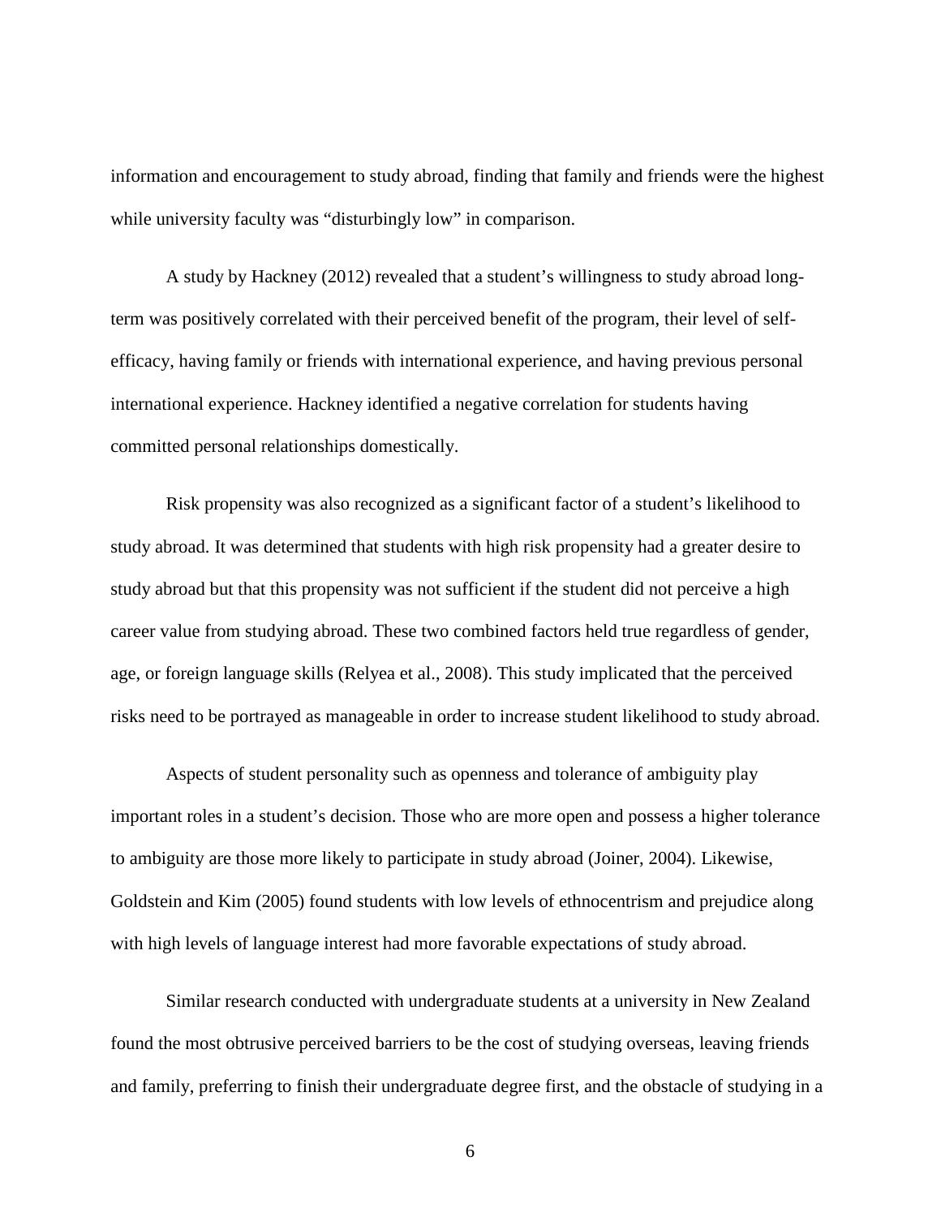information and encouragement to study abroad, finding that family and friends were the highest while university faculty was "disturbingly low" in comparison.

A study by Hackney (2012) revealed that a student's willingness to study abroad long-term was positively correlated with their perceived benefit of the program, their level of self-efficacy, having family or friends with international experience, and having previous personal international experience. Hackney identified a negative correlation for students having committed personal relationships domestically.

Risk propensity was also recognized as a significant factor of a student's likelihood to study abroad. It was determined that students with high risk propensity had a greater desire to study abroad but that this propensity was not sufficient if the student did not perceive a high career value from studying abroad. These two combined factors held true regardless of gender, age, or foreign language skills (Relyea et al., 2008). This study implicated that the perceived risks need to be portrayed as manageable in order to increase student likelihood to study abroad.

Aspects of student personality such as openness and tolerance of ambiguity play important roles in a student's decision. Those who are more open and possess a higher tolerance to ambiguity are those more likely to participate in study abroad (Joiner, 2004). Likewise, Goldstein and Kim (2005) found students with low levels of ethnocentrism and prejudice along with high levels of language interest had more favorable expectations of study abroad.

Similar research conducted with undergraduate students at a university in New Zealand found the most obtrusive perceived barriers to be the cost of studying overseas, leaving friends and family, preferring to finish their undergraduate degree first, and the obstacle of studying in a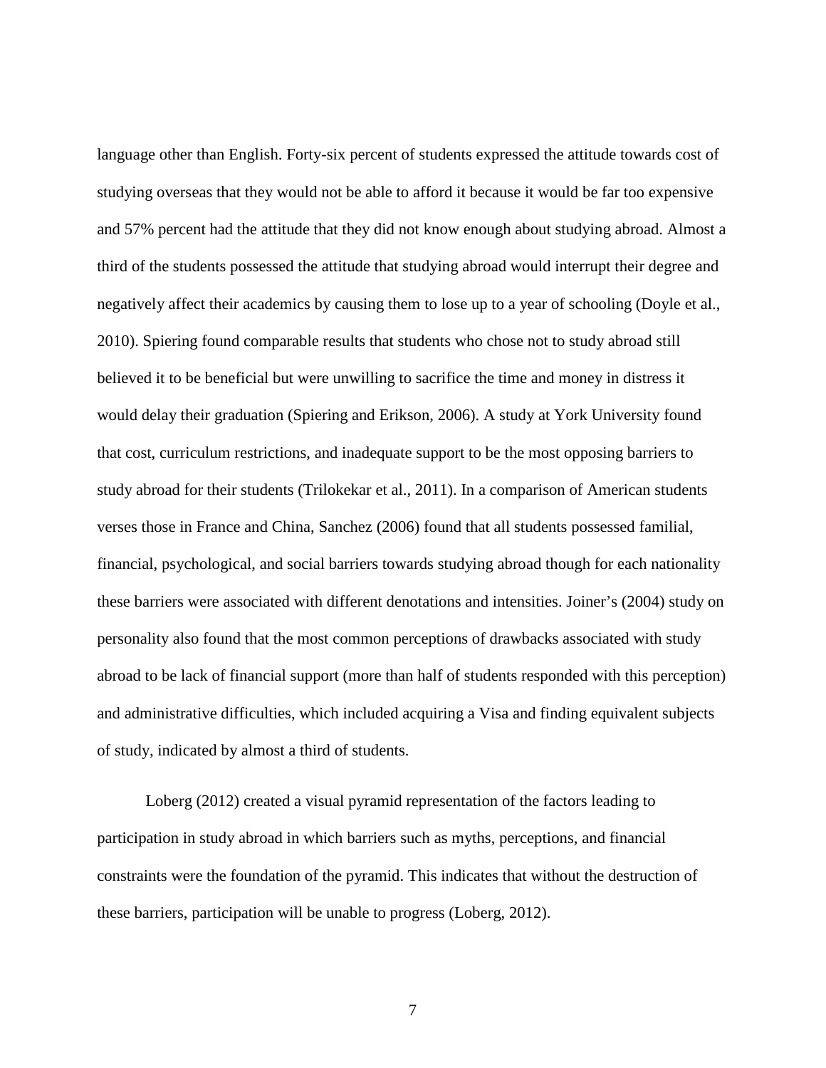language other than English. Forty-six percent of students expressed the attitude towards cost of studying overseas that they would not be able to afford it because it would be far too expensive and 57% percent had the attitude that they did not know enough about studying abroad. Almost a third of the students possessed the attitude that studying abroad would interrupt their degree and negatively affect their academics by causing them to lose up to a year of schooling (Doyle et al., 2010). Spiering found comparable results that students who chose not to study abroad still believed it to be beneficial but were unwilling to sacrifice the time and money in distress it would delay their graduation (Spiering and Erikson, 2006). A study at York University found that cost, curriculum restrictions, and inadequate support to be the most opposing barriers to study abroad for their students (Trilokekar et al., 2011). In a comparison of American students verses those in France and China, Sanchez (2006) found that all students possessed familial, financial, psychological, and social barriers towards studying abroad though for each nationality these barriers were associated with different denotations and intensities. Joiner's (2004) study on personality also found that the most common perceptions of drawbacks associated with study abroad to be lack of financial support (more than half of students responded with this perception) and administrative difficulties, which included acquiring a Visa and finding equivalent subjects of study, indicated by almost a third of students.

Loberg (2012) created a visual pyramid representation of the factors leading to participation in study abroad in which barriers such as myths, perceptions, and financial constraints were the foundation of the pyramid. This indicates that without the destruction of these barriers, participation will be unable to progress (Loberg, 2012).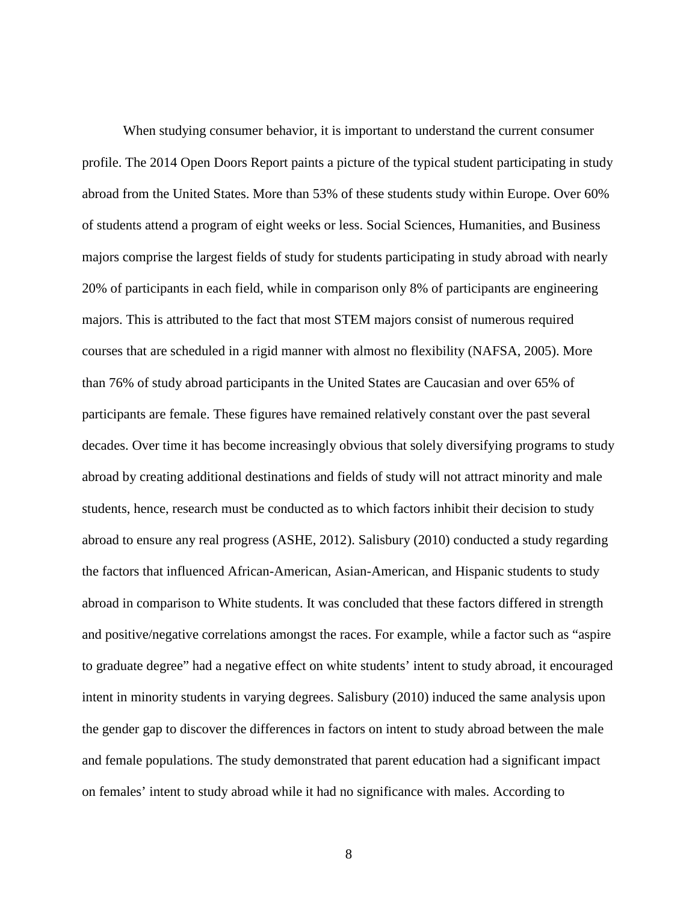When studying consumer behavior, it is important to understand the current consumer profile. The 2014 Open Doors Report paints a picture of the typical student participating in study abroad from the United States. More than 53% of these students study within Europe. Over 60% of students attend a program of eight weeks or less. Social Sciences, Humanities, and Business majors comprise the largest fields of study for students participating in study abroad with nearly 20% of participants in each field, while in comparison only 8% of participants are engineering majors. This is attributed to the fact that most STEM majors consist of numerous required courses that are scheduled in a rigid manner with almost no flexibility (NAFSA, 2005). More than 76% of study abroad participants in the United States are Caucasian and over 65% of participants are female. These figures have remained relatively constant over the past several decades. Over time it has become increasingly obvious that solely diversifying programs to study abroad by creating additional destinations and fields of study will not attract minority and male students, hence, research must be conducted as to which factors inhibit their decision to study abroad to ensure any real progress (ASHE, 2012). Salisbury (2010) conducted a study regarding the factors that influenced African-American, Asian-American, and Hispanic students to study abroad in comparison to White students. It was concluded that these factors differed in strength and positive/negative correlations amongst the races. For example, while a factor such as "aspire to graduate degree" had a negative effect on white students' intent to study abroad, it encouraged intent in minority students in varying degrees. Salisbury (2010) induced the same analysis upon the gender gap to discover the differences in factors on intent to study abroad between the male and female populations. The study demonstrated that parent education had a significant impact on females' intent to study abroad while it had no significance with males. According to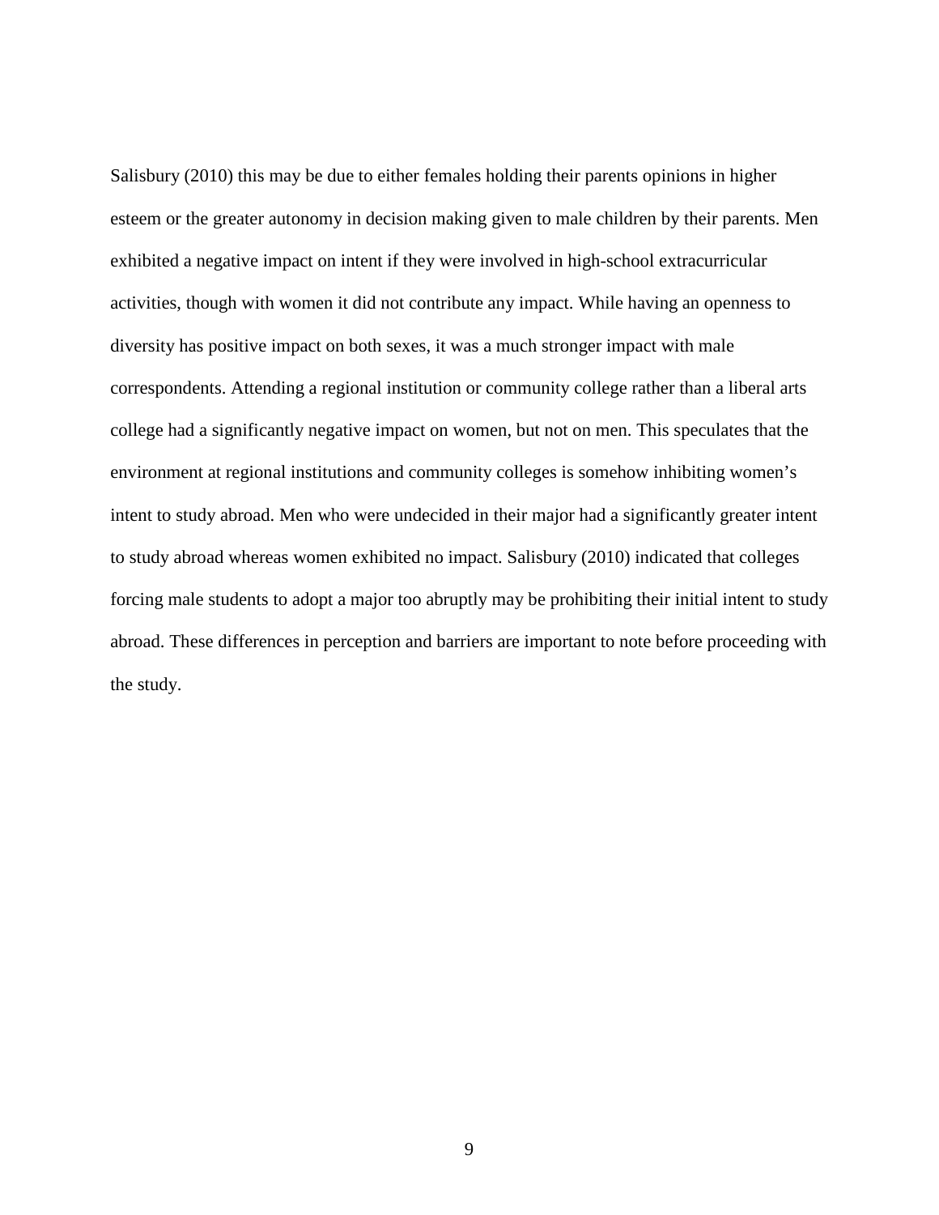Salisbury (2010) this may be due to either females holding their parents opinions in higher esteem or the greater autonomy in decision making given to male children by their parents. Men exhibited a negative impact on intent if they were involved in high-school extracurricular activities, though with women it did not contribute any impact. While having an openness to diversity has positive impact on both sexes, it was a much stronger impact with male correspondents. Attending a regional institution or community college rather than a liberal arts college had a significantly negative impact on women, but not on men. This speculates that the environment at regional institutions and community colleges is somehow inhibiting women's intent to study abroad. Men who were undecided in their major had a significantly greater intent to study abroad whereas women exhibited no impact. Salisbury (2010) indicated that colleges forcing male students to adopt a major too abruptly may be prohibiting their initial intent to study abroad. These differences in perception and barriers are important to note before proceeding with the study.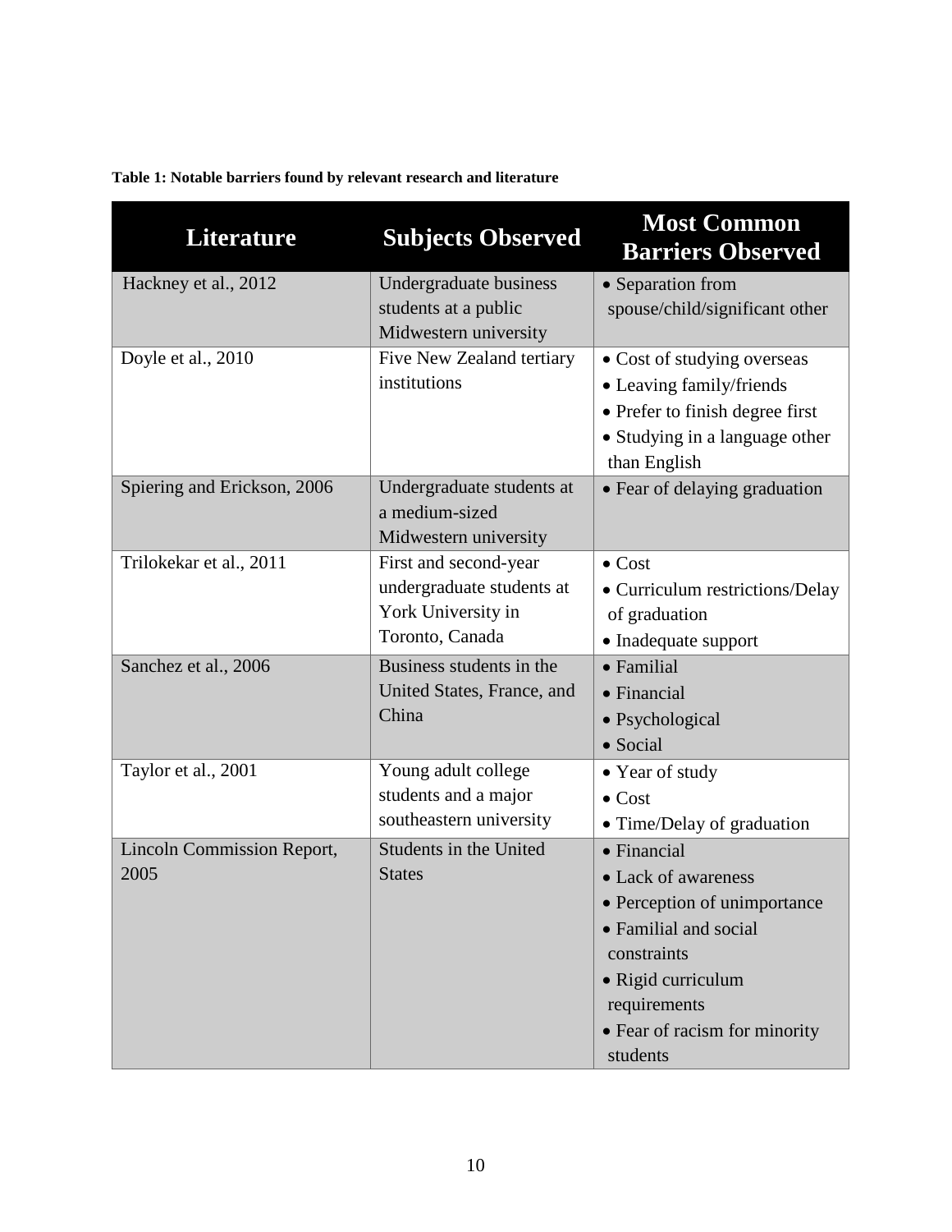**Table 1: Notable barriers found by relevant research and literature**

| Literature | Subjects Observed | Most Common Barriers Observed |
|---|---|---|
| Hackney et al., 2012 | Undergraduate business students at a public Midwestern university | • Separation from spouse/child/significant other |
| Doyle et al., 2010 | Five New Zealand tertiary institutions | • Cost of studying overseas<br>• Leaving family/friends<br>• Prefer to finish degree first<br>• Studying in a language other than English |
| Spiering and Erickson, 2006 | Undergraduate students at a medium-sized Midwestern university | • Fear of delaying graduation |
| Trilokekar et al., 2011 | First and second-year undergraduate students at York University in Toronto, Canada | • Cost<br>• Curriculum restrictions/Delay of graduation<br>• Inadequate support |
| Sanchez et al., 2006 | Business students in the United States, France, and China | • Familial<br>• Financial<br>• Psychological<br>• Social |
| Taylor et al., 2001 | Young adult college students and a major southeastern university | • Year of study<br>• Cost<br>• Time/Delay of graduation |
| Lincoln Commission Report, 2005 | Students in the United States | • Financial<br>• Lack of awareness<br>• Perception of unimportance<br>• Familial and social constraints<br>• Rigid curriculum requirements<br>• Fear of racism for minority students |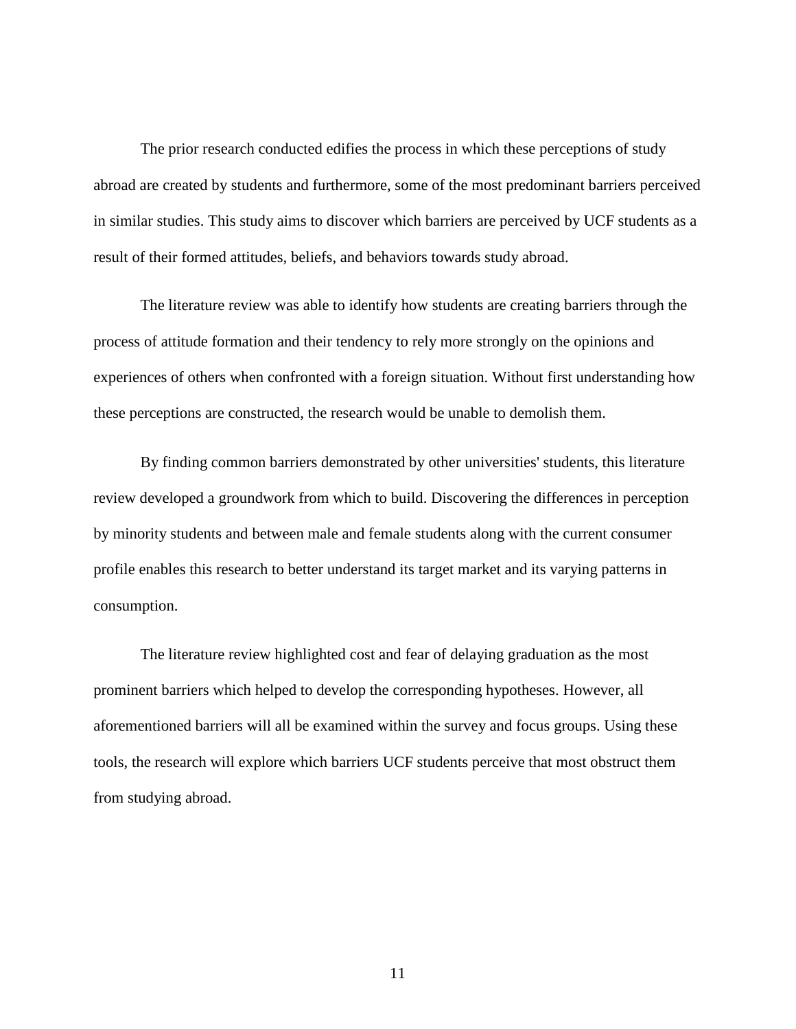The prior research conducted edifies the process in which these perceptions of study abroad are created by students and furthermore, some of the most predominant barriers perceived in similar studies. This study aims to discover which barriers are perceived by UCF students as a result of their formed attitudes, beliefs, and behaviors towards study abroad.

The literature review was able to identify how students are creating barriers through the process of attitude formation and their tendency to rely more strongly on the opinions and experiences of others when confronted with a foreign situation. Without first understanding how these perceptions are constructed, the research would be unable to demolish them.

By finding common barriers demonstrated by other universities' students, this literature review developed a groundwork from which to build. Discovering the differences in perception by minority students and between male and female students along with the current consumer profile enables this research to better understand its target market and its varying patterns in consumption.

The literature review highlighted cost and fear of delaying graduation as the most prominent barriers which helped to develop the corresponding hypotheses. However, all aforementioned barriers will all be examined within the survey and focus groups. Using these tools, the research will explore which barriers UCF students perceive that most obstruct them from studying abroad.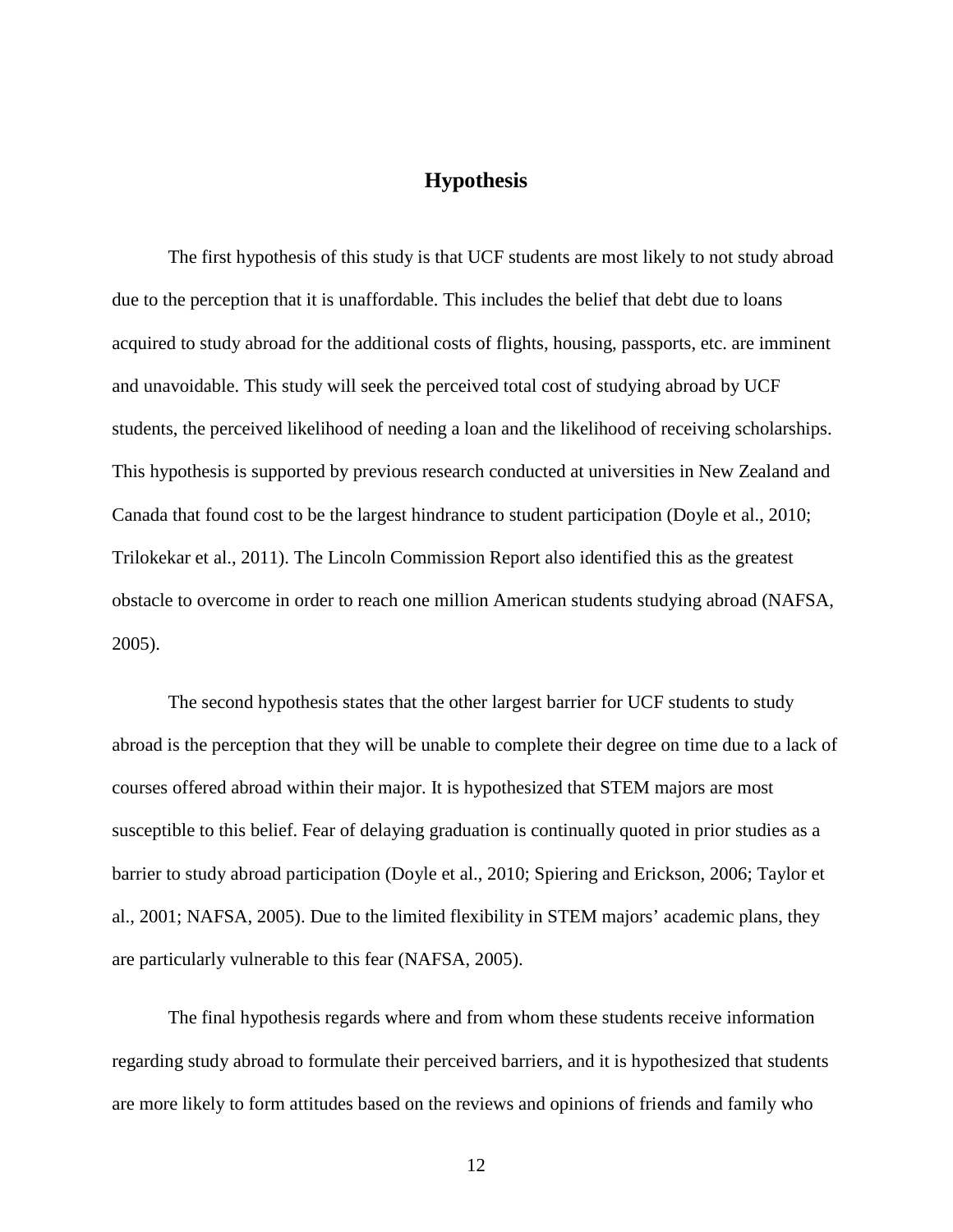# Hypothesis

The first hypothesis of this study is that UCF students are most likely to not study abroad due to the perception that it is unaffordable. This includes the belief that debt due to loans acquired to study abroad for the additional costs of flights, housing, passports, etc. are imminent and unavoidable. This study will seek the perceived total cost of studying abroad by UCF students, the perceived likelihood of needing a loan and the likelihood of receiving scholarships. This hypothesis is supported by previous research conducted at universities in New Zealand and Canada that found cost to be the largest hindrance to student participation (Doyle et al., 2010; Trilokekar et al., 2011). The Lincoln Commission Report also identified this as the greatest obstacle to overcome in order to reach one million American students studying abroad (NAFSA, 2005).

The second hypothesis states that the other largest barrier for UCF students to study abroad is the perception that they will be unable to complete their degree on time due to a lack of courses offered abroad within their major. It is hypothesized that STEM majors are most susceptible to this belief. Fear of delaying graduation is continually quoted in prior studies as a barrier to study abroad participation (Doyle et al., 2010; Spiering and Erickson, 2006; Taylor et al., 2001; NAFSA, 2005). Due to the limited flexibility in STEM majors' academic plans, they are particularly vulnerable to this fear (NAFSA, 2005).

The final hypothesis regards where and from whom these students receive information regarding study abroad to formulate their perceived barriers, and it is hypothesized that students are more likely to form attitudes based on the reviews and opinions of friends and family who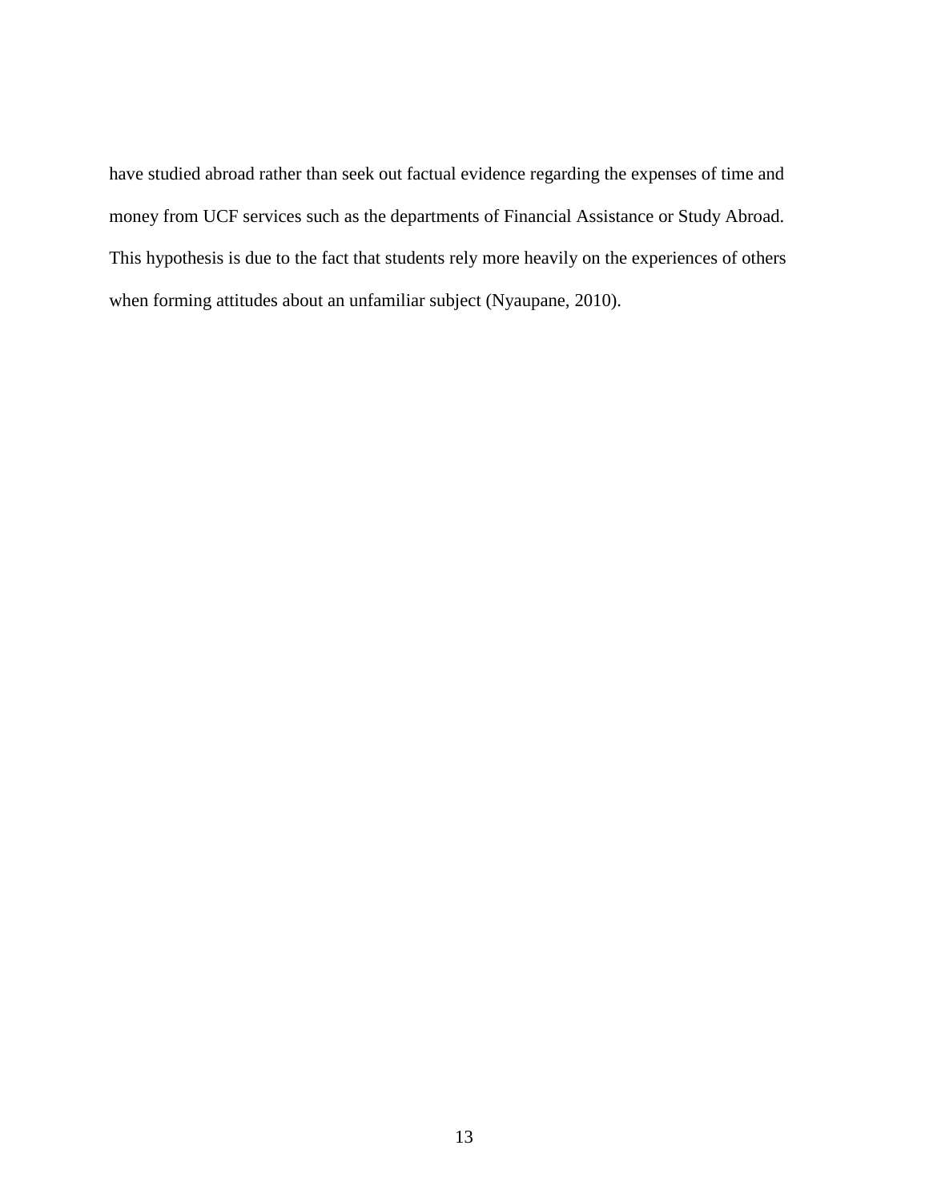have studied abroad rather than seek out factual evidence regarding the expenses of time and money from UCF services such as the departments of Financial Assistance or Study Abroad. This hypothesis is due to the fact that students rely more heavily on the experiences of others when forming attitudes about an unfamiliar subject (Nyaupane, 2010).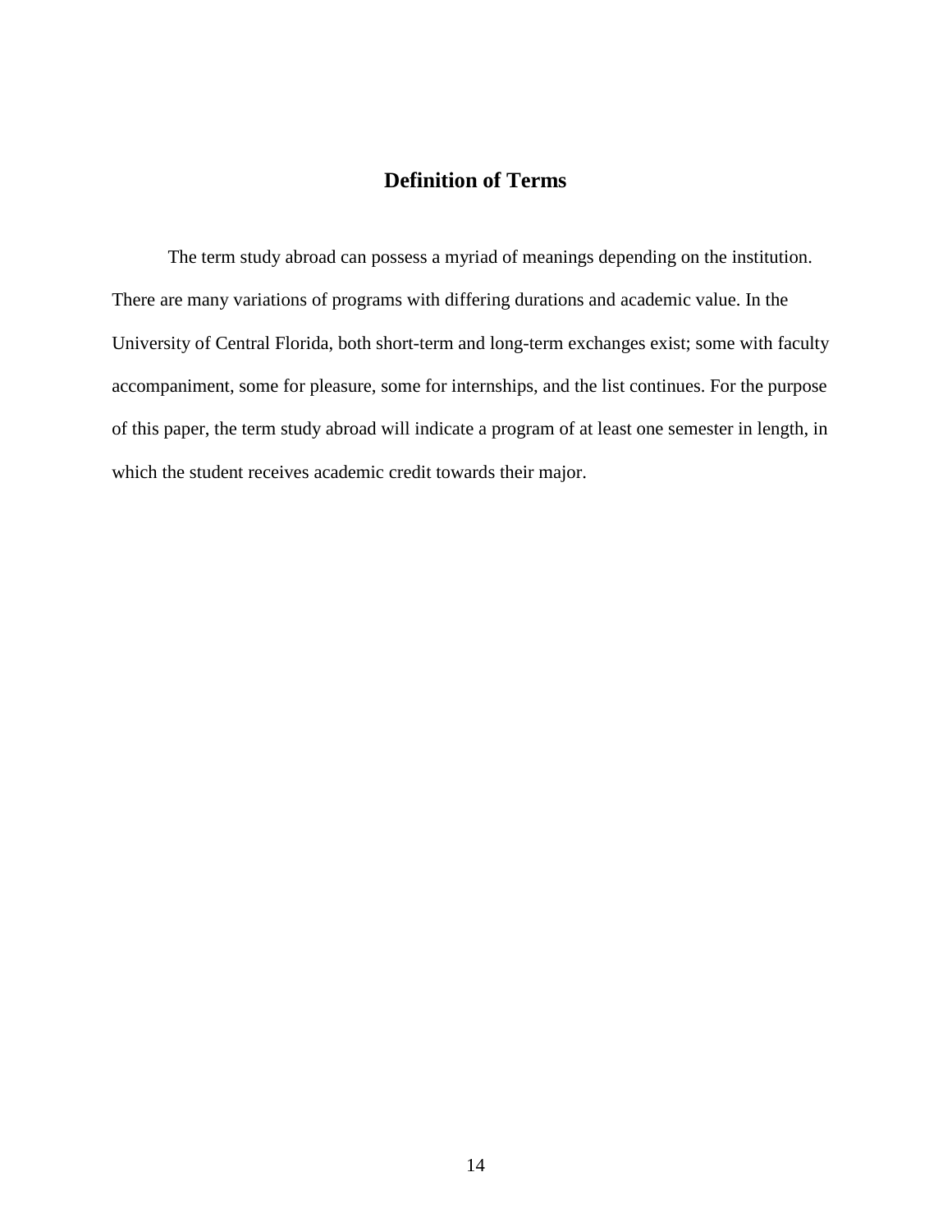## Definition of Terms

The term study abroad can possess a myriad of meanings depending on the institution. There are many variations of programs with differing durations and academic value. In the University of Central Florida, both short-term and long-term exchanges exist; some with faculty accompaniment, some for pleasure, some for internships, and the list continues. For the purpose of this paper, the term study abroad will indicate a program of at least one semester in length, in which the student receives academic credit towards their major.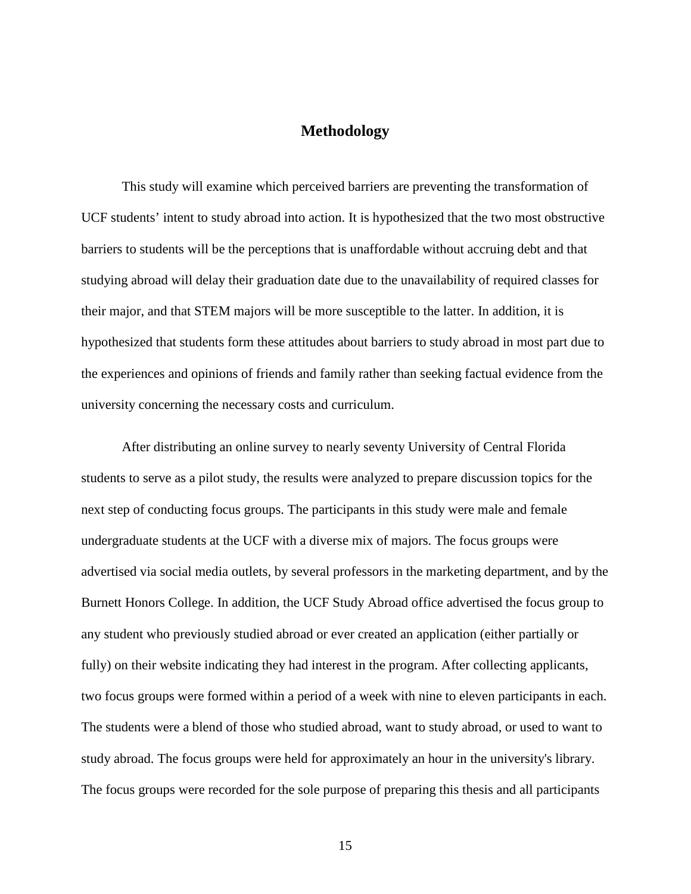# Methodology

This study will examine which perceived barriers are preventing the transformation of UCF students' intent to study abroad into action. It is hypothesized that the two most obstructive barriers to students will be the perceptions that is unaffordable without accruing debt and that studying abroad will delay their graduation date due to the unavailability of required classes for their major, and that STEM majors will be more susceptible to the latter. In addition, it is hypothesized that students form these attitudes about barriers to study abroad in most part due to the experiences and opinions of friends and family rather than seeking factual evidence from the university concerning the necessary costs and curriculum.

After distributing an online survey to nearly seventy University of Central Florida students to serve as a pilot study, the results were analyzed to prepare discussion topics for the next step of conducting focus groups. The participants in this study were male and female undergraduate students at the UCF with a diverse mix of majors. The focus groups were advertised via social media outlets, by several professors in the marketing department, and by the Burnett Honors College. In addition, the UCF Study Abroad office advertised the focus group to any student who previously studied abroad or ever created an application (either partially or fully) on their website indicating they had interest in the program. After collecting applicants, two focus groups were formed within a period of a week with nine to eleven participants in each. The students were a blend of those who studied abroad, want to study abroad, or used to want to study abroad. The focus groups were held for approximately an hour in the university's library. The focus groups were recorded for the sole purpose of preparing this thesis and all participants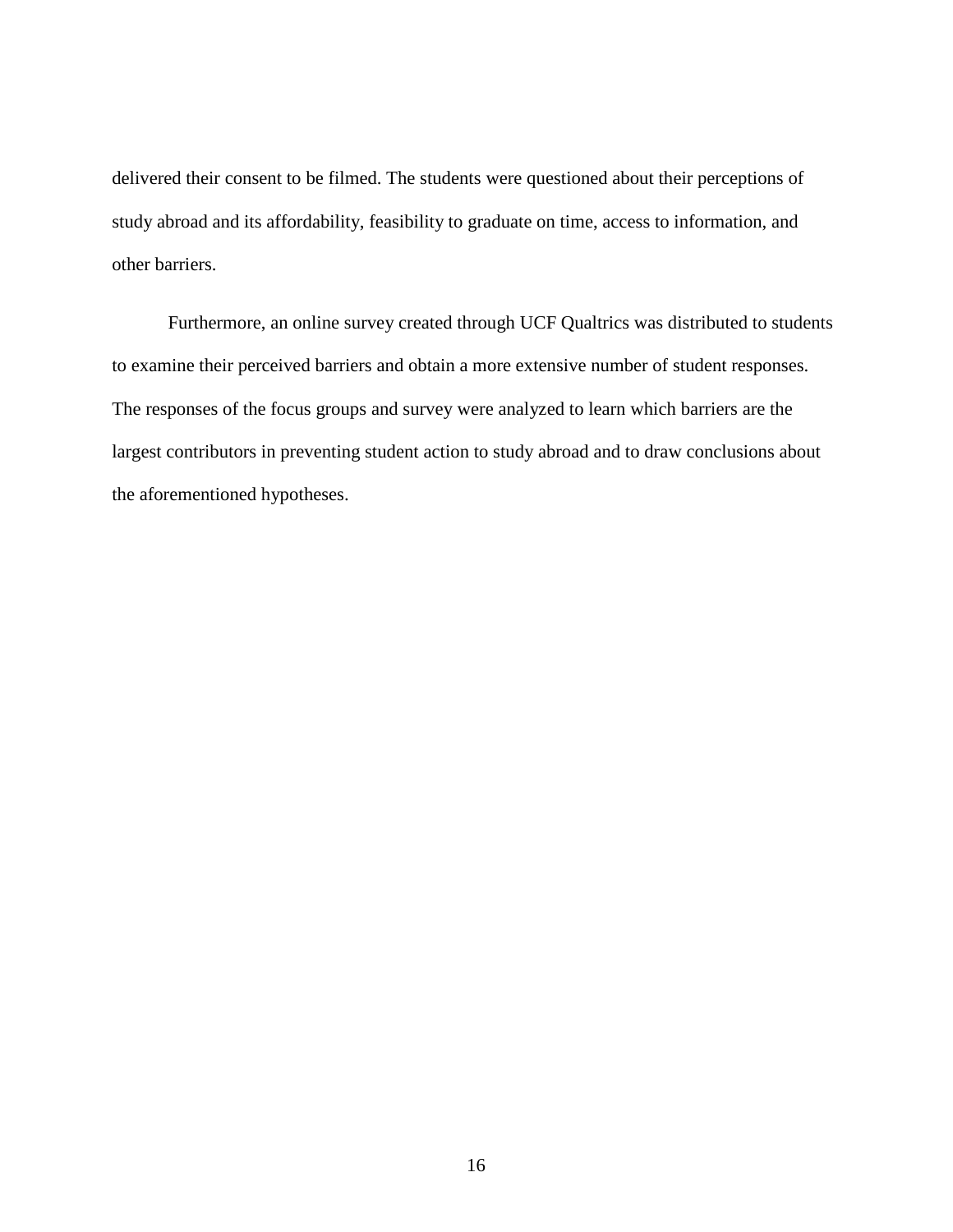delivered their consent to be filmed. The students were questioned about their perceptions of study abroad and its affordability, feasibility to graduate on time, access to information, and other barriers.

Furthermore, an online survey created through UCF Qualtrics was distributed to students to examine their perceived barriers and obtain a more extensive number of student responses. The responses of the focus groups and survey were analyzed to learn which barriers are the largest contributors in preventing student action to study abroad and to draw conclusions about the aforementioned hypotheses.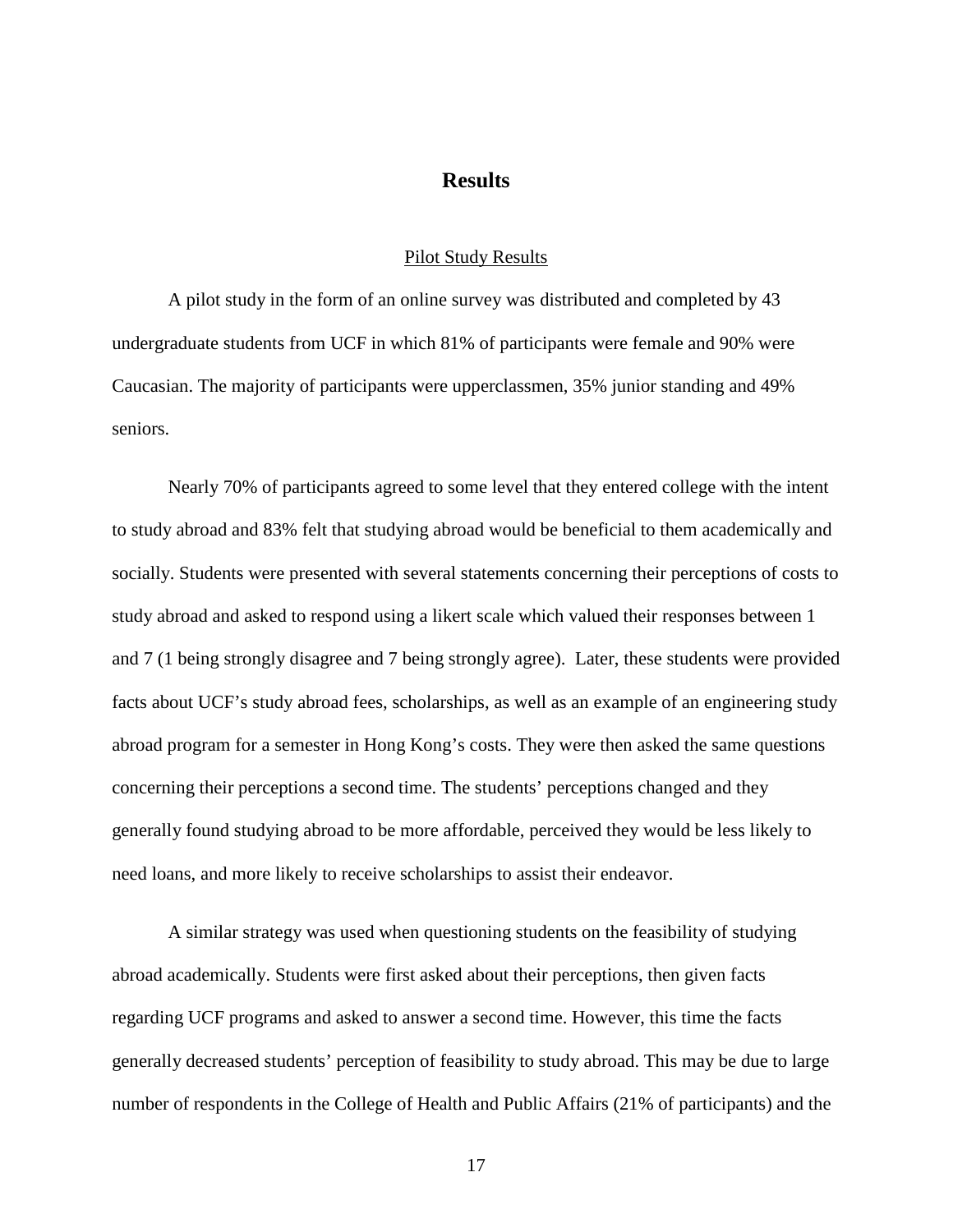# Results

## Pilot Study Results

A pilot study in the form of an online survey was distributed and completed by 43 undergraduate students from UCF in which 81% of participants were female and 90% were Caucasian. The majority of participants were upperclassmen, 35% junior standing and 49% seniors.

Nearly 70% of participants agreed to some level that they entered college with the intent to study abroad and 83% felt that studying abroad would be beneficial to them academically and socially. Students were presented with several statements concerning their perceptions of costs to study abroad and asked to respond using a likert scale which valued their responses between 1 and 7 (1 being strongly disagree and 7 being strongly agree). Later, these students were provided facts about UCF's study abroad fees, scholarships, as well as an example of an engineering study abroad program for a semester in Hong Kong's costs. They were then asked the same questions concerning their perceptions a second time. The students' perceptions changed and they generally found studying abroad to be more affordable, perceived they would be less likely to need loans, and more likely to receive scholarships to assist their endeavor.

A similar strategy was used when questioning students on the feasibility of studying abroad academically. Students were first asked about their perceptions, then given facts regarding UCF programs and asked to answer a second time. However, this time the facts generally decreased students' perception of feasibility to study abroad. This may be due to large number of respondents in the College of Health and Public Affairs (21% of participants) and the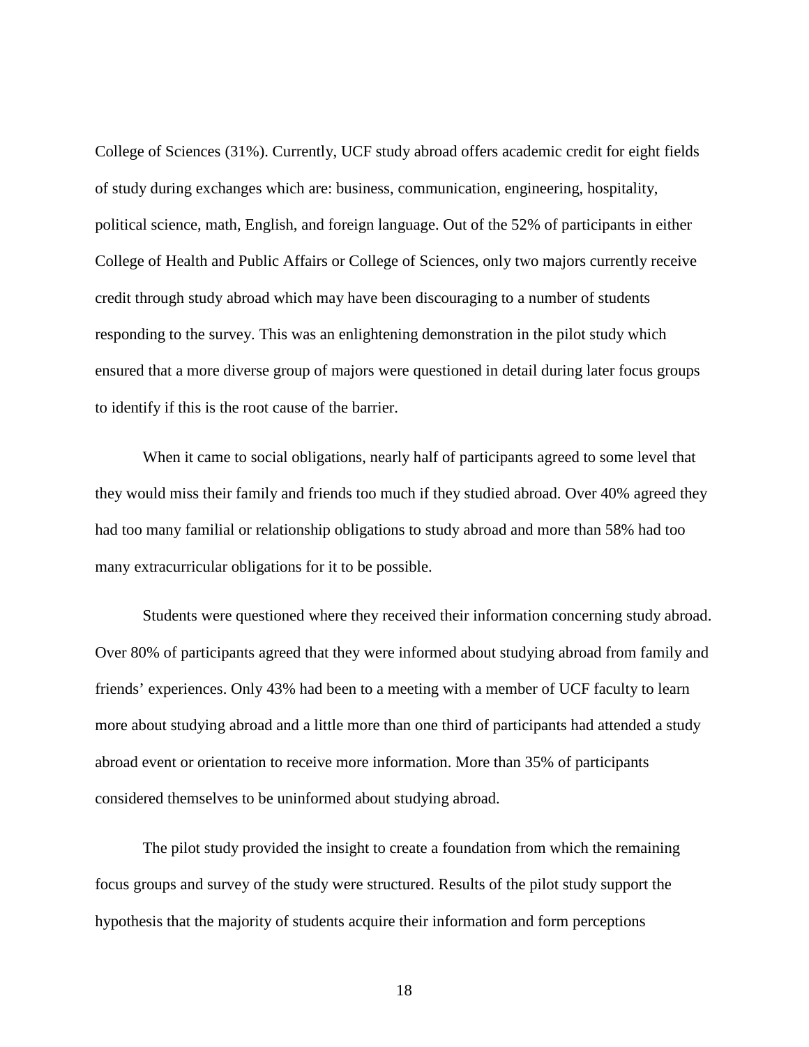College of Sciences (31%). Currently, UCF study abroad offers academic credit for eight fields of study during exchanges which are: business, communication, engineering, hospitality, political science, math, English, and foreign language. Out of the 52% of participants in either College of Health and Public Affairs or College of Sciences, only two majors currently receive credit through study abroad which may have been discouraging to a number of students responding to the survey. This was an enlightening demonstration in the pilot study which ensured that a more diverse group of majors were questioned in detail during later focus groups to identify if this is the root cause of the barrier.

When it came to social obligations, nearly half of participants agreed to some level that they would miss their family and friends too much if they studied abroad. Over 40% agreed they had too many familial or relationship obligations to study abroad and more than 58% had too many extracurricular obligations for it to be possible.

Students were questioned where they received their information concerning study abroad. Over 80% of participants agreed that they were informed about studying abroad from family and friends' experiences. Only 43% had been to a meeting with a member of UCF faculty to learn more about studying abroad and a little more than one third of participants had attended a study abroad event or orientation to receive more information. More than 35% of participants considered themselves to be uninformed about studying abroad.

The pilot study provided the insight to create a foundation from which the remaining focus groups and survey of the study were structured. Results of the pilot study support the hypothesis that the majority of students acquire their information and form perceptions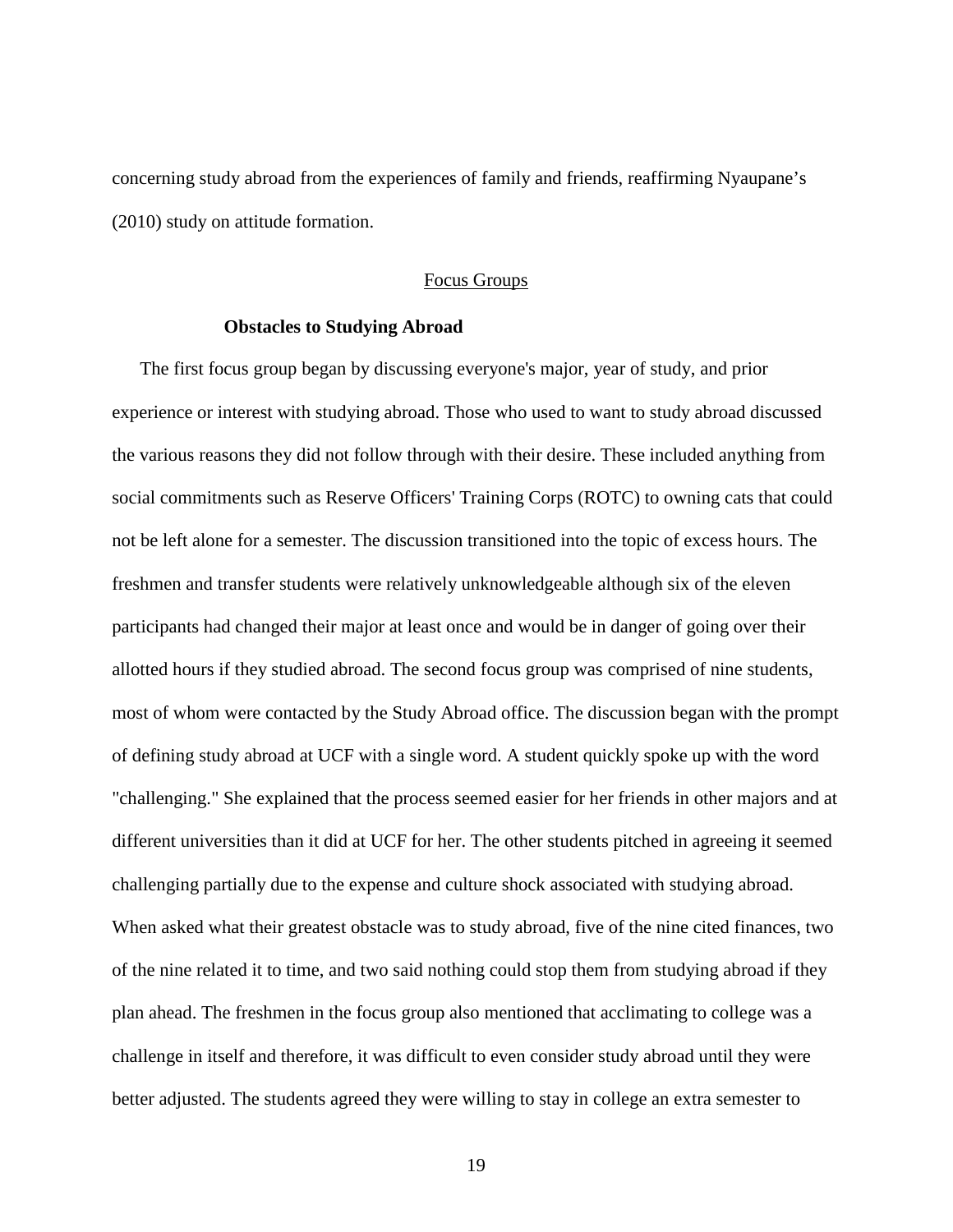concerning study abroad from the experiences of family and friends, reaffirming Nyaupane's (2010) study on attitude formation.

## Focus Groups

### Obstacles to Studying Abroad

The first focus group began by discussing everyone's major, year of study, and prior experience or interest with studying abroad. Those who used to want to study abroad discussed the various reasons they did not follow through with their desire. These included anything from social commitments such as Reserve Officers' Training Corps (ROTC) to owning cats that could not be left alone for a semester. The discussion transitioned into the topic of excess hours. The freshmen and transfer students were relatively unknowledgeable although six of the eleven participants had changed their major at least once and would be in danger of going over their allotted hours if they studied abroad. The second focus group was comprised of nine students, most of whom were contacted by the Study Abroad office. The discussion began with the prompt of defining study abroad at UCF with a single word. A student quickly spoke up with the word "challenging." She explained that the process seemed easier for her friends in other majors and at different universities than it did at UCF for her. The other students pitched in agreeing it seemed challenging partially due to the expense and culture shock associated with studying abroad. When asked what their greatest obstacle was to study abroad, five of the nine cited finances, two of the nine related it to time, and two said nothing could stop them from studying abroad if they plan ahead. The freshmen in the focus group also mentioned that acclimating to college was a challenge in itself and therefore, it was difficult to even consider study abroad until they were better adjusted. The students agreed they were willing to stay in college an extra semester to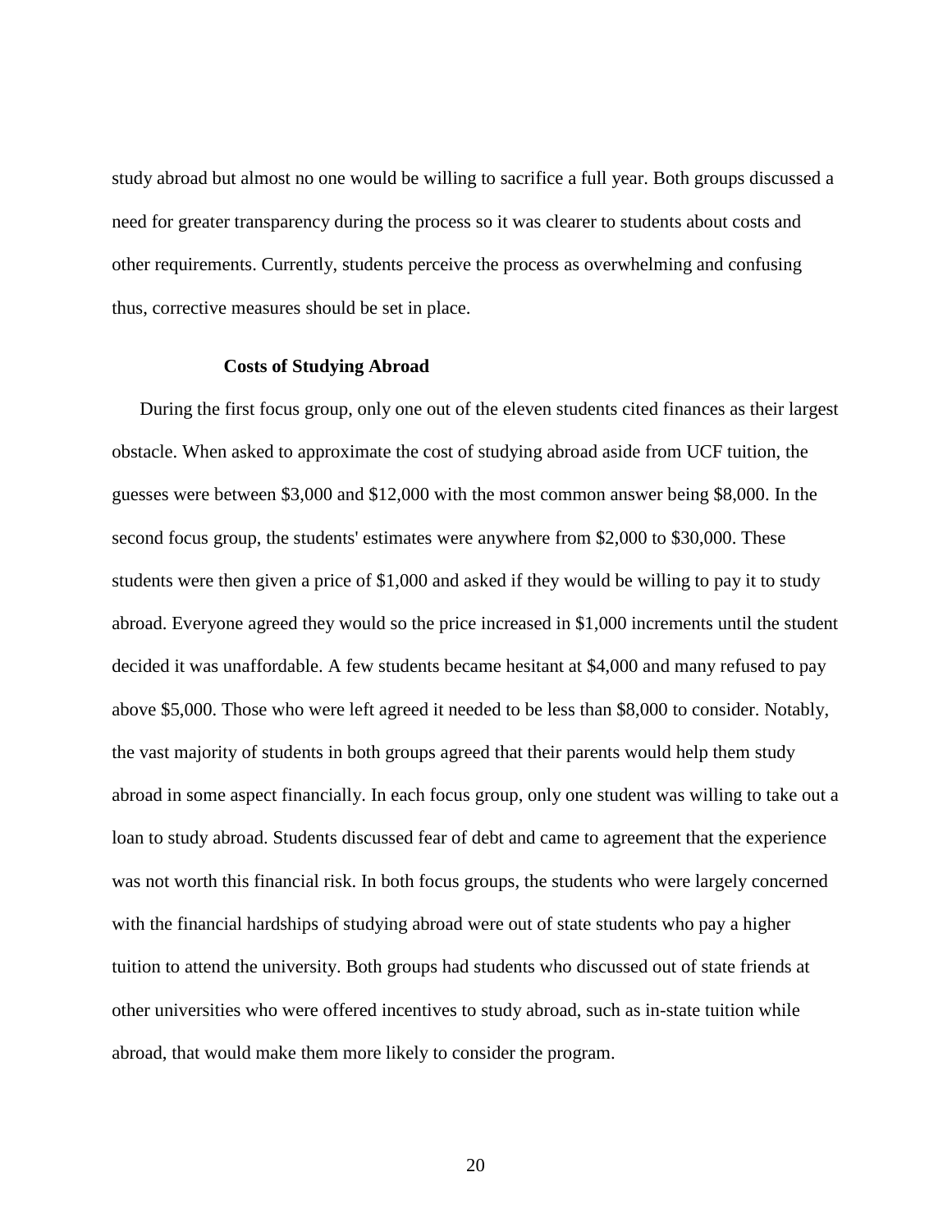study abroad but almost no one would be willing to sacrifice a full year. Both groups discussed a need for greater transparency during the process so it was clearer to students about costs and other requirements. Currently, students perceive the process as overwhelming and confusing thus, corrective measures should be set in place.

### Costs of Studying Abroad

During the first focus group, only one out of the eleven students cited finances as their largest obstacle. When asked to approximate the cost of studying abroad aside from UCF tuition, the guesses were between $3,000 and $12,000 with the most common answer being $8,000. In the second focus group, the students' estimates were anywhere from $2,000 to $30,000. These students were then given a price of $1,000 and asked if they would be willing to pay it to study abroad. Everyone agreed they would so the price increased in $1,000 increments until the student decided it was unaffordable. A few students became hesitant at $4,000 and many refused to pay above $5,000. Those who were left agreed it needed to be less than $8,000 to consider. Notably, the vast majority of students in both groups agreed that their parents would help them study abroad in some aspect financially. In each focus group, only one student was willing to take out a loan to study abroad. Students discussed fear of debt and came to agreement that the experience was not worth this financial risk. In both focus groups, the students who were largely concerned with the financial hardships of studying abroad were out of state students who pay a higher tuition to attend the university. Both groups had students who discussed out of state friends at other universities who were offered incentives to study abroad, such as in-state tuition while abroad, that would make them more likely to consider the program.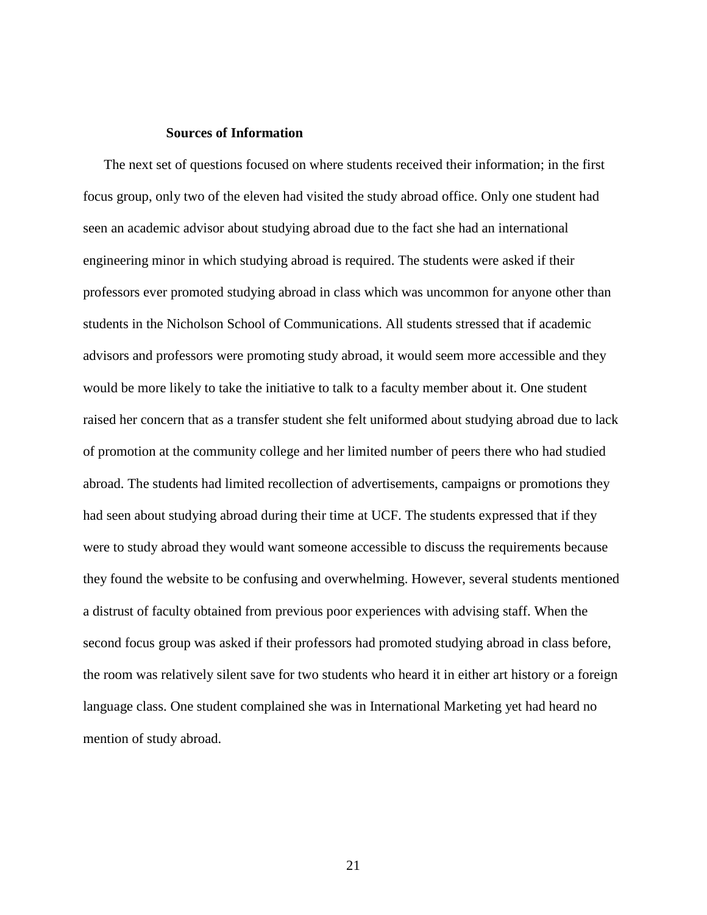### Sources of Information

The next set of questions focused on where students received their information; in the first focus group, only two of the eleven had visited the study abroad office. Only one student had seen an academic advisor about studying abroad due to the fact she had an international engineering minor in which studying abroad is required. The students were asked if their professors ever promoted studying abroad in class which was uncommon for anyone other than students in the Nicholson School of Communications. All students stressed that if academic advisors and professors were promoting study abroad, it would seem more accessible and they would be more likely to take the initiative to talk to a faculty member about it. One student raised her concern that as a transfer student she felt uniformed about studying abroad due to lack of promotion at the community college and her limited number of peers there who had studied abroad. The students had limited recollection of advertisements, campaigns or promotions they had seen about studying abroad during their time at UCF. The students expressed that if they were to study abroad they would want someone accessible to discuss the requirements because they found the website to be confusing and overwhelming. However, several students mentioned a distrust of faculty obtained from previous poor experiences with advising staff. When the second focus group was asked if their professors had promoted studying abroad in class before, the room was relatively silent save for two students who heard it in either art history or a foreign language class. One student complained she was in International Marketing yet had heard no mention of study abroad.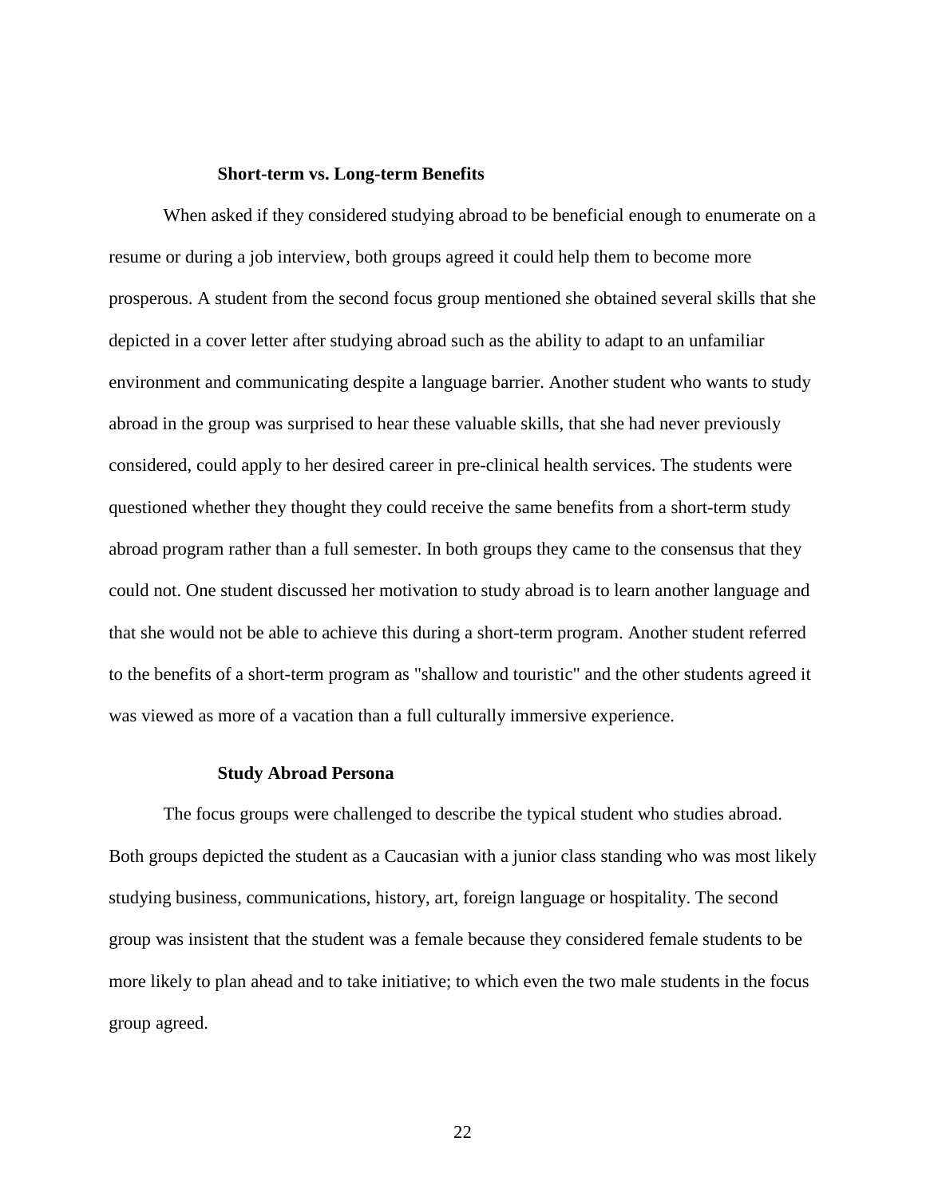### Short-term vs. Long-term Benefits

When asked if they considered studying abroad to be beneficial enough to enumerate on a resume or during a job interview, both groups agreed it could help them to become more prosperous. A student from the second focus group mentioned she obtained several skills that she depicted in a cover letter after studying abroad such as the ability to adapt to an unfamiliar environment and communicating despite a language barrier. Another student who wants to study abroad in the group was surprised to hear these valuable skills, that she had never previously considered, could apply to her desired career in pre-clinical health services. The students were questioned whether they thought they could receive the same benefits from a short-term study abroad program rather than a full semester. In both groups they came to the consensus that they could not. One student discussed her motivation to study abroad is to learn another language and that she would not be able to achieve this during a short-term program. Another student referred to the benefits of a short-term program as "shallow and touristic" and the other students agreed it was viewed as more of a vacation than a full culturally immersive experience.

### Study Abroad Persona

The focus groups were challenged to describe the typical student who studies abroad. Both groups depicted the student as a Caucasian with a junior class standing who was most likely studying business, communications, history, art, foreign language or hospitality. The second group was insistent that the student was a female because they considered female students to be more likely to plan ahead and to take initiative; to which even the two male students in the focus group agreed.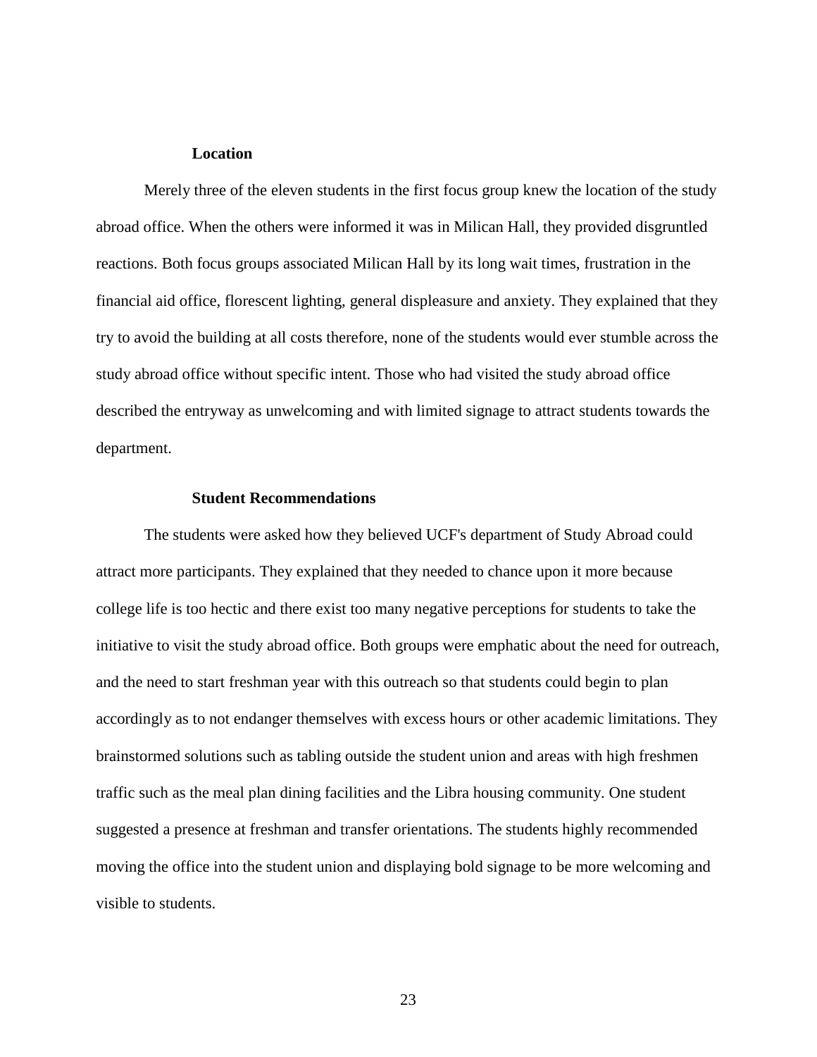### Location

Merely three of the eleven students in the first focus group knew the location of the study abroad office. When the others were informed it was in Milican Hall, they provided disgruntled reactions. Both focus groups associated Milican Hall by its long wait times, frustration in the financial aid office, florescent lighting, general displeasure and anxiety. They explained that they try to avoid the building at all costs therefore, none of the students would ever stumble across the study abroad office without specific intent. Those who had visited the study abroad office described the entryway as unwelcoming and with limited signage to attract students towards the department.

### Student Recommendations

The students were asked how they believed UCF's department of Study Abroad could attract more participants. They explained that they needed to chance upon it more because college life is too hectic and there exist too many negative perceptions for students to take the initiative to visit the study abroad office. Both groups were emphatic about the need for outreach, and the need to start freshman year with this outreach so that students could begin to plan accordingly as to not endanger themselves with excess hours or other academic limitations. They brainstormed solutions such as tabling outside the student union and areas with high freshmen traffic such as the meal plan dining facilities and the Libra housing community. One student suggested a presence at freshman and transfer orientations. The students highly recommended moving the office into the student union and displaying bold signage to be more welcoming and visible to students.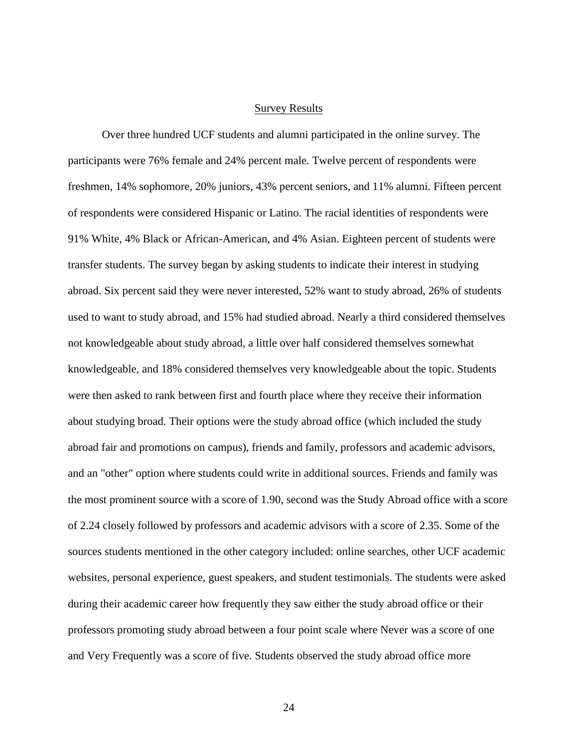## Survey Results

Over three hundred UCF students and alumni participated in the online survey. The participants were 76% female and 24% percent male. Twelve percent of respondents were freshmen, 14% sophomore, 20% juniors, 43% percent seniors, and 11% alumni. Fifteen percent of respondents were considered Hispanic or Latino. The racial identities of respondents were 91% White, 4% Black or African-American, and 4% Asian. Eighteen percent of students were transfer students. The survey began by asking students to indicate their interest in studying abroad. Six percent said they were never interested, 52% want to study abroad, 26% of students used to want to study abroad, and 15% had studied abroad. Nearly a third considered themselves not knowledgeable about study abroad, a little over half considered themselves somewhat knowledgeable, and 18% considered themselves very knowledgeable about the topic. Students were then asked to rank between first and fourth place where they receive their information about studying broad. Their options were the study abroad office (which included the study abroad fair and promotions on campus), friends and family, professors and academic advisors, and an "other" option where students could write in additional sources. Friends and family was the most prominent source with a score of 1.90, second was the Study Abroad office with a score of 2.24 closely followed by professors and academic advisors with a score of 2.35. Some of the sources students mentioned in the other category included: online searches, other UCF academic websites, personal experience, guest speakers, and student testimonials. The students were asked during their academic career how frequently they saw either the study abroad office or their professors promoting study abroad between a four point scale where Never was a score of one and Very Frequently was a score of five. Students observed the study abroad office more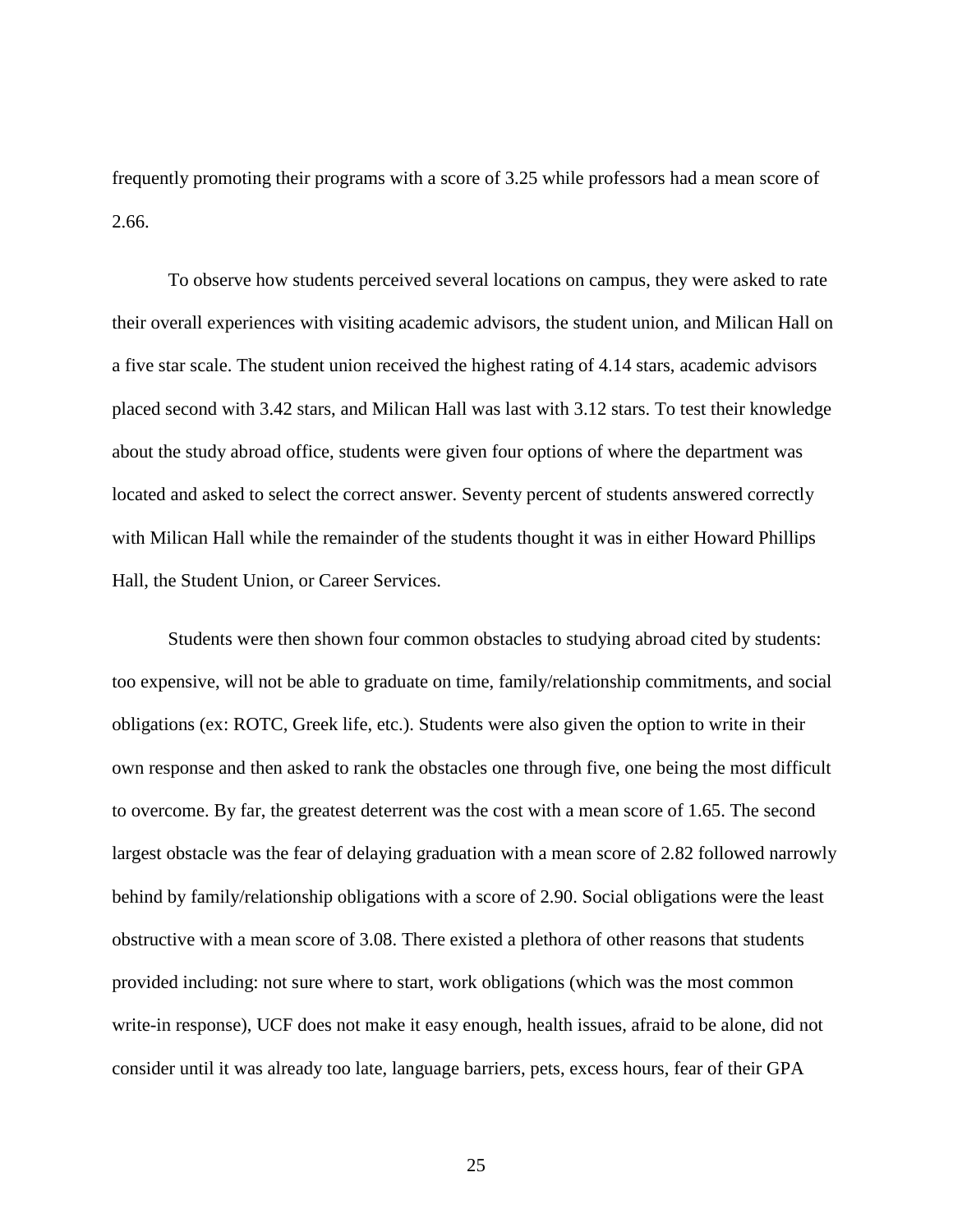frequently promoting their programs with a score of 3.25 while professors had a mean score of 2.66.

To observe how students perceived several locations on campus, they were asked to rate their overall experiences with visiting academic advisors, the student union, and Milican Hall on a five star scale. The student union received the highest rating of 4.14 stars, academic advisors placed second with 3.42 stars, and Milican Hall was last with 3.12 stars. To test their knowledge about the study abroad office, students were given four options of where the department was located and asked to select the correct answer. Seventy percent of students answered correctly with Milican Hall while the remainder of the students thought it was in either Howard Phillips Hall, the Student Union, or Career Services.

Students were then shown four common obstacles to studying abroad cited by students: too expensive, will not be able to graduate on time, family/relationship commitments, and social obligations (ex: ROTC, Greek life, etc.). Students were also given the option to write in their own response and then asked to rank the obstacles one through five, one being the most difficult to overcome. By far, the greatest deterrent was the cost with a mean score of 1.65. The second largest obstacle was the fear of delaying graduation with a mean score of 2.82 followed narrowly behind by family/relationship obligations with a score of 2.90. Social obligations were the least obstructive with a mean score of 3.08. There existed a plethora of other reasons that students provided including: not sure where to start, work obligations (which was the most common write-in response), UCF does not make it easy enough, health issues, afraid to be alone, did not consider until it was already too late, language barriers, pets, excess hours, fear of their GPA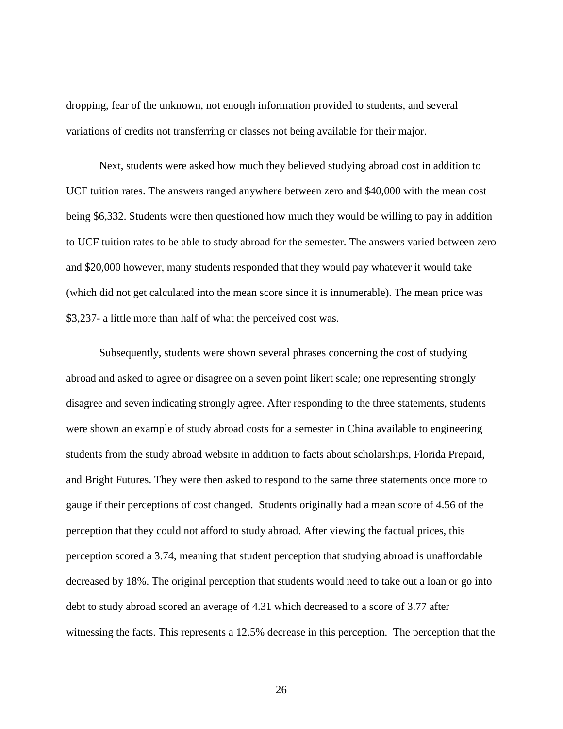dropping, fear of the unknown, not enough information provided to students, and several variations of credits not transferring or classes not being available for their major.

Next, students were asked how much they believed studying abroad cost in addition to UCF tuition rates. The answers ranged anywhere between zero and $40,000 with the mean cost being $6,332. Students were then questioned how much they would be willing to pay in addition to UCF tuition rates to be able to study abroad for the semester. The answers varied between zero and $20,000 however, many students responded that they would pay whatever it would take (which did not get calculated into the mean score since it is innumerable). The mean price was $3,237- a little more than half of what the perceived cost was.

Subsequently, students were shown several phrases concerning the cost of studying abroad and asked to agree or disagree on a seven point likert scale; one representing strongly disagree and seven indicating strongly agree. After responding to the three statements, students were shown an example of study abroad costs for a semester in China available to engineering students from the study abroad website in addition to facts about scholarships, Florida Prepaid, and Bright Futures. They were then asked to respond to the same three statements once more to gauge if their perceptions of cost changed.  Students originally had a mean score of 4.56 of the perception that they could not afford to study abroad. After viewing the factual prices, this perception scored a 3.74, meaning that student perception that studying abroad is unaffordable decreased by 18%. The original perception that students would need to take out a loan or go into debt to study abroad scored an average of 4.31 which decreased to a score of 3.77 after witnessing the facts. This represents a 12.5% decrease in this perception.  The perception that the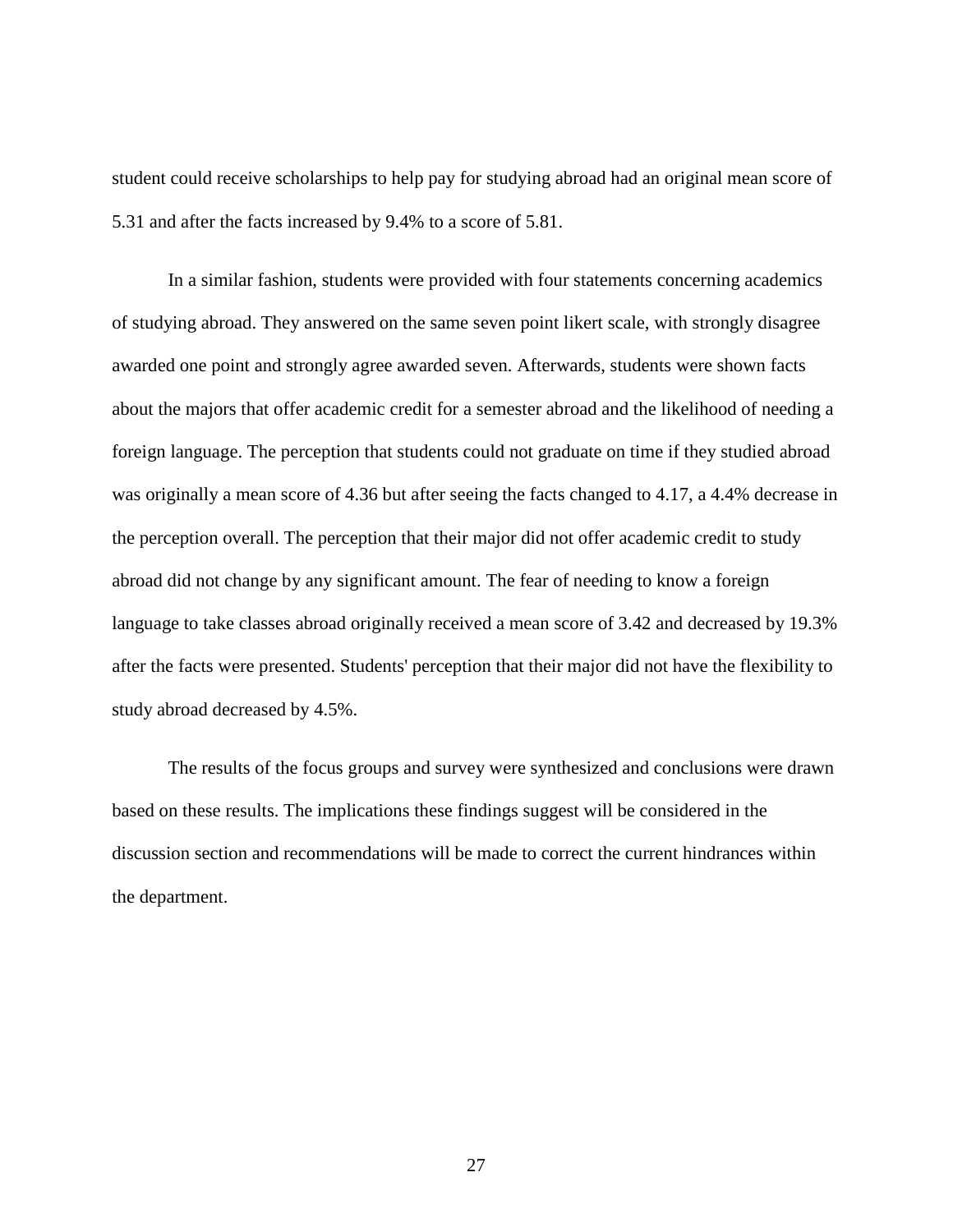student could receive scholarships to help pay for studying abroad had an original mean score of 5.31 and after the facts increased by 9.4% to a score of 5.81.

In a similar fashion, students were provided with four statements concerning academics of studying abroad. They answered on the same seven point likert scale, with strongly disagree awarded one point and strongly agree awarded seven. Afterwards, students were shown facts about the majors that offer academic credit for a semester abroad and the likelihood of needing a foreign language. The perception that students could not graduate on time if they studied abroad was originally a mean score of 4.36 but after seeing the facts changed to 4.17, a 4.4% decrease in the perception overall. The perception that their major did not offer academic credit to study abroad did not change by any significant amount. The fear of needing to know a foreign language to take classes abroad originally received a mean score of 3.42 and decreased by 19.3% after the facts were presented. Students' perception that their major did not have the flexibility to study abroad decreased by 4.5%.

The results of the focus groups and survey were synthesized and conclusions were drawn based on these results. The implications these findings suggest will be considered in the discussion section and recommendations will be made to correct the current hindrances within the department.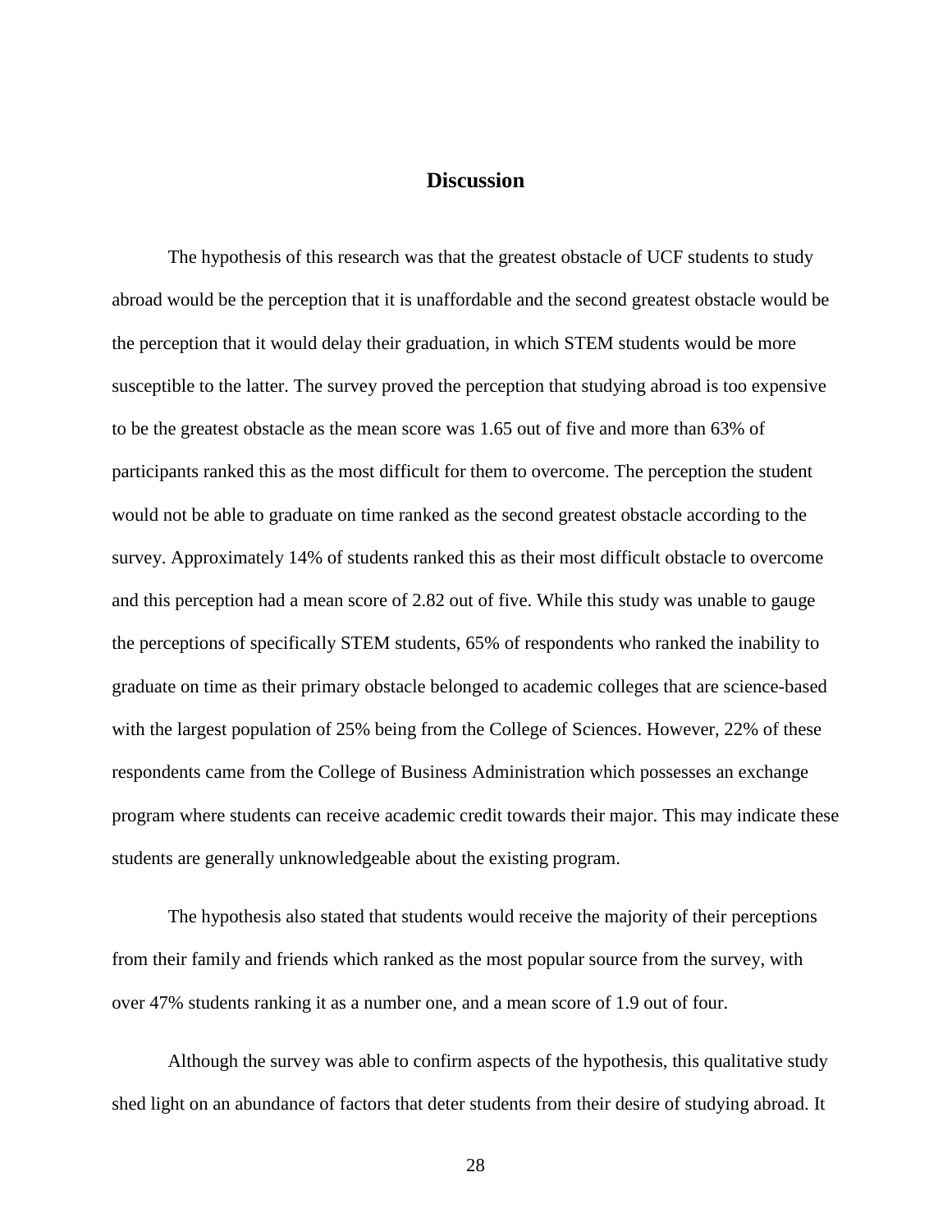# Discussion

The hypothesis of this research was that the greatest obstacle of UCF students to study abroad would be the perception that it is unaffordable and the second greatest obstacle would be the perception that it would delay their graduation, in which STEM students would be more susceptible to the latter. The survey proved the perception that studying abroad is too expensive to be the greatest obstacle as the mean score was 1.65 out of five and more than 63% of participants ranked this as the most difficult for them to overcome. The perception the student would not be able to graduate on time ranked as the second greatest obstacle according to the survey. Approximately 14% of students ranked this as their most difficult obstacle to overcome and this perception had a mean score of 2.82 out of five. While this study was unable to gauge the perceptions of specifically STEM students, 65% of respondents who ranked the inability to graduate on time as their primary obstacle belonged to academic colleges that are science-based with the largest population of 25% being from the College of Sciences. However, 22% of these respondents came from the College of Business Administration which possesses an exchange program where students can receive academic credit towards their major. This may indicate these students are generally unknowledgeable about the existing program.

The hypothesis also stated that students would receive the majority of their perceptions from their family and friends which ranked as the most popular source from the survey, with over 47% students ranking it as a number one, and a mean score of 1.9 out of four.

Although the survey was able to confirm aspects of the hypothesis, this qualitative study shed light on an abundance of factors that deter students from their desire of studying abroad. It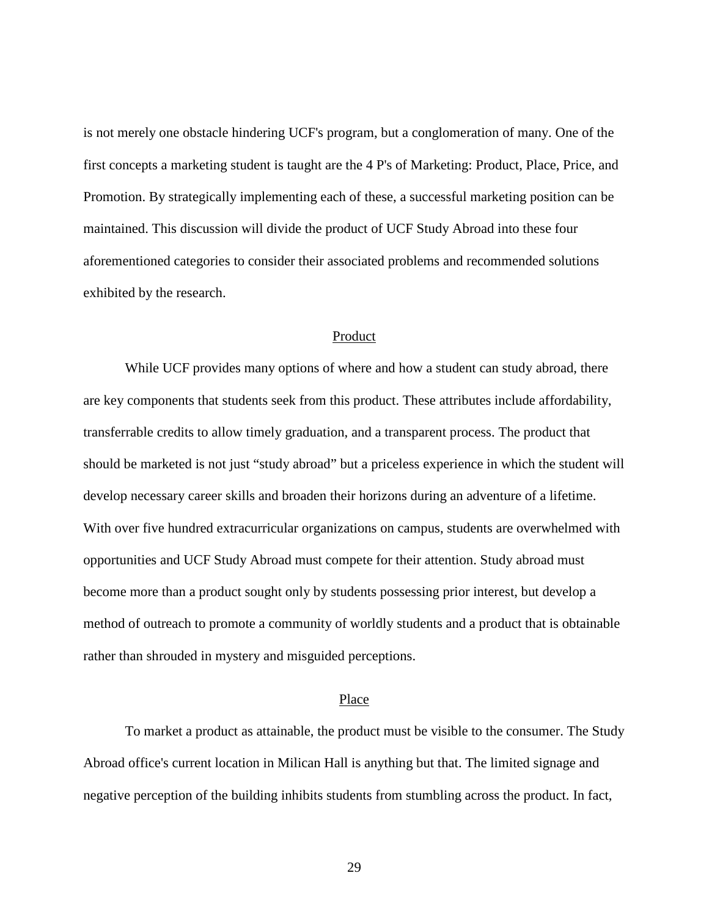is not merely one obstacle hindering UCF's program, but a conglomeration of many. One of the first concepts a marketing student is taught are the 4 P's of Marketing: Product, Place, Price, and Promotion. By strategically implementing each of these, a successful marketing position can be maintained. This discussion will divide the product of UCF Study Abroad into these four aforementioned categories to consider their associated problems and recommended solutions exhibited by the research.

## Product

While UCF provides many options of where and how a student can study abroad, there are key components that students seek from this product. These attributes include affordability, transferrable credits to allow timely graduation, and a transparent process. The product that should be marketed is not just "study abroad" but a priceless experience in which the student will develop necessary career skills and broaden their horizons during an adventure of a lifetime. With over five hundred extracurricular organizations on campus, students are overwhelmed with opportunities and UCF Study Abroad must compete for their attention. Study abroad must become more than a product sought only by students possessing prior interest, but develop a method of outreach to promote a community of worldly students and a product that is obtainable rather than shrouded in mystery and misguided perceptions.

## Place

To market a product as attainable, the product must be visible to the consumer. The Study Abroad office's current location in Milican Hall is anything but that. The limited signage and negative perception of the building inhibits students from stumbling across the product. In fact,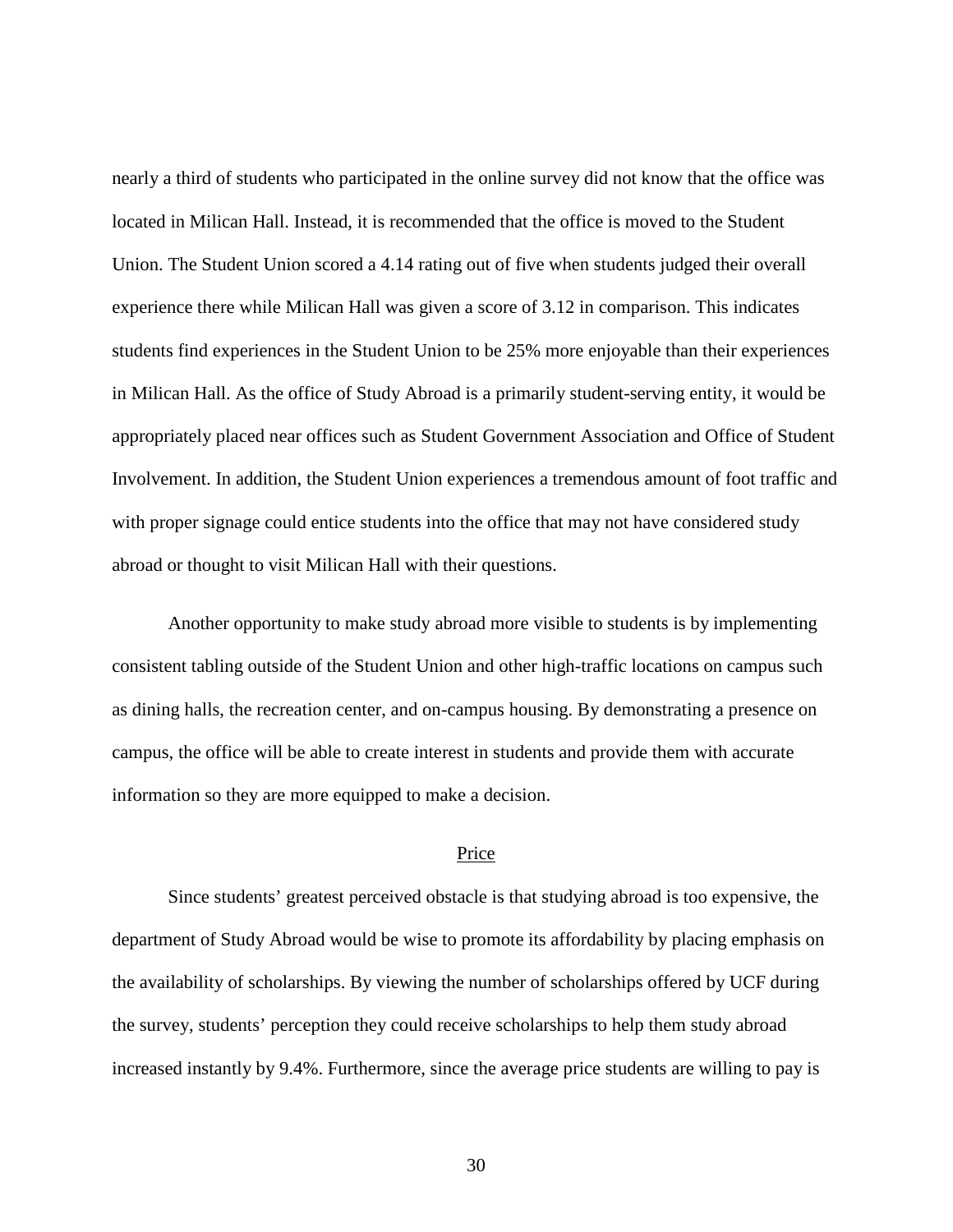nearly a third of students who participated in the online survey did not know that the office was located in Milican Hall. Instead, it is recommended that the office is moved to the Student Union. The Student Union scored a 4.14 rating out of five when students judged their overall experience there while Milican Hall was given a score of 3.12 in comparison. This indicates students find experiences in the Student Union to be 25% more enjoyable than their experiences in Milican Hall. As the office of Study Abroad is a primarily student-serving entity, it would be appropriately placed near offices such as Student Government Association and Office of Student Involvement. In addition, the Student Union experiences a tremendous amount of foot traffic and with proper signage could entice students into the office that may not have considered study abroad or thought to visit Milican Hall with their questions.

Another opportunity to make study abroad more visible to students is by implementing consistent tabling outside of the Student Union and other high-traffic locations on campus such as dining halls, the recreation center, and on-campus housing. By demonstrating a presence on campus, the office will be able to create interest in students and provide them with accurate information so they are more equipped to make a decision.

### Price

Since students' greatest perceived obstacle is that studying abroad is too expensive, the department of Study Abroad would be wise to promote its affordability by placing emphasis on the availability of scholarships. By viewing the number of scholarships offered by UCF during the survey, students' perception they could receive scholarships to help them study abroad increased instantly by 9.4%. Furthermore, since the average price students are willing to pay is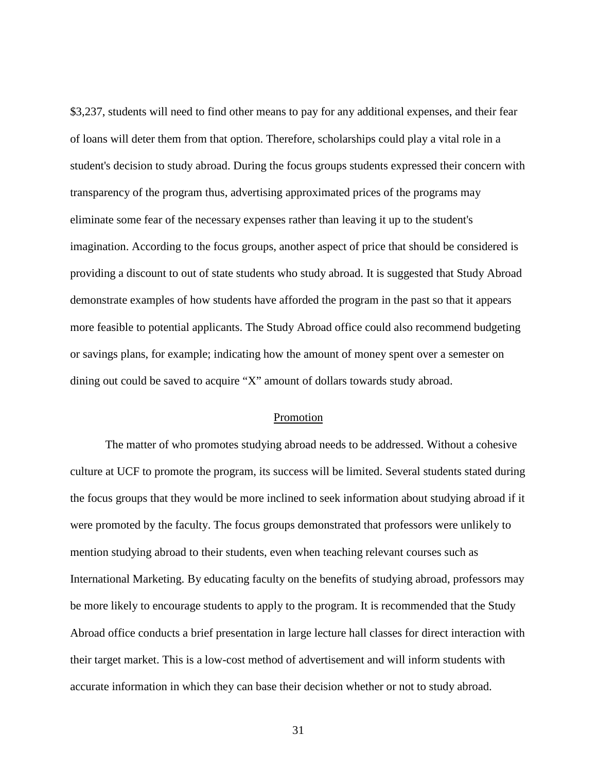$3,237, students will need to find other means to pay for any additional expenses, and their fear of loans will deter them from that option. Therefore, scholarships could play a vital role in a student's decision to study abroad. During the focus groups students expressed their concern with transparency of the program thus, advertising approximated prices of the programs may eliminate some fear of the necessary expenses rather than leaving it up to the student's imagination. According to the focus groups, another aspect of price that should be considered is providing a discount to out of state students who study abroad. It is suggested that Study Abroad demonstrate examples of how students have afforded the program in the past so that it appears more feasible to potential applicants. The Study Abroad office could also recommend budgeting or savings plans, for example; indicating how the amount of money spent over a semester on dining out could be saved to acquire "X" amount of dollars towards study abroad.

## Promotion

The matter of who promotes studying abroad needs to be addressed. Without a cohesive culture at UCF to promote the program, its success will be limited. Several students stated during the focus groups that they would be more inclined to seek information about studying abroad if it were promoted by the faculty. The focus groups demonstrated that professors were unlikely to mention studying abroad to their students, even when teaching relevant courses such as International Marketing. By educating faculty on the benefits of studying abroad, professors may be more likely to encourage students to apply to the program. It is recommended that the Study Abroad office conducts a brief presentation in large lecture hall classes for direct interaction with their target market. This is a low-cost method of advertisement and will inform students with accurate information in which they can base their decision whether or not to study abroad.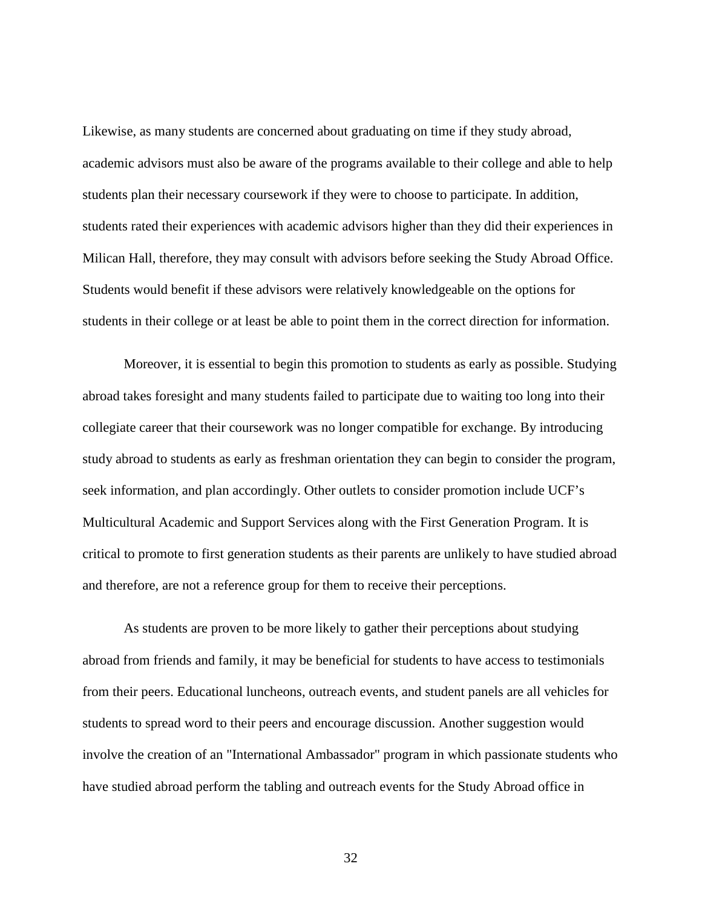Likewise, as many students are concerned about graduating on time if they study abroad, academic advisors must also be aware of the programs available to their college and able to help students plan their necessary coursework if they were to choose to participate. In addition, students rated their experiences with academic advisors higher than they did their experiences in Milican Hall, therefore, they may consult with advisors before seeking the Study Abroad Office. Students would benefit if these advisors were relatively knowledgeable on the options for students in their college or at least be able to point them in the correct direction for information.

Moreover, it is essential to begin this promotion to students as early as possible. Studying abroad takes foresight and many students failed to participate due to waiting too long into their collegiate career that their coursework was no longer compatible for exchange. By introducing study abroad to students as early as freshman orientation they can begin to consider the program, seek information, and plan accordingly. Other outlets to consider promotion include UCF's Multicultural Academic and Support Services along with the First Generation Program. It is critical to promote to first generation students as their parents are unlikely to have studied abroad and therefore, are not a reference group for them to receive their perceptions.

As students are proven to be more likely to gather their perceptions about studying abroad from friends and family, it may be beneficial for students to have access to testimonials from their peers. Educational luncheons, outreach events, and student panels are all vehicles for students to spread word to their peers and encourage discussion. Another suggestion would involve the creation of an "International Ambassador" program in which passionate students who have studied abroad perform the tabling and outreach events for the Study Abroad office in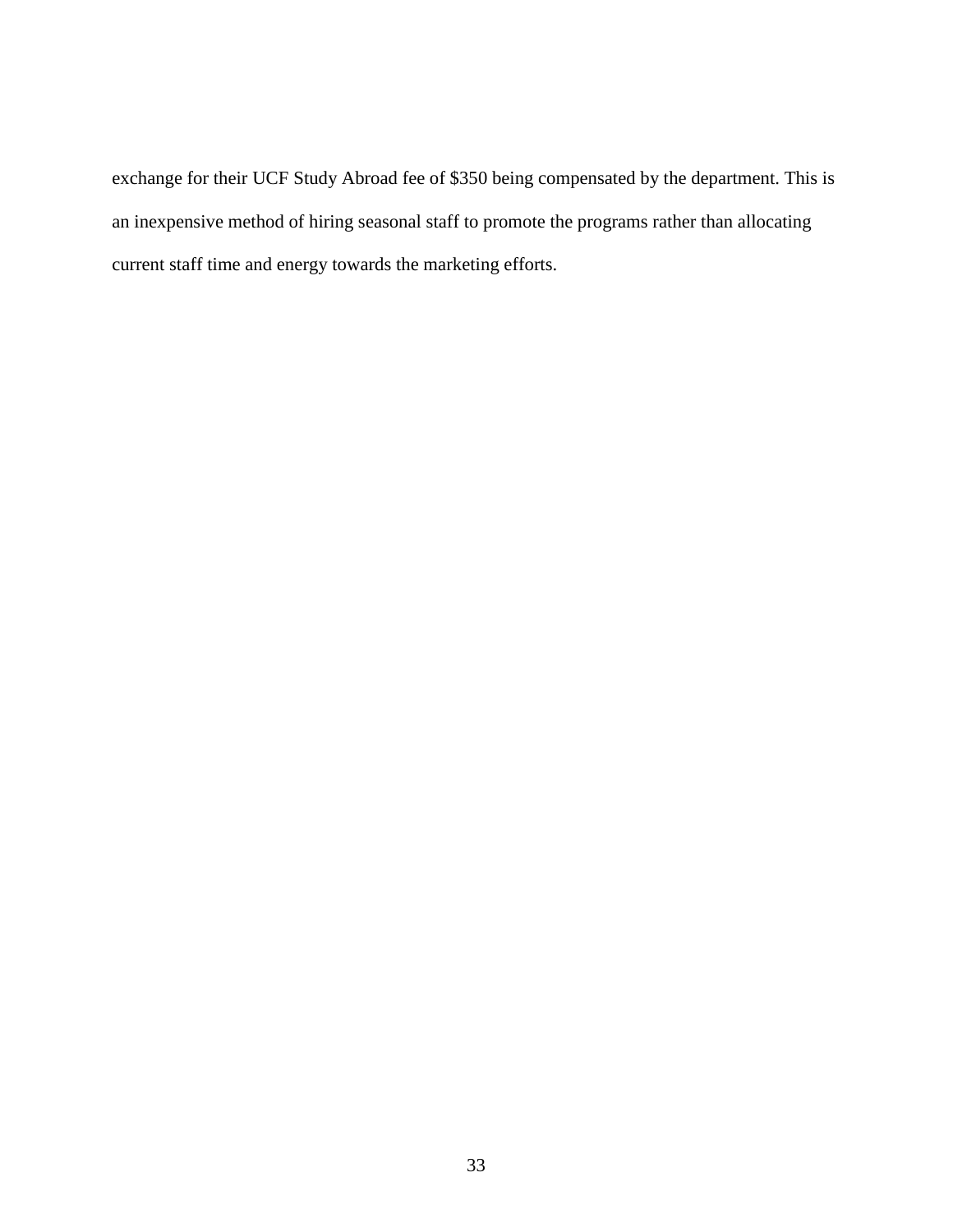exchange for their UCF Study Abroad fee of $350 being compensated by the department. This is an inexpensive method of hiring seasonal staff to promote the programs rather than allocating current staff time and energy towards the marketing efforts.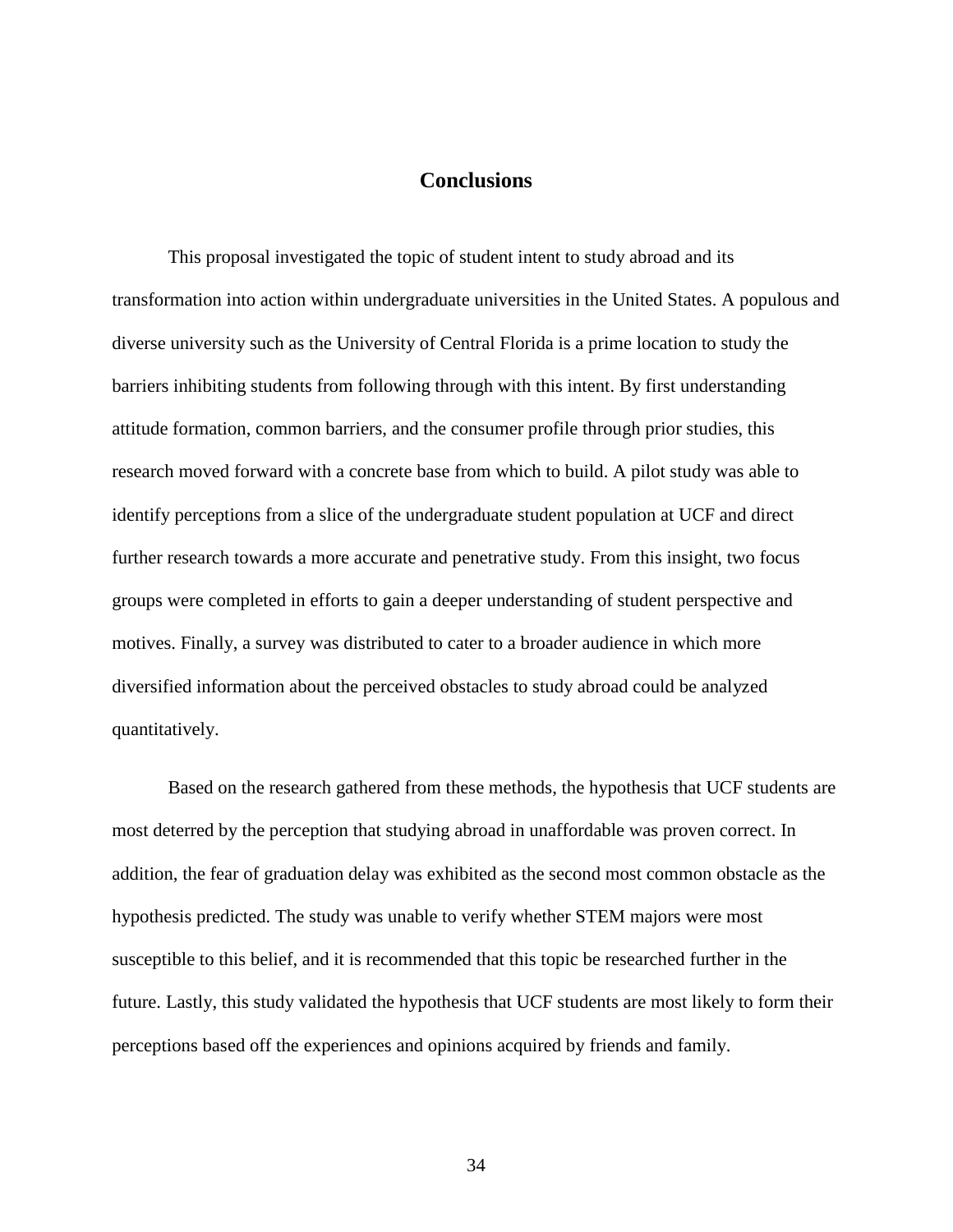# Conclusions

This proposal investigated the topic of student intent to study abroad and its transformation into action within undergraduate universities in the United States. A populous and diverse university such as the University of Central Florida is a prime location to study the barriers inhibiting students from following through with this intent. By first understanding attitude formation, common barriers, and the consumer profile through prior studies, this research moved forward with a concrete base from which to build. A pilot study was able to identify perceptions from a slice of the undergraduate student population at UCF and direct further research towards a more accurate and penetrative study. From this insight, two focus groups were completed in efforts to gain a deeper understanding of student perspective and motives. Finally, a survey was distributed to cater to a broader audience in which more diversified information about the perceived obstacles to study abroad could be analyzed quantitatively.

Based on the research gathered from these methods, the hypothesis that UCF students are most deterred by the perception that studying abroad in unaffordable was proven correct. In addition, the fear of graduation delay was exhibited as the second most common obstacle as the hypothesis predicted. The study was unable to verify whether STEM majors were most susceptible to this belief, and it is recommended that this topic be researched further in the future. Lastly, this study validated the hypothesis that UCF students are most likely to form their perceptions based off the experiences and opinions acquired by friends and family.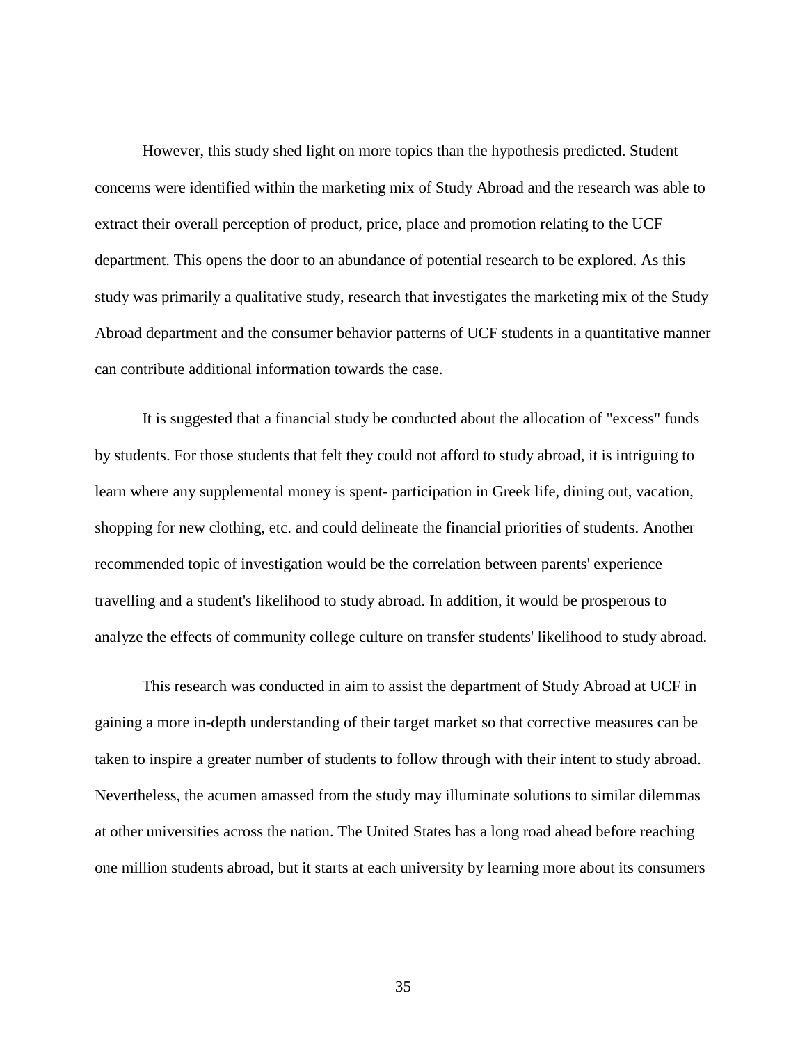However, this study shed light on more topics than the hypothesis predicted. Student concerns were identified within the marketing mix of Study Abroad and the research was able to extract their overall perception of product, price, place and promotion relating to the UCF department. This opens the door to an abundance of potential research to be explored. As this study was primarily a qualitative study, research that investigates the marketing mix of the Study Abroad department and the consumer behavior patterns of UCF students in a quantitative manner can contribute additional information towards the case.

It is suggested that a financial study be conducted about the allocation of "excess" funds by students. For those students that felt they could not afford to study abroad, it is intriguing to learn where any supplemental money is spent- participation in Greek life, dining out, vacation, shopping for new clothing, etc. and could delineate the financial priorities of students. Another recommended topic of investigation would be the correlation between parents' experience travelling and a student's likelihood to study abroad. In addition, it would be prosperous to analyze the effects of community college culture on transfer students' likelihood to study abroad.

This research was conducted in aim to assist the department of Study Abroad at UCF in gaining a more in-depth understanding of their target market so that corrective measures can be taken to inspire a greater number of students to follow through with their intent to study abroad. Nevertheless, the acumen amassed from the study may illuminate solutions to similar dilemmas at other universities across the nation. The United States has a long road ahead before reaching one million students abroad, but it starts at each university by learning more about its consumers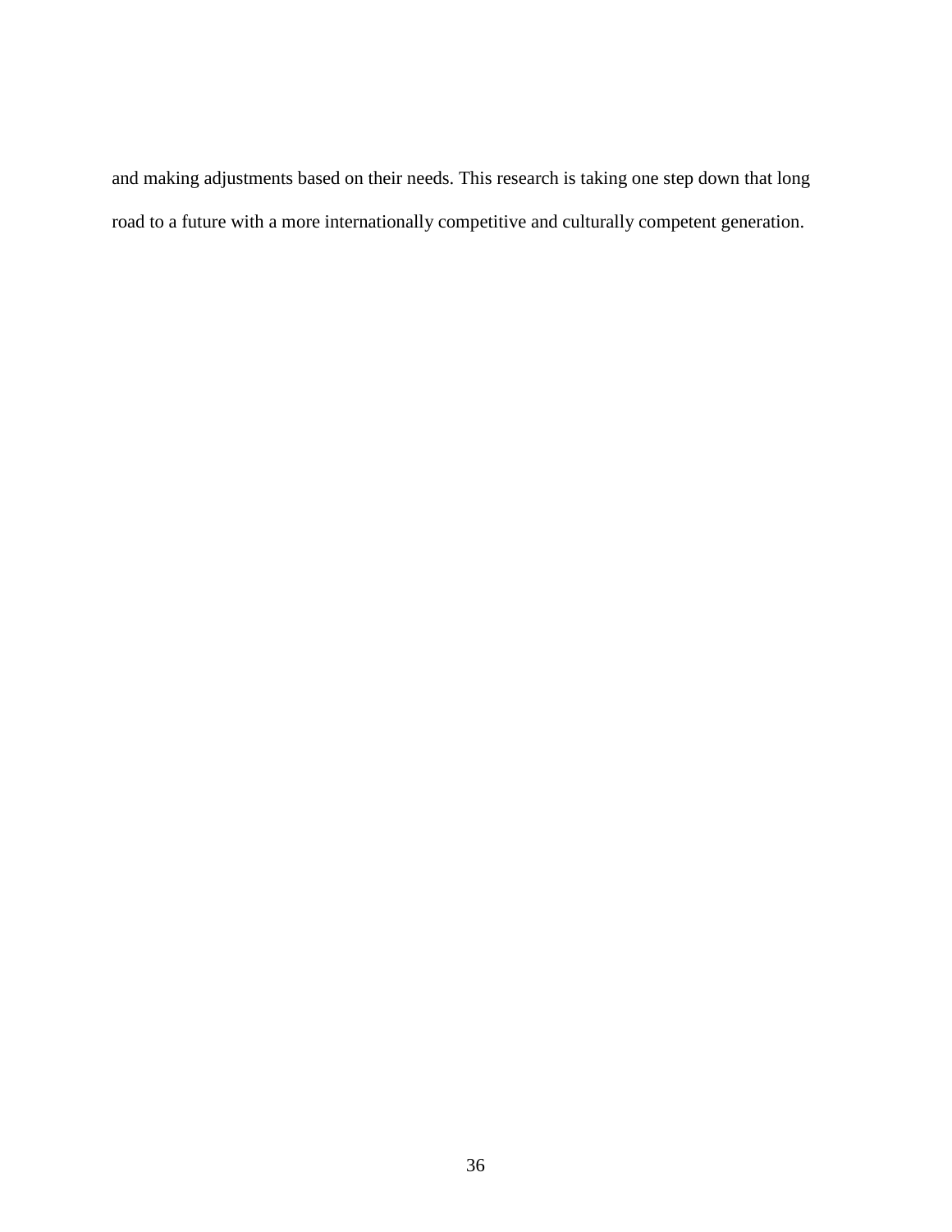and making adjustments based on their needs. This research is taking one step down that long road to a future with a more internationally competitive and culturally competent generation.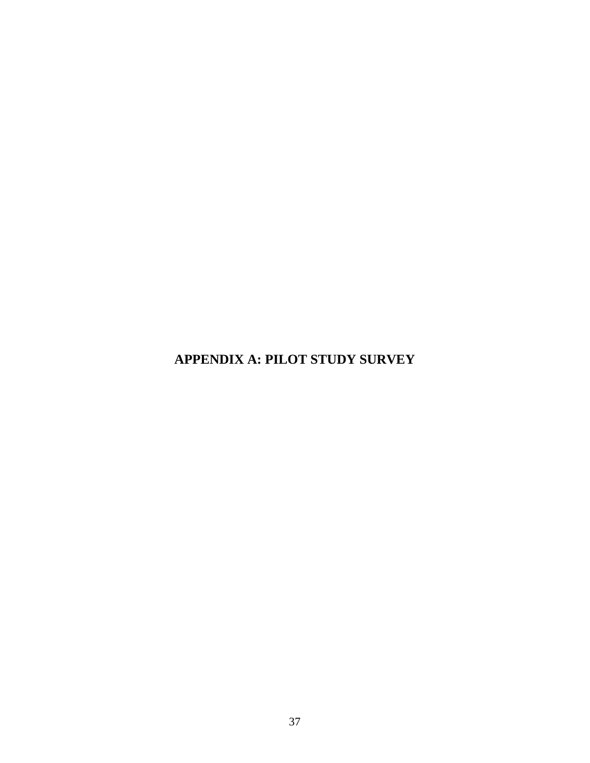# APPENDIX A: PILOT STUDY SURVEY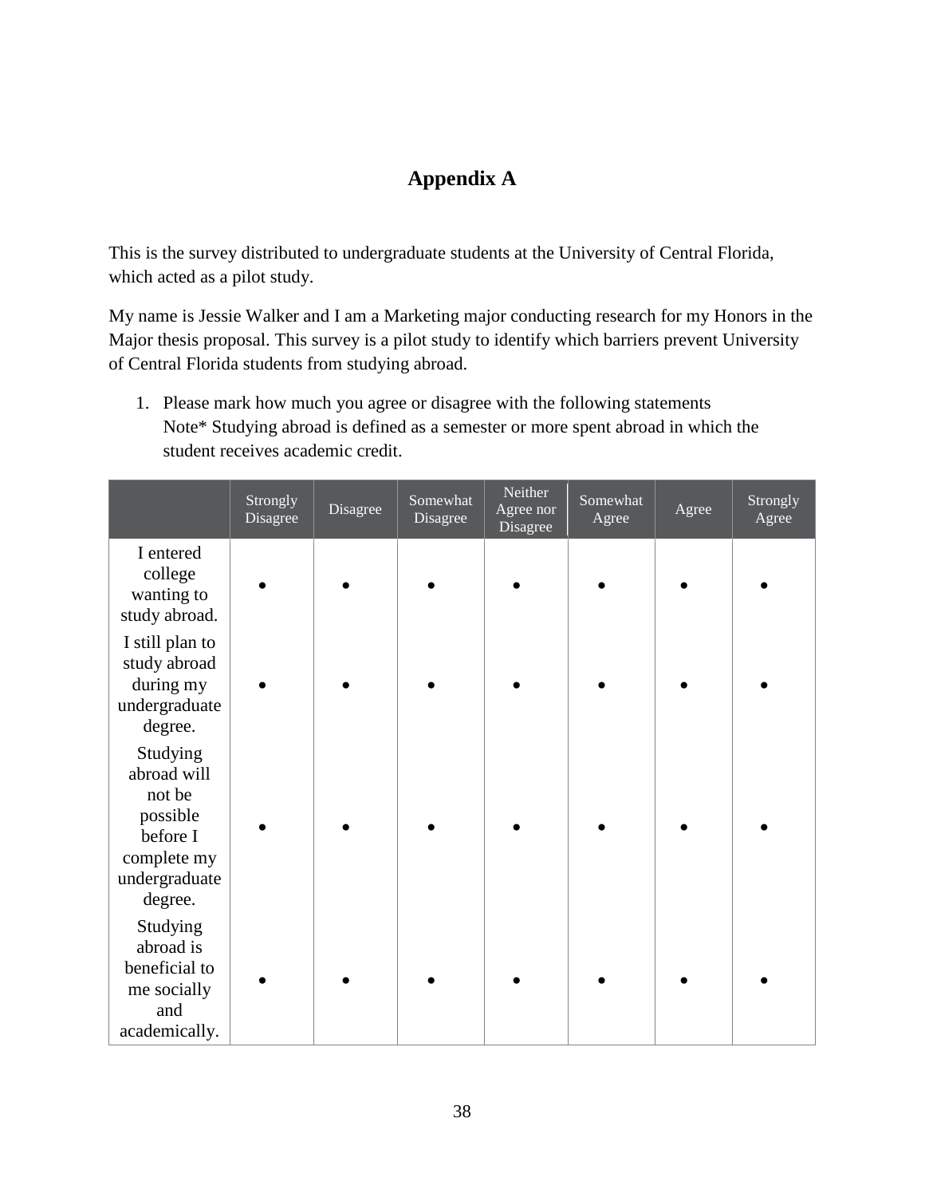# Appendix A

This is the survey distributed to undergraduate students at the University of Central Florida, which acted as a pilot study.

My name is Jessie Walker and I am a Marketing major conducting research for my Honors in the Major thesis proposal. This survey is a pilot study to identify which barriers prevent University of Central Florida students from studying abroad.

1. Please mark how much you agree or disagree with the following statements
   Note* Studying abroad is defined as a semester or more spent abroad in which the student receives academic credit.

| | Strongly Disagree | Disagree | Somewhat Disagree | Neither Agree nor Disagree | Somewhat Agree | Agree | Strongly Agree |
|---|---|---|---|---|---|---|---|
| I entered college wanting to study abroad. | • | • | • | • | • | • | • |
| I still plan to study abroad during my undergraduate degree. | • | • | • | • | • | • | • |
| Studying abroad will not be possible before I complete my undergraduate degree. | • | • | • | • | • | • | • |
| Studying abroad is beneficial to me socially and academically. | • | • | • | • | • | • | • |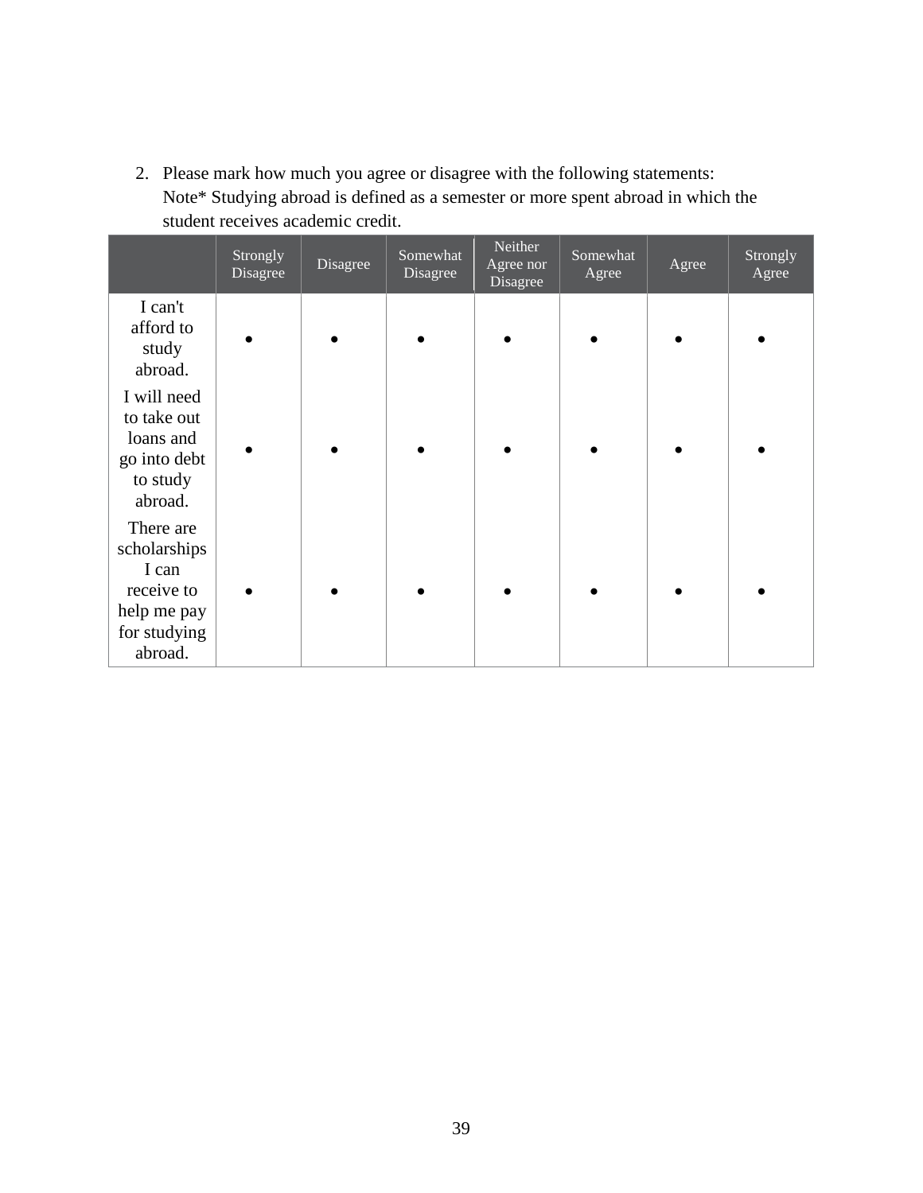2. Please mark how much you agree or disagree with the following statements:
   Note* Studying abroad is defined as a semester or more spent abroad in which the student receives academic credit.

| | Strongly Disagree | Disagree | Somewhat Disagree | Neither Agree nor Disagree | Somewhat Agree | Agree | Strongly Agree |
|---|---|---|---|---|---|---|---|
| I can't afford to study abroad. | • | • | • | • | • | • | • |
| I will need to take out loans and go into debt to study abroad. | • | • | • | • | • | • | • |
| There are scholarships I can receive to help me pay for studying abroad. | • | • | • | • | • | • | • |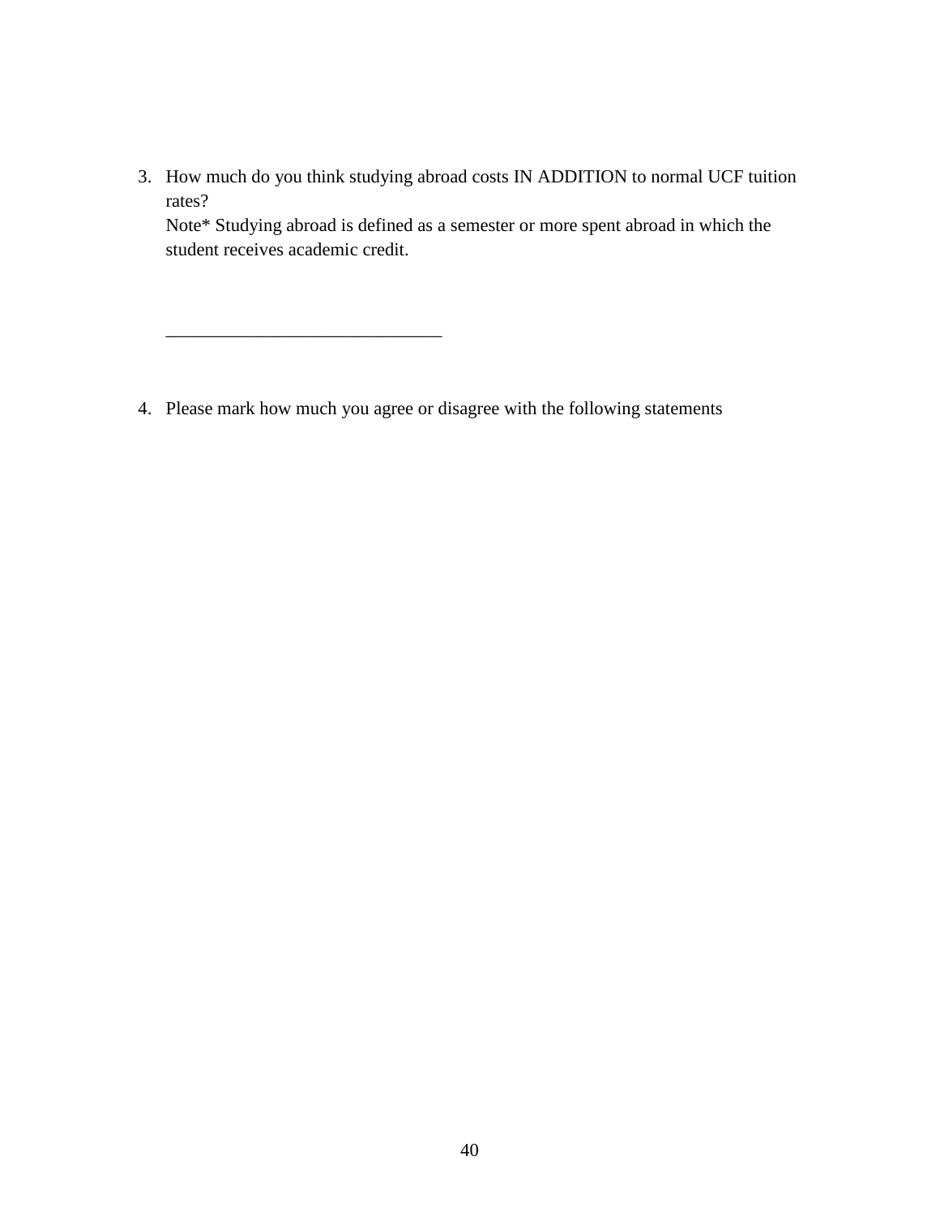3. How much do you think studying abroad costs IN ADDITION to normal UCF tuition rates?
   Note* Studying abroad is defined as a semester or more spent abroad in which the student receives academic credit.

   ______________________________

4. Please mark how much you agree or disagree with the following statements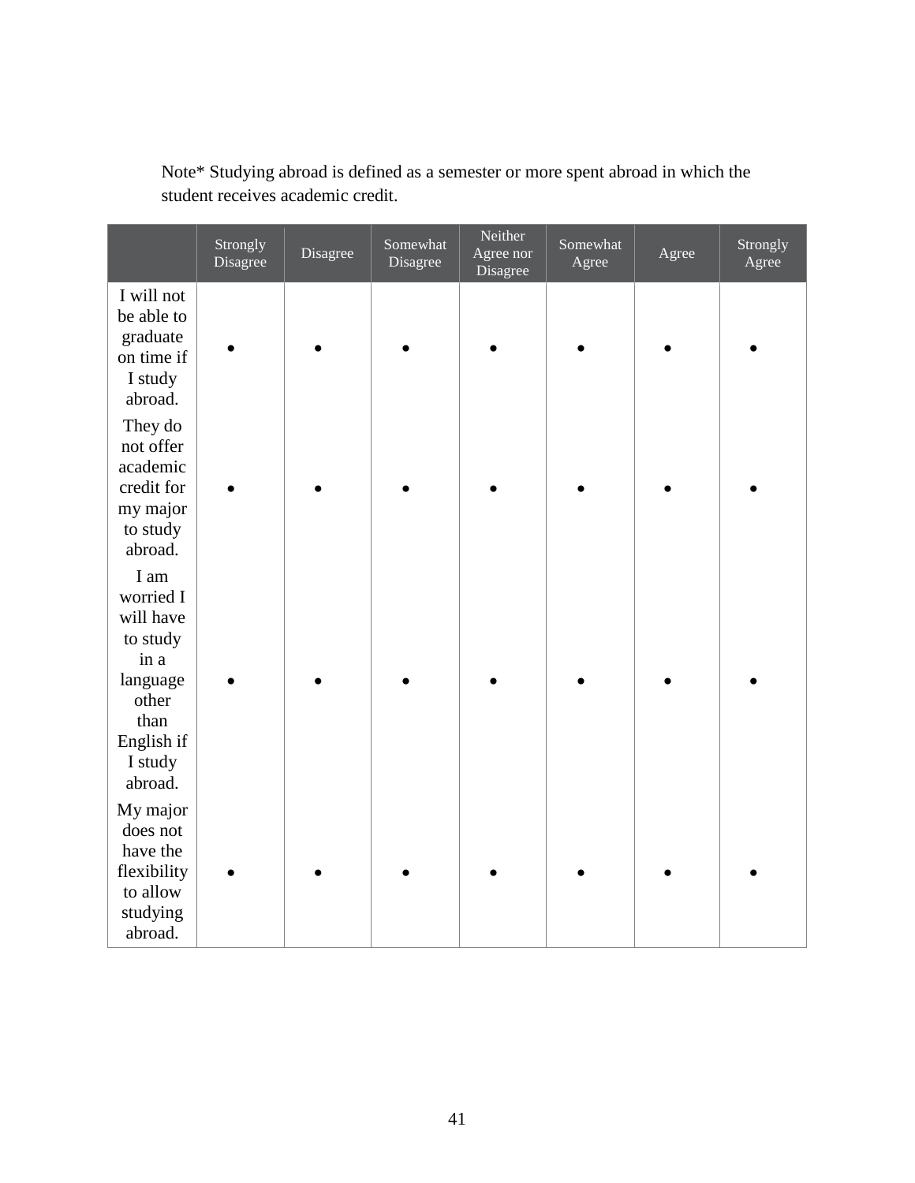Note* Studying abroad is defined as a semester or more spent abroad in which the student receives academic credit.

| | Strongly Disagree | Disagree | Somewhat Disagree | Neither Agree nor Disagree | Somewhat Agree | Agree | Strongly Agree |
|---|---|---|---|---|---|---|---|
| I will not be able to graduate on time if I study abroad. | • | • | • | • | • | • | • |
| They do not offer academic credit for my major to study abroad. | • | • | • | • | • | • | • |
| I am worried I will have to study in a language other than English if I study abroad. | • | • | • | • | • | • | • |
| My major does not have the flexibility to allow studying abroad. | • | • | • | • | • | • | • |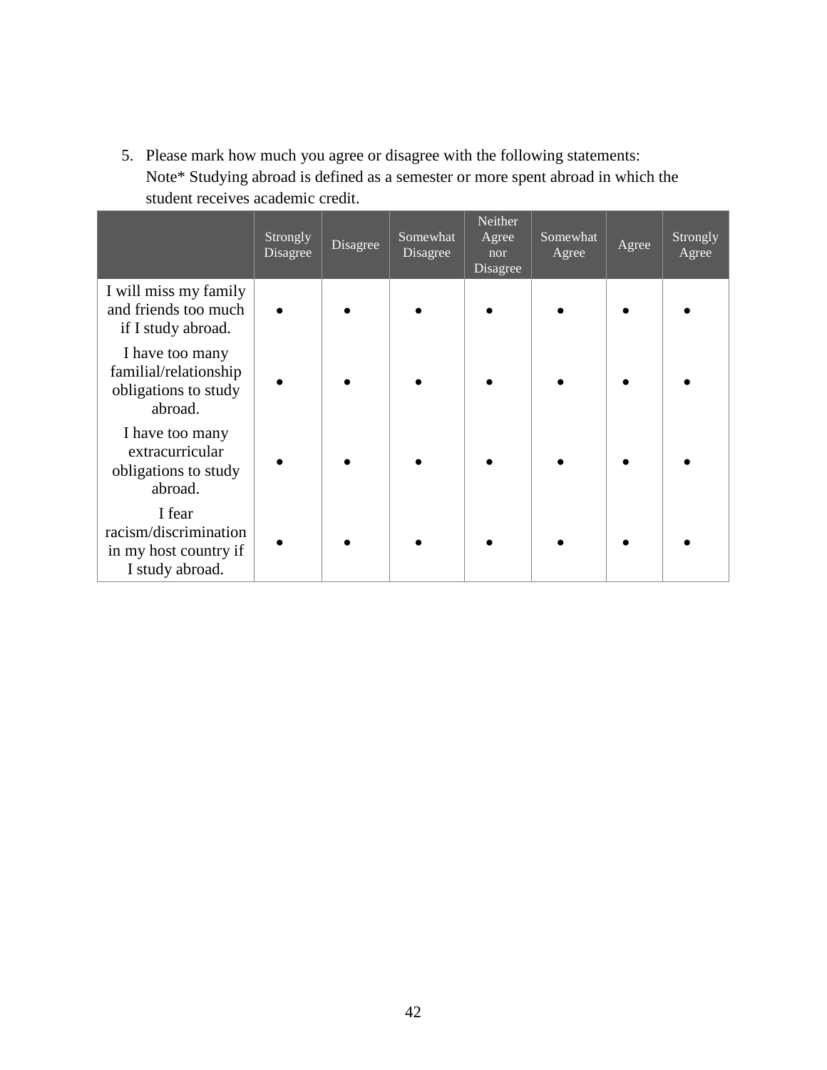5. Please mark how much you agree or disagree with the following statements:
   Note* Studying abroad is defined as a semester or more spent abroad in which the student receives academic credit.

| | Strongly Disagree | Disagree | Somewhat Disagree | Neither Agree nor Disagree | Somewhat Agree | Agree | Strongly Agree |
|---|---|---|---|---|---|---|---|
| I will miss my family and friends too much if I study abroad. | • | • | • | • | • | • | • |
| I have too many familial/relationship obligations to study abroad. | • | • | • | • | • | • | • |
| I have too many extracurricular obligations to study abroad. | • | • | • | • | • | • | • |
| I fear racism/discrimination in my host country if I study abroad. | • | • | • | • | • | • | • |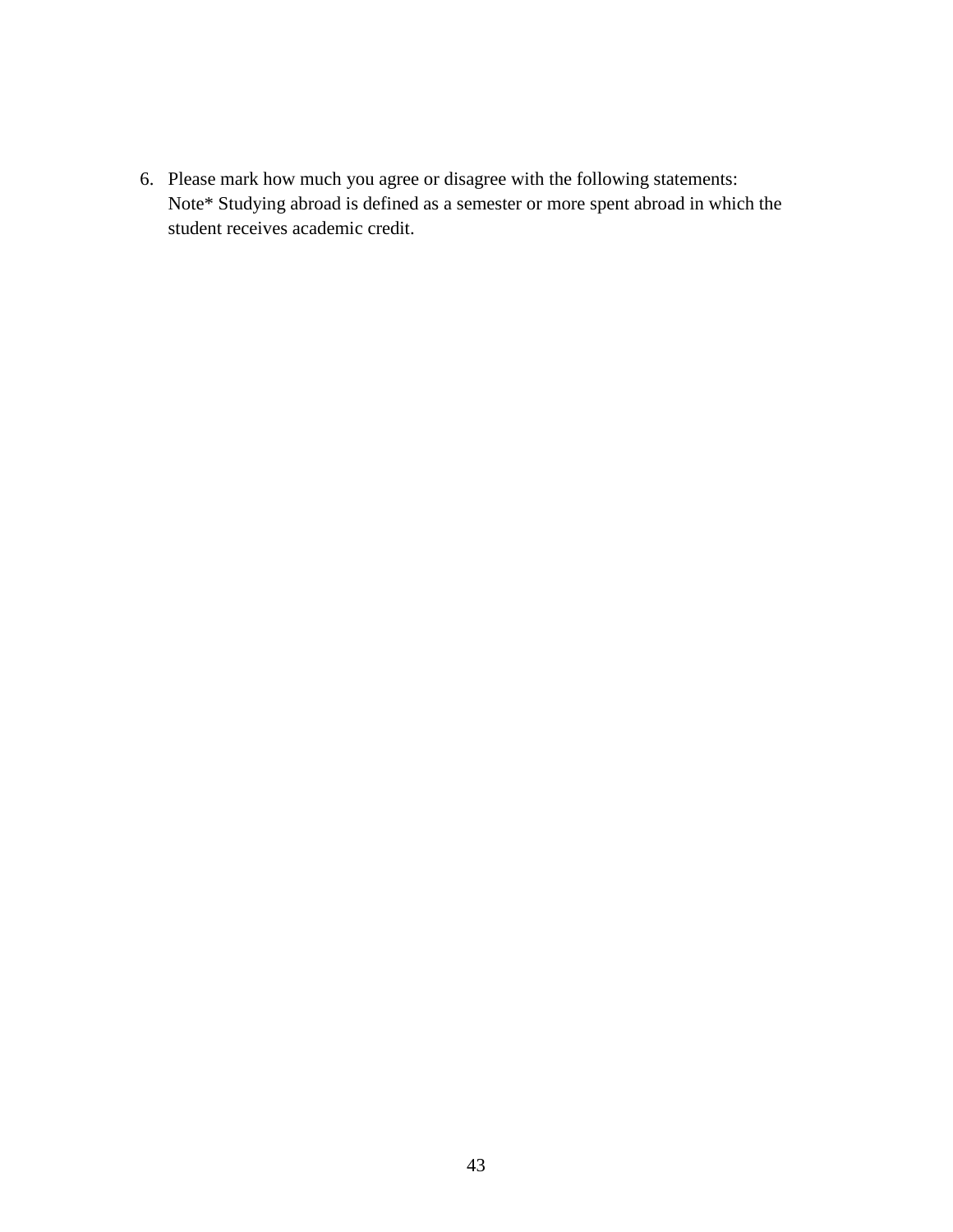6. Please mark how much you agree or disagree with the following statements:
   Note* Studying abroad is defined as a semester or more spent abroad in which the student receives academic credit.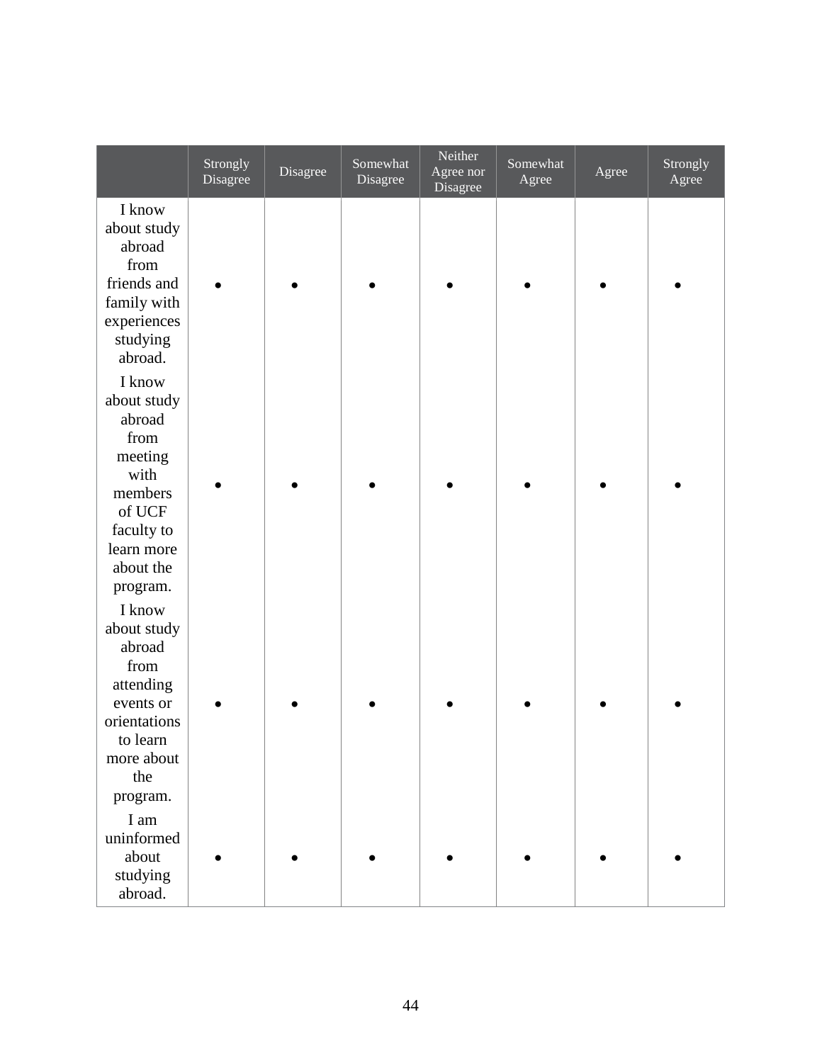| | Strongly Disagree | Disagree | Somewhat Disagree | Neither Agree nor Disagree | Somewhat Agree | Agree | Strongly Agree |
|---|---|---|---|---|---|---|---|
| I know about study abroad from friends and family with experiences studying abroad. | • | • | • | • | • | • | • |
| I know about study abroad from meeting with members of UCF faculty to learn more about the program. | • | • | • | • | • | • | • |
| I know about study abroad from attending events or orientations to learn more about the program. | • | • | • | • | • | • | • |
| I am uninformed about studying abroad. | • | • | • | • | • | • | • |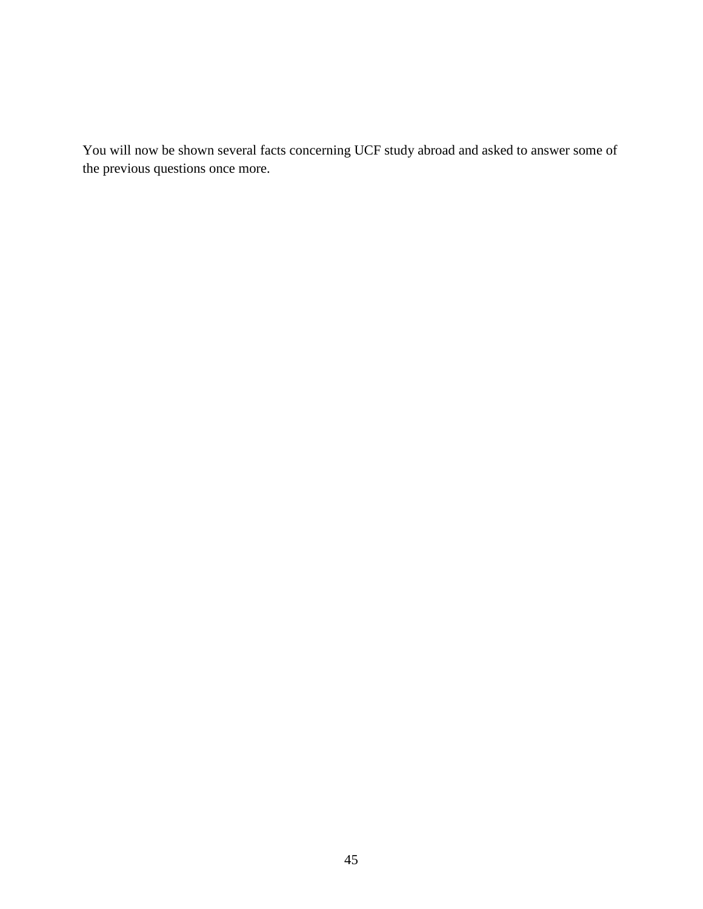You will now be shown several facts concerning UCF study abroad and asked to answer some of the previous questions once more.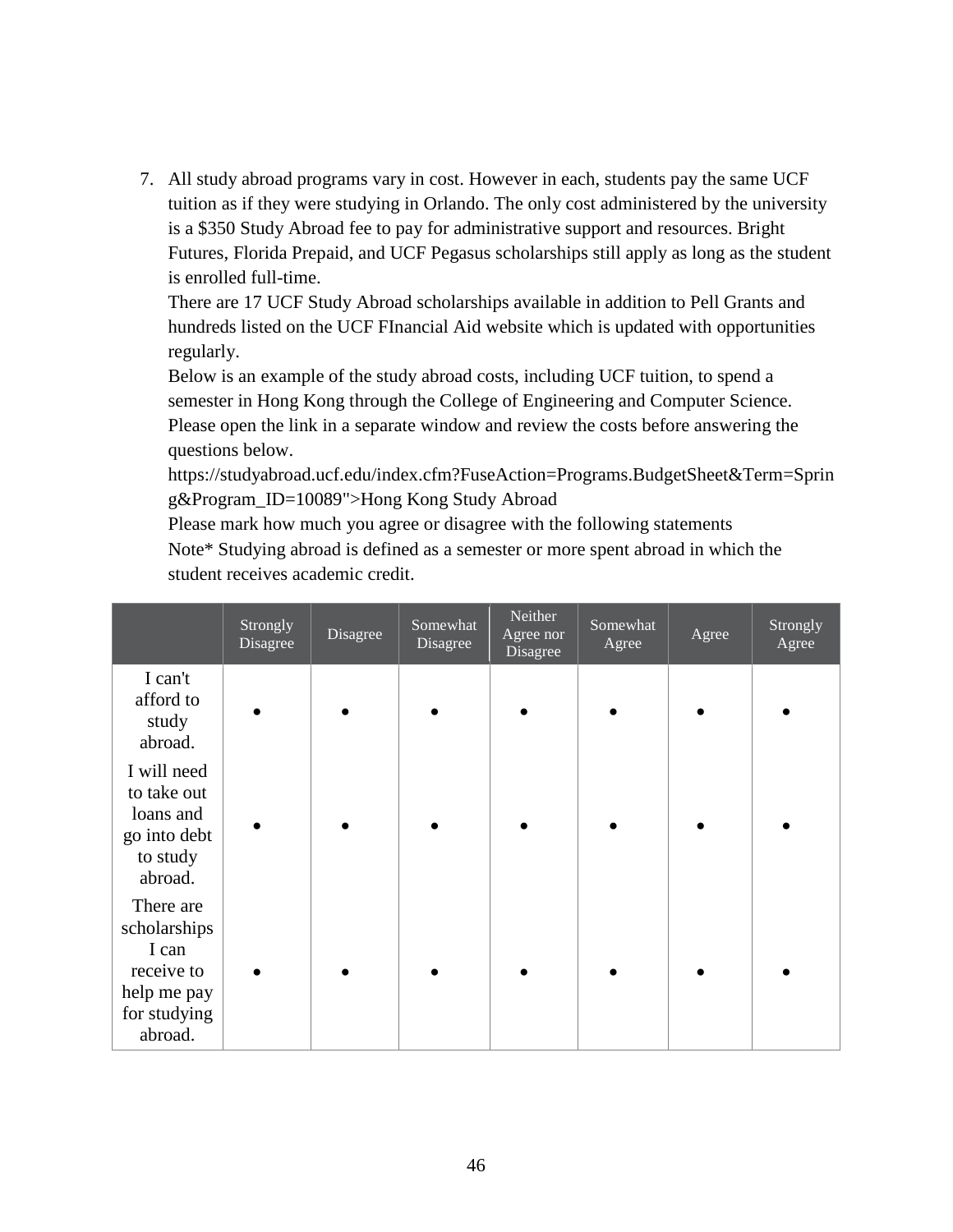7. All study abroad programs vary in cost. However in each, students pay the same UCF tuition as if they were studying in Orlando. The only cost administered by the university is a $350 Study Abroad fee to pay for administrative support and resources. Bright Futures, Florida Prepaid, and UCF Pegasus scholarships still apply as long as the student is enrolled full-time.
   There are 17 UCF Study Abroad scholarships available in addition to Pell Grants and hundreds listed on the UCF FInancial Aid website which is updated with opportunities regularly.
   Below is an example of the study abroad costs, including UCF tuition, to spend a semester in Hong Kong through the College of Engineering and Computer Science. Please open the link in a separate window and review the costs before answering the questions below.
   https://studyabroad.ucf.edu/index.cfm?FuseAction=Programs.BudgetSheet&Term=Spring&Program_ID=10089">Hong Kong Study Abroad
   Please mark how much you agree or disagree with the following statements
   Note* Studying abroad is defined as a semester or more spent abroad in which the student receives academic credit.

| | Strongly Disagree | Disagree | Somewhat Disagree | Neither Agree nor Disagree | Somewhat Agree | Agree | Strongly Agree |
|---|---|---|---|---|---|---|---|
| I can't afford to study abroad. | • | • | • | • | • | • | • |
| I will need to take out loans and go into debt to study abroad. | • | • | • | • | • | • | • |
| There are scholarships I can receive to help me pay for studying abroad. | • | • | • | • | • | • | • |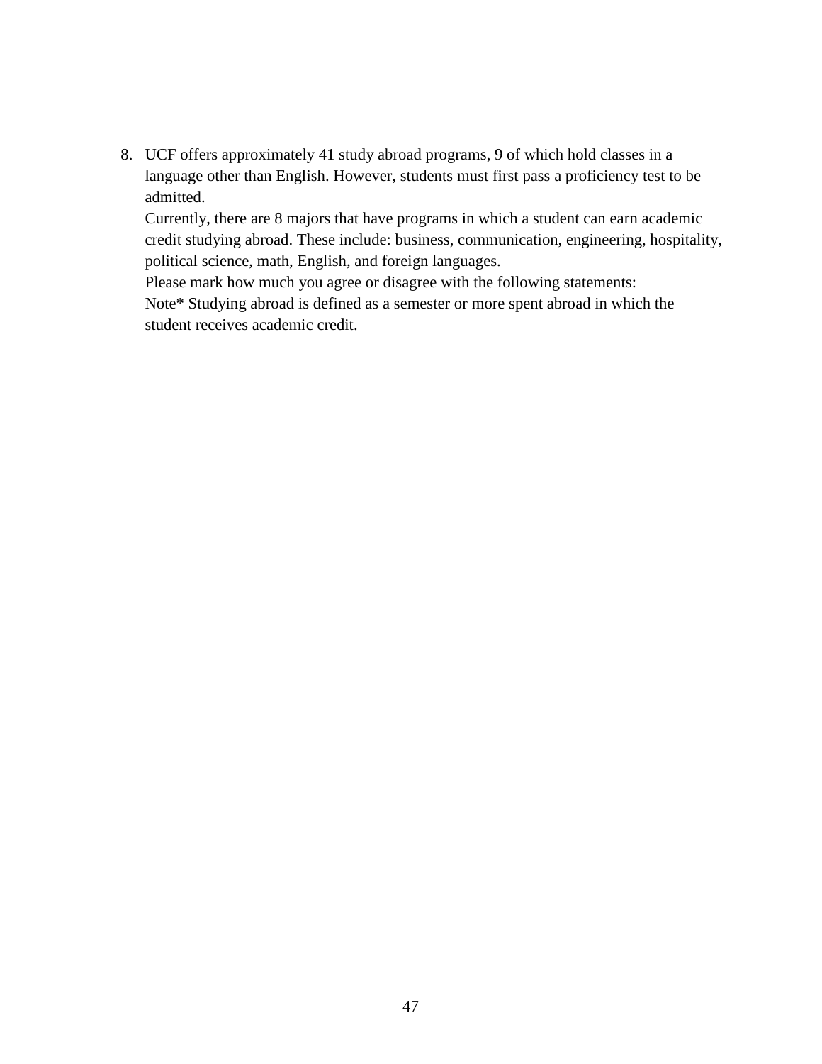8. UCF offers approximately 41 study abroad programs, 9 of which hold classes in a language other than English. However, students must first pass a proficiency test to be admitted.
   Currently, there are 8 majors that have programs in which a student can earn academic credit studying abroad. These include: business, communication, engineering, hospitality, political science, math, English, and foreign languages.
   Please mark how much you agree or disagree with the following statements:
   Note* Studying abroad is defined as a semester or more spent abroad in which the student receives academic credit.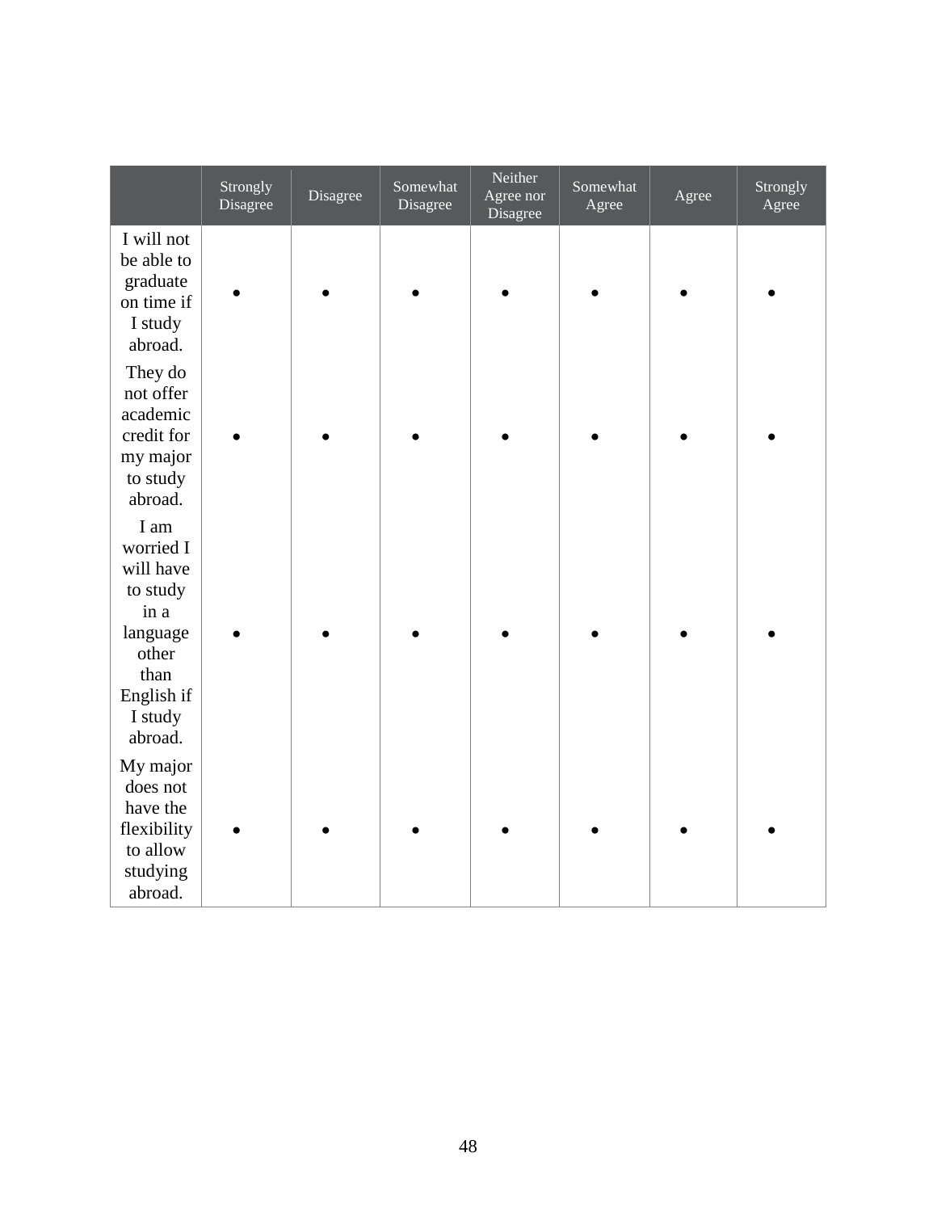| | Strongly Disagree | Disagree | Somewhat Disagree | Neither Agree nor Disagree | Somewhat Agree | Agree | Strongly Agree |
|---|---|---|---|---|---|---|---|
| I will not be able to graduate on time if I study abroad. | • | • | • | • | • | • | • |
| They do not offer academic credit for my major to study abroad. | • | • | • | • | • | • | • |
| I am worried I will have to study in a language other than English if I study abroad. | • | • | • | • | • | • | • |
| My major does not have the flexibility to allow studying abroad. | • | • | • | • | • | • | • |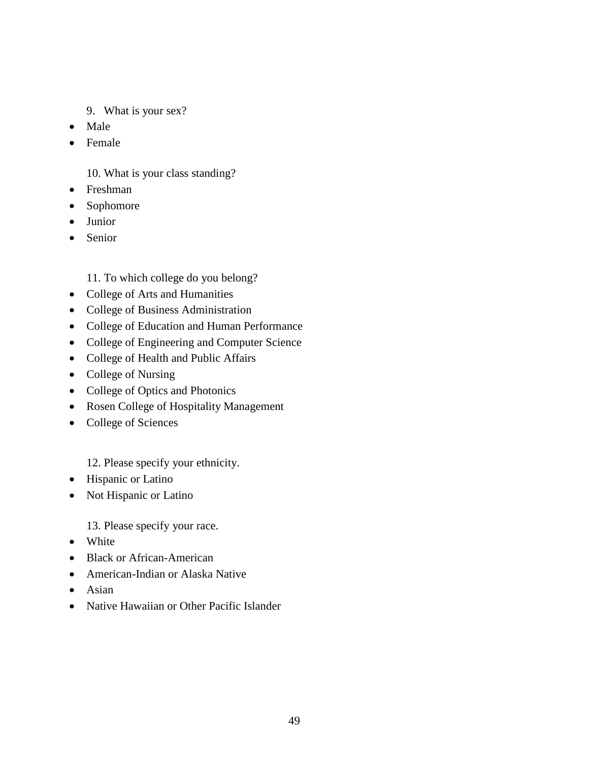9. What is your sex?

- Male
- Female

10. What is your class standing?

- Freshman
- Sophomore
- Junior
- Senior

11. To which college do you belong?

- College of Arts and Humanities
- College of Business Administration
- College of Education and Human Performance
- College of Engineering and Computer Science
- College of Health and Public Affairs
- College of Nursing
- College of Optics and Photonics
- Rosen College of Hospitality Management
- College of Sciences

12. Please specify your ethnicity.

- Hispanic or Latino
- Not Hispanic or Latino

13. Please specify your race.

- White
- Black or African-American
- American-Indian or Alaska Native
- Asian
- Native Hawaiian or Other Pacific Islander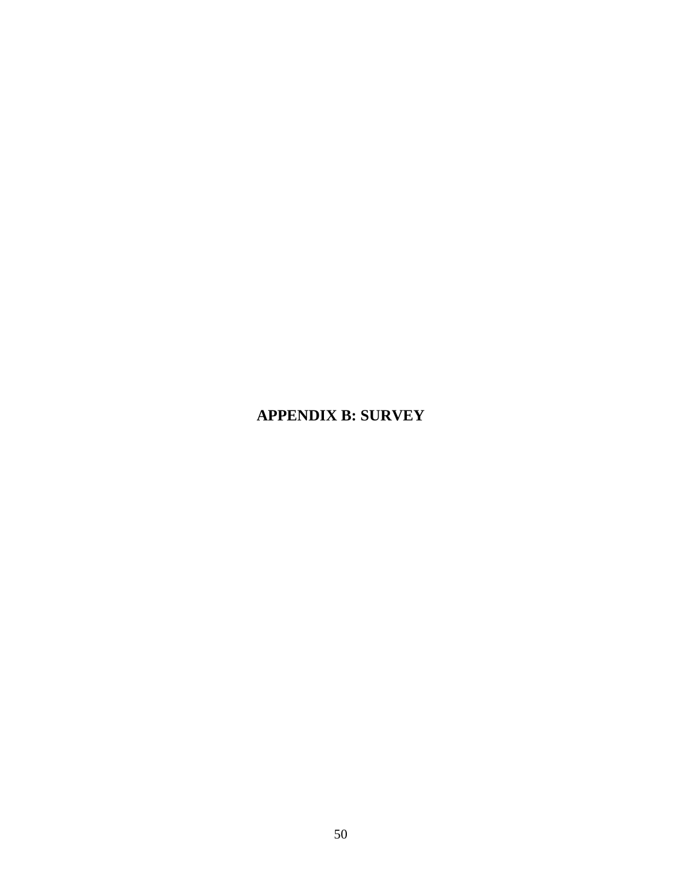# APPENDIX B: SURVEY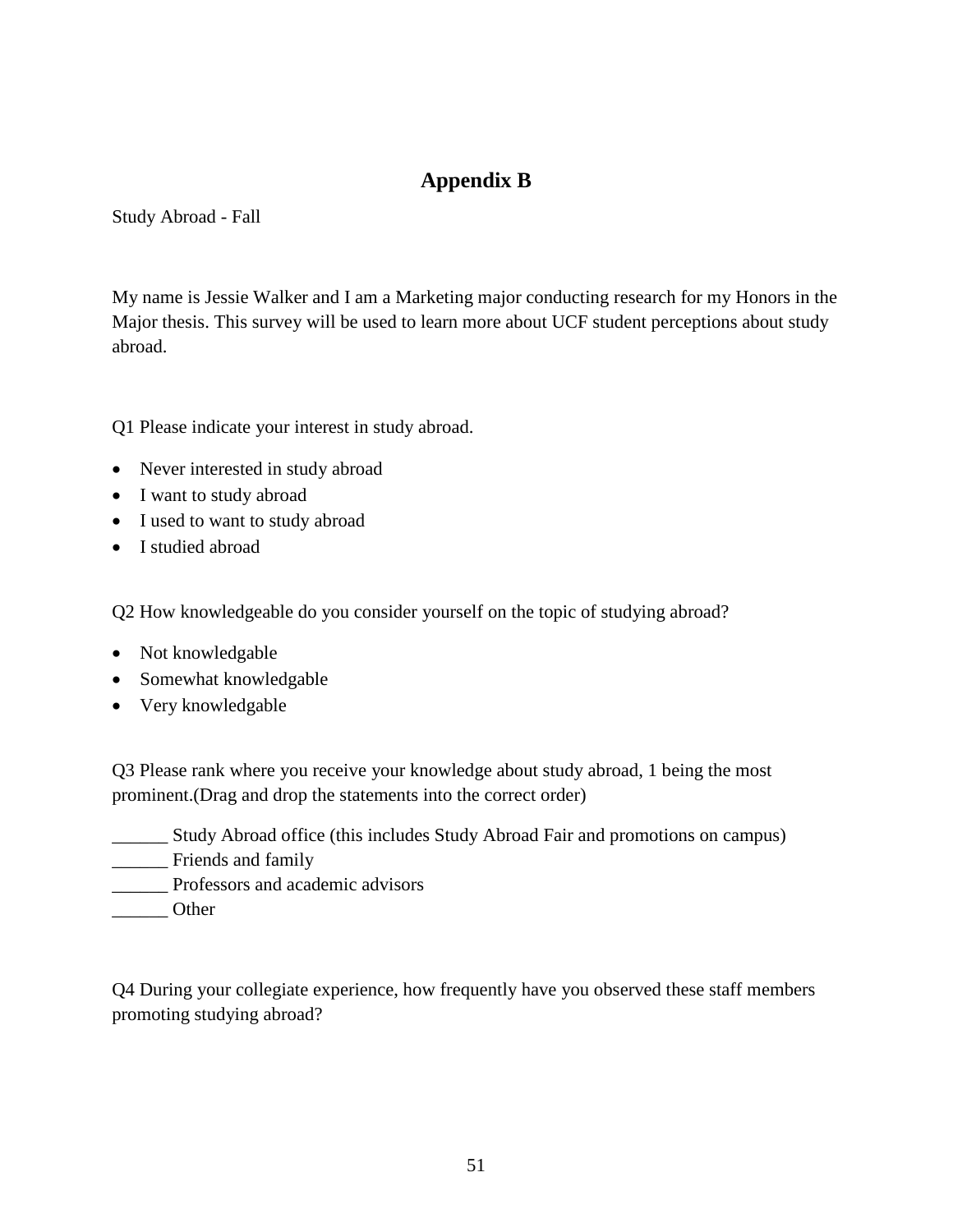# Appendix B

Study Abroad - Fall

My name is Jessie Walker and I am a Marketing major conducting research for my Honors in the Major thesis. This survey will be used to learn more about UCF student perceptions about study abroad.

Q1 Please indicate your interest in study abroad.

- Never interested in study abroad
- I want to study abroad
- I used to want to study abroad
- I studied abroad

Q2 How knowledgeable do you consider yourself on the topic of studying abroad?

- Not knowledgable
- Somewhat knowledgable
- Very knowledgable

Q3 Please rank where you receive your knowledge about study abroad, 1 being the most prominent.(Drag and drop the statements into the correct order)

______ Study Abroad office (this includes Study Abroad Fair and promotions on campus)
______ Friends and family
______ Professors and academic advisors
______ Other

Q4 During your collegiate experience, how frequently have you observed these staff members promoting studying abroad?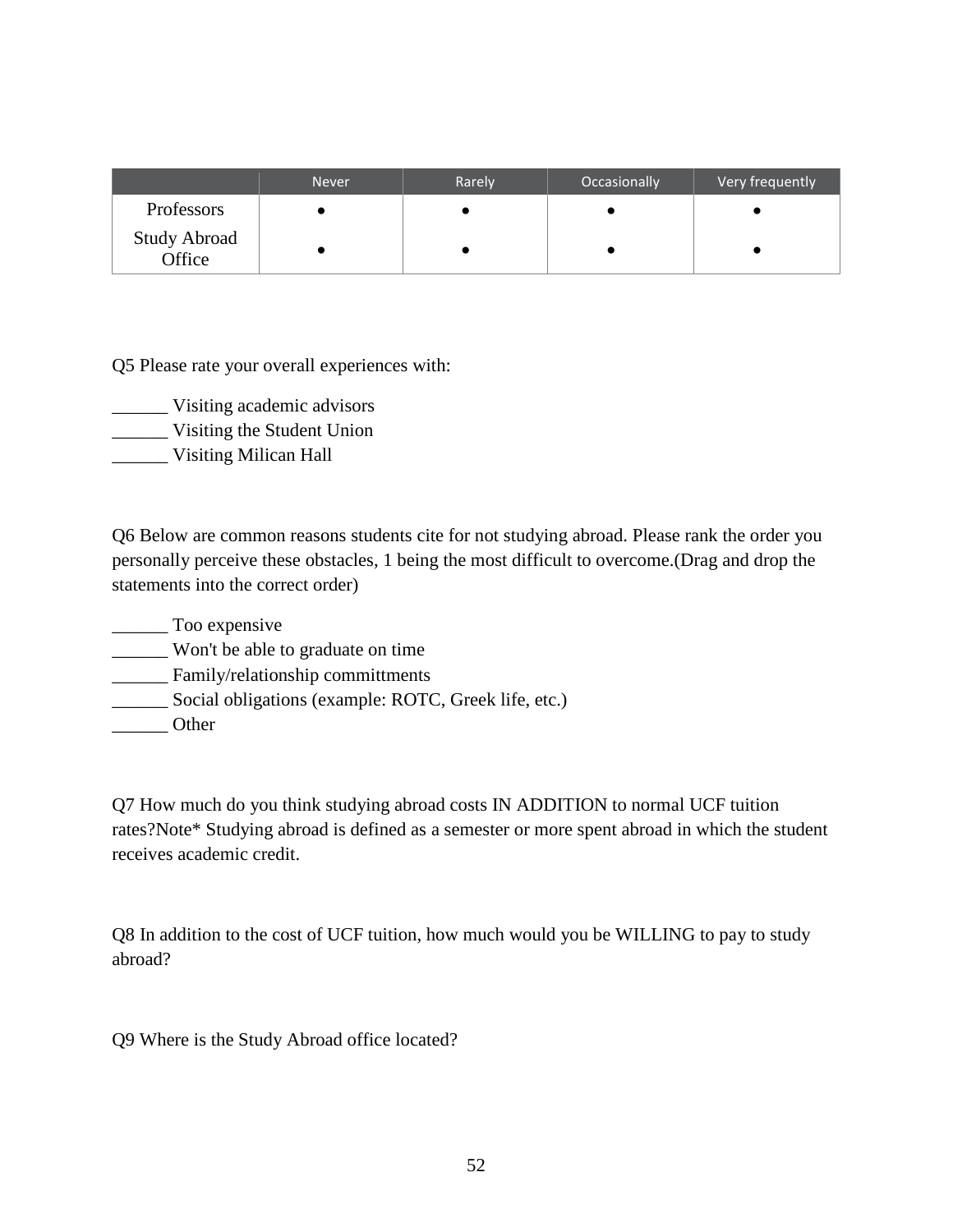|  | Never | Rarely | Occasionally | Very frequently |
|---|---|---|---|---|
| Professors | ● | ● | ● | ● |
| Study Abroad Office | ● | ● | ● | ● |

Q5 Please rate your overall experiences with:

______ Visiting academic advisors
______ Visiting the Student Union
______ Visiting Milican Hall

Q6 Below are common reasons students cite for not studying abroad. Please rank the order you personally perceive these obstacles, 1 being the most difficult to overcome.(Drag and drop the statements into the correct order)

______ Too expensive
______ Won't be able to graduate on time
______ Family/relationship committments
______ Social obligations (example: ROTC, Greek life, etc.)
______ Other

Q7 How much do you think studying abroad costs IN ADDITION to normal UCF tuition rates?Note* Studying abroad is defined as a semester or more spent abroad in which the student receives academic credit.

Q8 In addition to the cost of UCF tuition, how much would you be WILLING to pay to study abroad?

Q9 Where is the Study Abroad office located?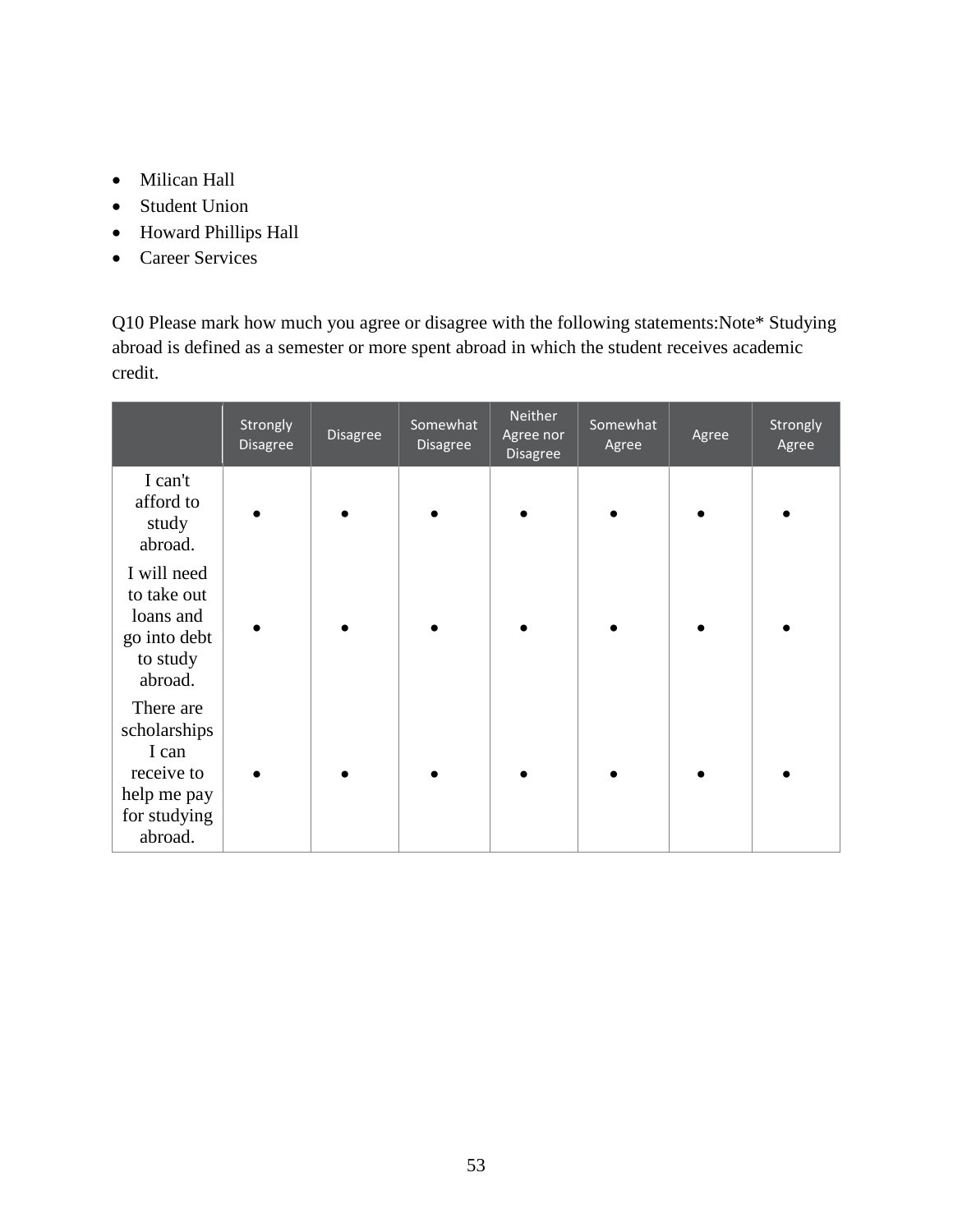- Milican Hall
- Student Union
- Howard Phillips Hall
- Career Services

Q10 Please mark how much you agree or disagree with the following statements:Note* Studying abroad is defined as a semester or more spent abroad in which the student receives academic credit.

| | Strongly Disagree | Disagree | Somewhat Disagree | Neither Agree nor Disagree | Somewhat Agree | Agree | Strongly Agree |
|---|---|---|---|---|---|---|---|
| I can't afford to study abroad. | • | • | • | • | • | • | • |
| I will need to take out loans and go into debt to study abroad. | • | • | • | • | • | • | • |
| There are scholarships I can receive to help me pay for studying abroad. | • | • | • | • | • | • | • |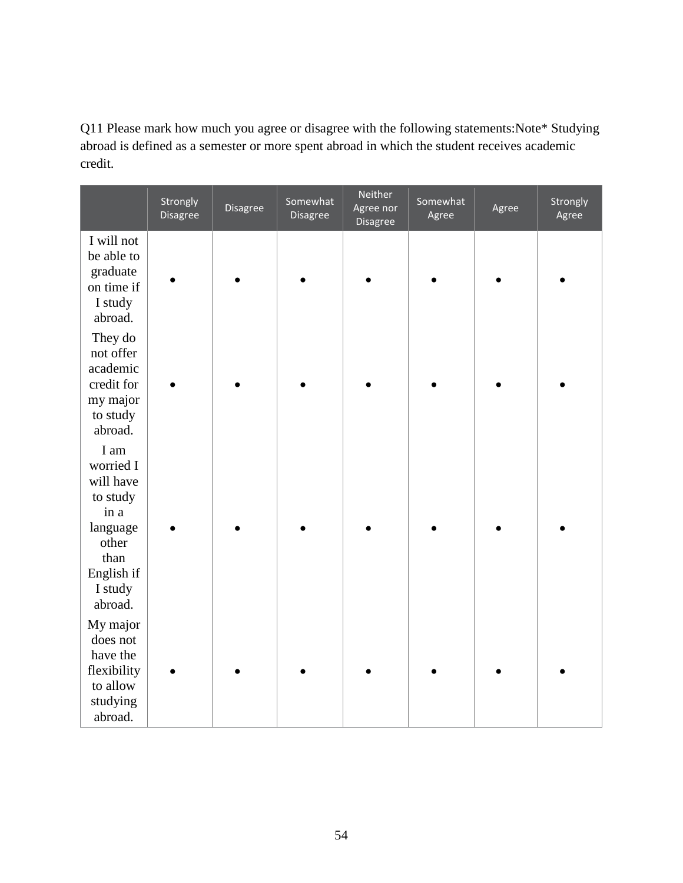Q11 Please mark how much you agree or disagree with the following statements:Note* Studying abroad is defined as a semester or more spent abroad in which the student receives academic credit.

| | Strongly Disagree | Disagree | Somewhat Disagree | Neither Agree nor Disagree | Somewhat Agree | Agree | Strongly Agree |
|---|---|---|---|---|---|---|---|
| I will not be able to graduate on time if I study abroad. | • | • | • | • | • | • | • |
| They do not offer academic credit for my major to study abroad. | • | • | • | • | • | • | • |
| I am worried I will have to study in a language other than English if I study abroad. | • | • | • | • | • | • | • |
| My major does not have the flexibility to allow studying abroad. | • | • | • | • | • | • | • |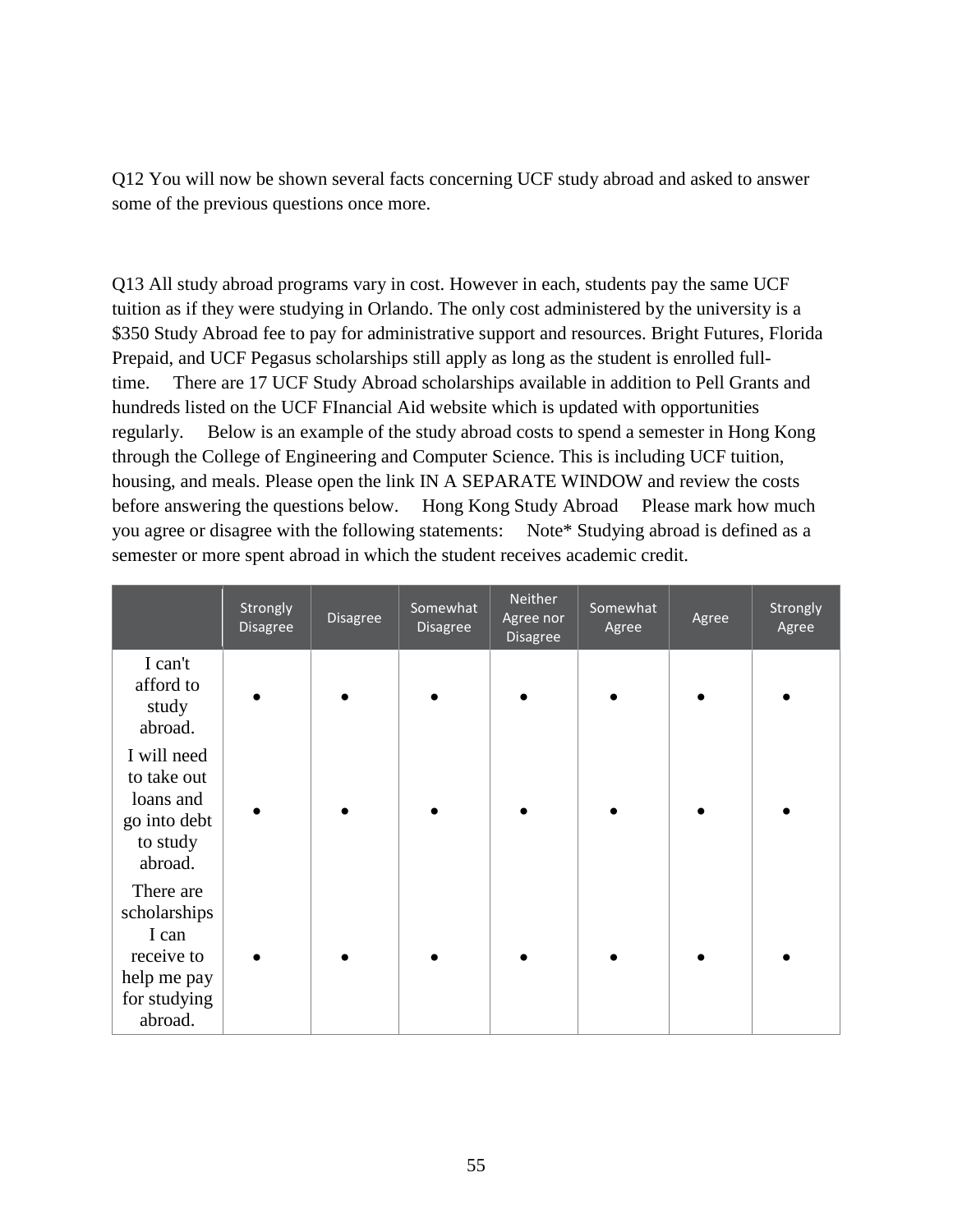Q12 You will now be shown several facts concerning UCF study abroad and asked to answer some of the previous questions once more.

Q13 All study abroad programs vary in cost. However in each, students pay the same UCF tuition as if they were studying in Orlando. The only cost administered by the university is a $350 Study Abroad fee to pay for administrative support and resources. Bright Futures, Florida Prepaid, and UCF Pegasus scholarships still apply as long as the student is enrolled full-time.     There are 17 UCF Study Abroad scholarships available in addition to Pell Grants and hundreds listed on the UCF FInancial Aid website which is updated with opportunities regularly.     Below is an example of the study abroad costs to spend a semester in Hong Kong through the College of Engineering and Computer Science. This is including UCF tuition, housing, and meals. Please open the link IN A SEPARATE WINDOW and review the costs before answering the questions below.     Hong Kong Study Abroad     Please mark how much you agree or disagree with the following statements:     Note* Studying abroad is defined as a semester or more spent abroad in which the student receives academic credit.

| | Strongly Disagree | Disagree | Somewhat Disagree | Neither Agree nor Disagree | Somewhat Agree | Agree | Strongly Agree |
|---|---|---|---|---|---|---|---|
| I can't afford to study abroad. | • | • | • | • | • | • | • |
| I will need to take out loans and go into debt to study abroad. | • | • | • | • | • | • | • |
| There are scholarships I can receive to help me pay for studying abroad. | • | • | • | • | • | • | • |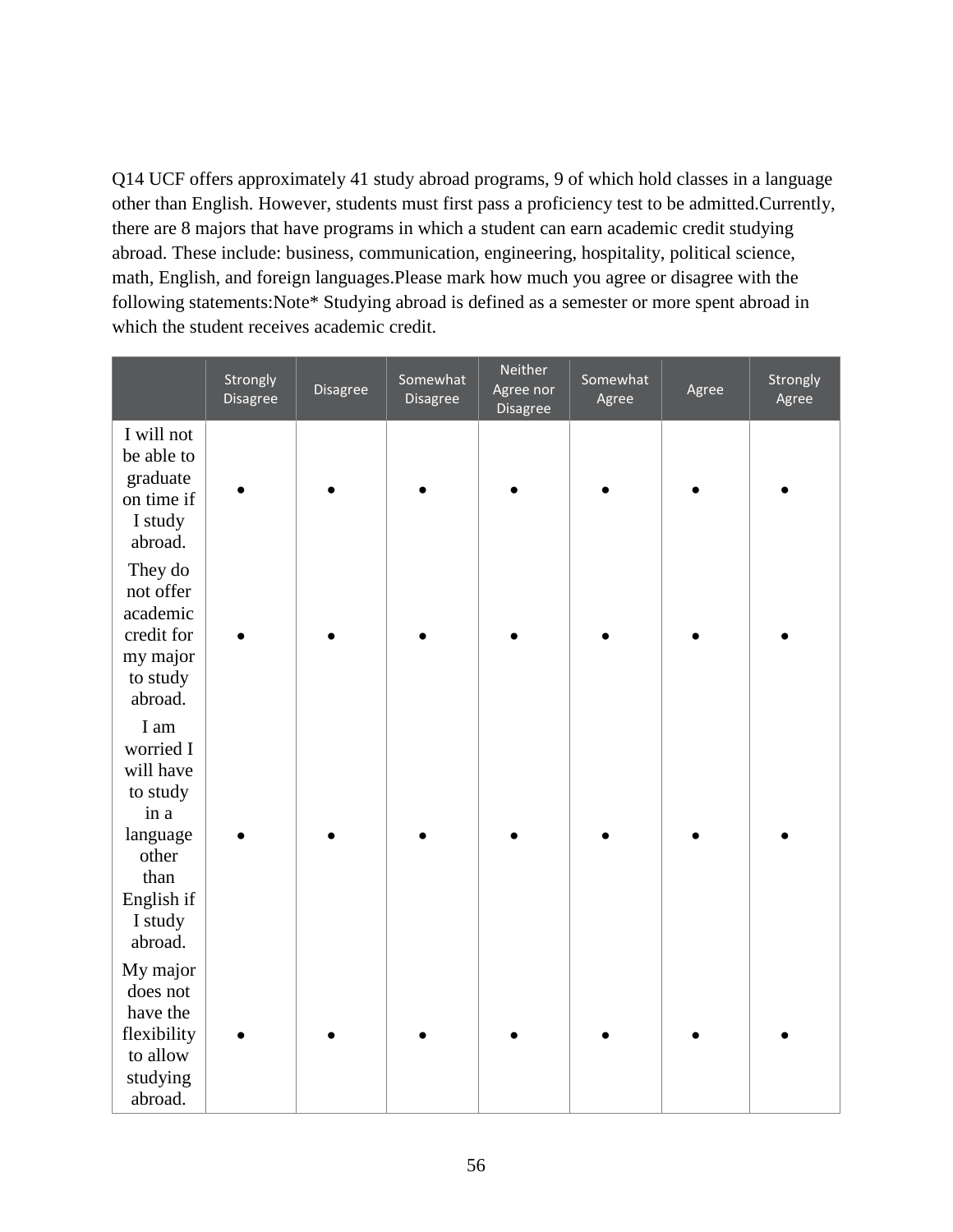Q14 UCF offers approximately 41 study abroad programs, 9 of which hold classes in a language other than English. However, students must first pass a proficiency test to be admitted.Currently, there are 8 majors that have programs in which a student can earn academic credit studying abroad. These include: business, communication, engineering, hospitality, political science, math, English, and foreign languages.Please mark how much you agree or disagree with the following statements:Note* Studying abroad is defined as a semester or more spent abroad in which the student receives academic credit.

| | Strongly Disagree | Disagree | Somewhat Disagree | Neither Agree nor Disagree | Somewhat Agree | Agree | Strongly Agree |
|---|---|---|---|---|---|---|---|
| I will not be able to graduate on time if I study abroad. | • | • | • | • | • | • | • |
| They do not offer academic credit for my major to study abroad. | • | • | • | • | • | • | • |
| I am worried I will have to study in a language other than English if I study abroad. | • | • | • | • | • | • | • |
| My major does not have the flexibility to allow studying abroad. | • | • | • | • | • | • | • |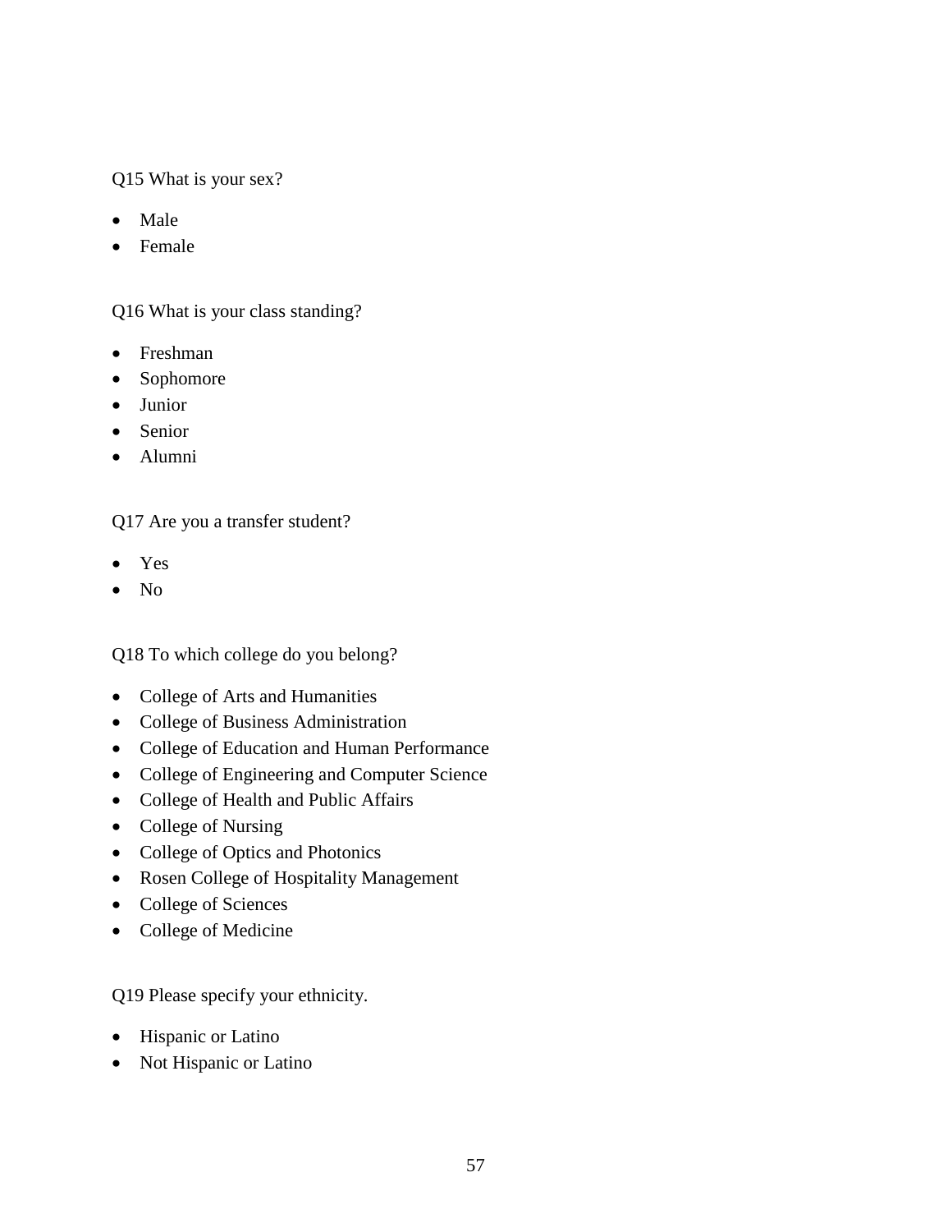Q15 What is your sex?

- Male
- Female

Q16 What is your class standing?

- Freshman
- Sophomore
- Junior
- Senior
- Alumni

Q17 Are you a transfer student?

- Yes
- No

Q18 To which college do you belong?

- College of Arts and Humanities
- College of Business Administration
- College of Education and Human Performance
- College of Engineering and Computer Science
- College of Health and Public Affairs
- College of Nursing
- College of Optics and Photonics
- Rosen College of Hospitality Management
- College of Sciences
- College of Medicine

Q19 Please specify your ethnicity.

- Hispanic or Latino
- Not Hispanic or Latino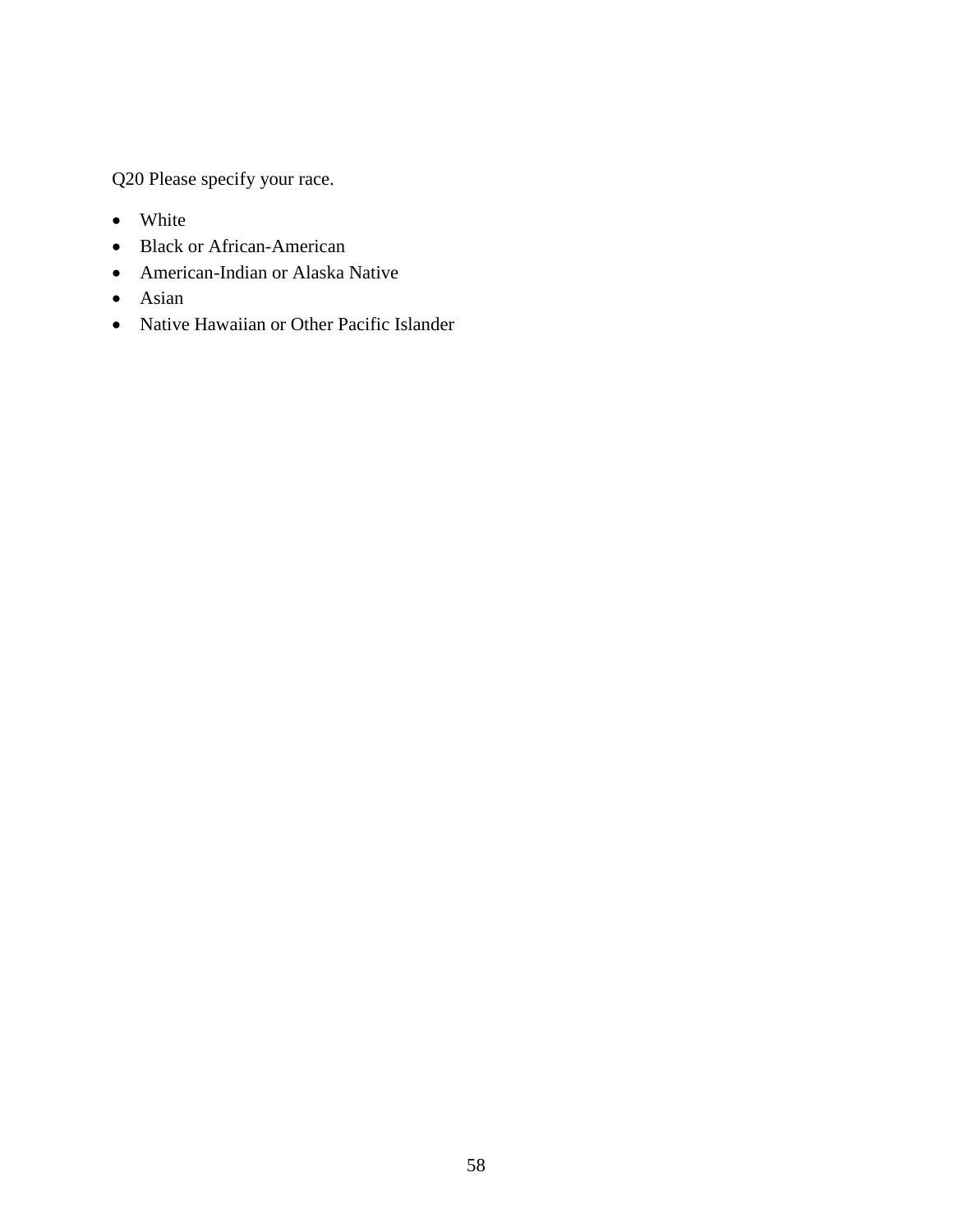Q20 Please specify your race.

- White
- Black or African-American
- American-Indian or Alaska Native
- Asian
- Native Hawaiian or Other Pacific Islander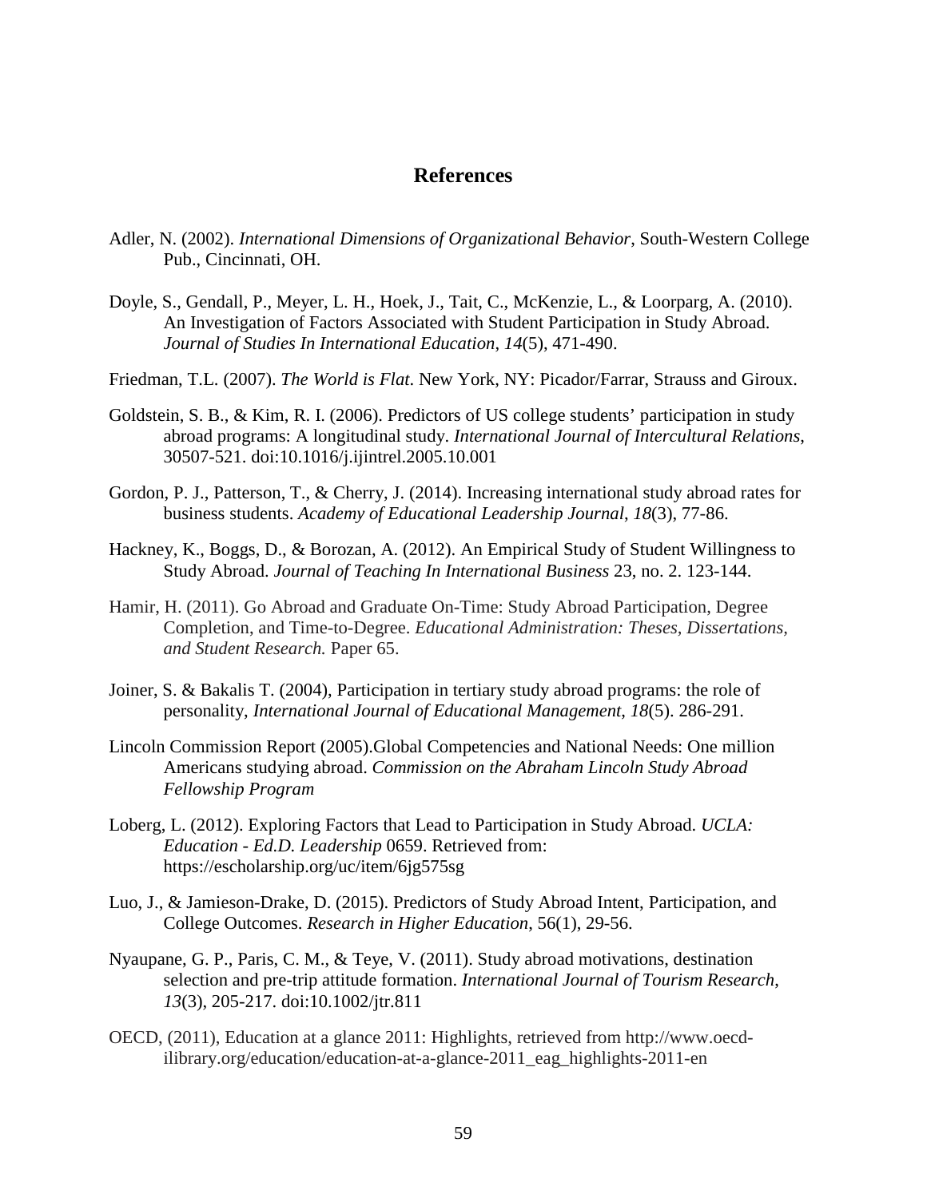# References

Adler, N. (2002). *International Dimensions of Organizational Behavior*, South-Western College Pub., Cincinnati, OH.

Doyle, S., Gendall, P., Meyer, L. H., Hoek, J., Tait, C., McKenzie, L., & Loorparg, A. (2010). An Investigation of Factors Associated with Student Participation in Study Abroad. *Journal of Studies In International Education*, *14*(5), 471-490.

Friedman, T.L. (2007). *The World is Flat*. New York, NY: Picador/Farrar, Strauss and Giroux.

Goldstein, S. B., & Kim, R. I. (2006). Predictors of US college students' participation in study abroad programs: A longitudinal study. *International Journal of Intercultural Relations*, 30507-521. doi:10.1016/j.ijintrel.2005.10.001

Gordon, P. J., Patterson, T., & Cherry, J. (2014). Increasing international study abroad rates for business students. *Academy of Educational Leadership Journal*, *18*(3), 77-86.

Hackney, K., Boggs, D., & Borozan, A. (2012). An Empirical Study of Student Willingness to Study Abroad. *Journal of Teaching In International Business* 23, no. 2. 123-144.

Hamir, H. (2011). Go Abroad and Graduate On-Time: Study Abroad Participation, Degree Completion, and Time-to-Degree. *Educational Administration: Theses, Dissertations, and Student Research.* Paper 65.

Joiner, S. & Bakalis T. (2004), Participation in tertiary study abroad programs: the role of personality, *International Journal of Educational Management*, *18*(5). 286-291.

Lincoln Commission Report (2005).Global Competencies and National Needs: One million Americans studying abroad. *Commission on the Abraham Lincoln Study Abroad Fellowship Program*

Loberg, L. (2012). Exploring Factors that Lead to Participation in Study Abroad. *UCLA: Education - Ed.D. Leadership* 0659. Retrieved from: https://escholarship.org/uc/item/6jg575sg

Luo, J., & Jamieson-Drake, D. (2015). Predictors of Study Abroad Intent, Participation, and College Outcomes. *Research in Higher Education*, 56(1), 29-56.

Nyaupane, G. P., Paris, C. M., & Teye, V. (2011). Study abroad motivations, destination selection and pre-trip attitude formation. *International Journal of Tourism Research*, *13*(3), 205-217. doi:10.1002/jtr.811

OECD, (2011), Education at a glance 2011: Highlights, retrieved from http://www.oecd-ilibrary.org/education/education-at-a-glance-2011_eag_highlights-2011-en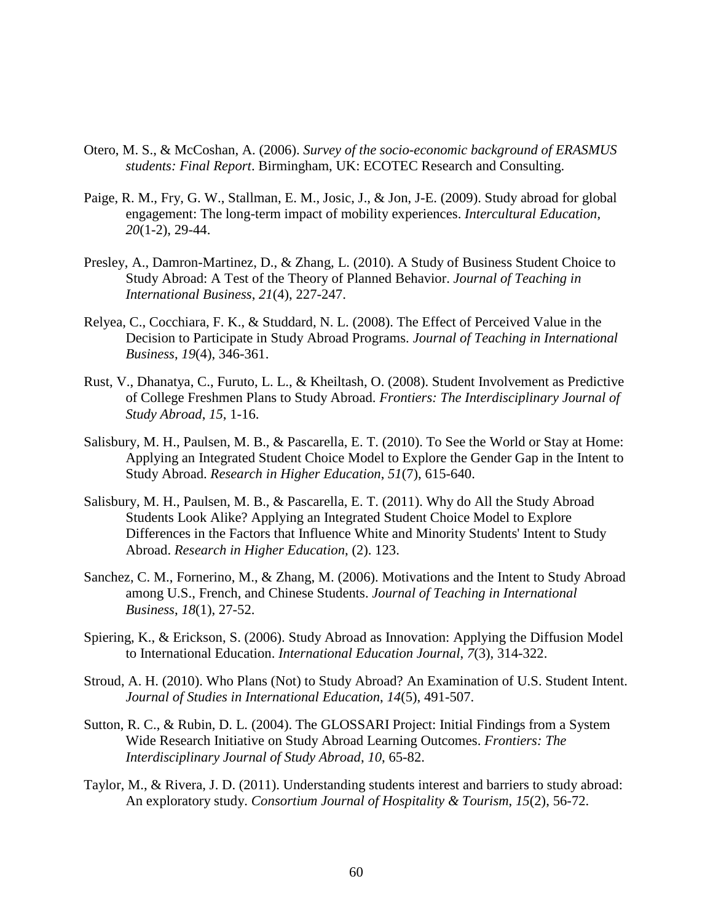Otero, M. S., & McCoshan, A. (2006). *Survey of the socio-economic background of ERASMUS students: Final Report*. Birmingham, UK: ECOTEC Research and Consulting.

Paige, R. M., Fry, G. W., Stallman, E. M., Josic, J., & Jon, J-E. (2009). Study abroad for global engagement: The long-term impact of mobility experiences. *Intercultural Education, 20*(1-2), 29-44.

Presley, A., Damron-Martinez, D., & Zhang, L. (2010). A Study of Business Student Choice to Study Abroad: A Test of the Theory of Planned Behavior. *Journal of Teaching in International Business*, *21*(4), 227-247.

Relyea, C., Cocchiara, F. K., & Studdard, N. L. (2008). The Effect of Perceived Value in the Decision to Participate in Study Abroad Programs. *Journal of Teaching in International Business*, *19*(4), 346-361.

Rust, V., Dhanatya, C., Furuto, L. L., & Kheiltash, O. (2008). Student Involvement as Predictive of College Freshmen Plans to Study Abroad. *Frontiers: The Interdisciplinary Journal of Study Abroad*, *15*, 1-16.

Salisbury, M. H., Paulsen, M. B., & Pascarella, E. T. (2010). To See the World or Stay at Home: Applying an Integrated Student Choice Model to Explore the Gender Gap in the Intent to Study Abroad. *Research in Higher Education*, *51*(7), 615-640.

Salisbury, M. H., Paulsen, M. B., & Pascarella, E. T. (2011). Why do All the Study Abroad Students Look Alike? Applying an Integrated Student Choice Model to Explore Differences in the Factors that Influence White and Minority Students' Intent to Study Abroad. *Research in Higher Education*, (2). 123.

Sanchez, C. M., Fornerino, M., & Zhang, M. (2006). Motivations and the Intent to Study Abroad among U.S., French, and Chinese Students. *Journal of Teaching in International Business*, *18*(1), 27-52.

Spiering, K., & Erickson, S. (2006). Study Abroad as Innovation: Applying the Diffusion Model to International Education. *International Education Journal*, *7*(3), 314-322.

Stroud, A. H. (2010). Who Plans (Not) to Study Abroad? An Examination of U.S. Student Intent. *Journal of Studies in International Education*, *14*(5), 491-507.

Sutton, R. C., & Rubin, D. L. (2004). The GLOSSARI Project: Initial Findings from a System Wide Research Initiative on Study Abroad Learning Outcomes. *Frontiers: The Interdisciplinary Journal of Study Abroad*, *10*, 65-82.

Taylor, M., & Rivera, J. D. (2011). Understanding students interest and barriers to study abroad: An exploratory study. *Consortium Journal of Hospitality & Tourism*, *15*(2), 56-72.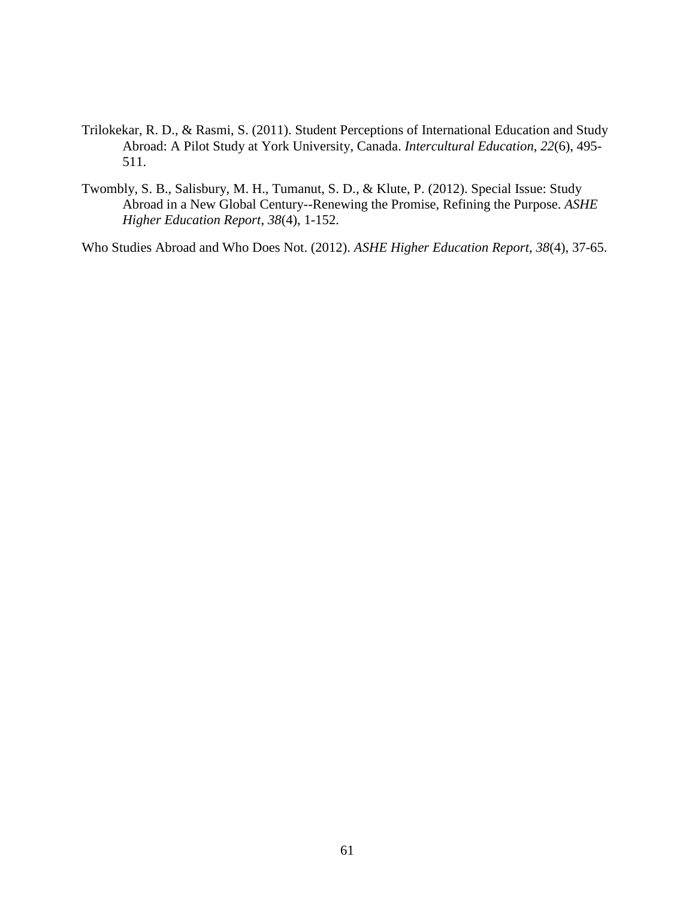Trilokekar, R. D., & Rasmi, S. (2011). Student Perceptions of International Education and Study Abroad: A Pilot Study at York University, Canada. *Intercultural Education*, *22*(6), 495-511.

Twombly, S. B., Salisbury, M. H., Tumanut, S. D., & Klute, P. (2012). Special Issue: Study Abroad in a New Global Century--Renewing the Promise, Refining the Purpose. *ASHE Higher Education Report*, *38*(4), 1-152.

Who Studies Abroad and Who Does Not. (2012). *ASHE Higher Education Report*, *38*(4), 37-65.